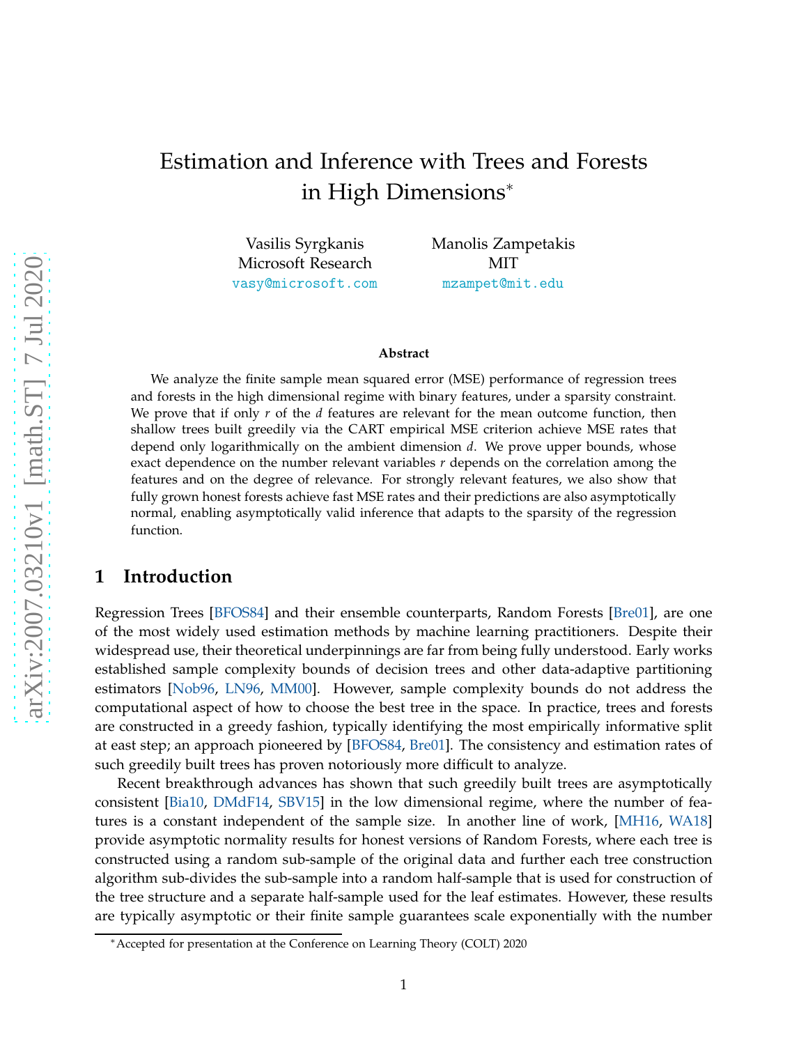# Estimation and Inference with Trees and Forests in High Dimensions*

Vasilis Syrgkanis
Microsoft Research
vasy@microsoft.com

Manolis Zampetakis
MIT
mzampet@mit.edu

**Abstract**

We analyze the finite sample mean squared error (MSE) performance of regression trees and forests in the high dimensional regime with binary features, under a sparsity constraint. We prove that if only $r$ of the $d$ features are relevant for the mean outcome function, then shallow trees built greedily via the CART empirical MSE criterion achieve MSE rates that depend only logarithmically on the ambient dimension $d$. We prove upper bounds, whose exact dependence on the number relevant variables $r$ depends on the correlation among the features and on the degree of relevance. For strongly relevant features, we also show that fully grown honest forests achieve fast MSE rates and their predictions are also asymptotically normal, enabling asymptotically valid inference that adapts to the sparsity of the regression function.

## 1 Introduction

Regression Trees [BFOS84] and their ensemble counterparts, Random Forests [Bre01], are one of the most widely used estimation methods by machine learning practitioners. Despite their widespread use, their theoretical underpinnings are far from being fully understood. Early works established sample complexity bounds of decision trees and other data-adaptive partitioning estimators [Nob96, LN96, MM00]. However, sample complexity bounds do not address the computational aspect of how to choose the best tree in the space. In practice, trees and forests are constructed in a greedy fashion, typically identifying the most empirically informative split at east step; an approach pioneered by [BFOS84, Bre01]. The consistency and estimation rates of such greedily built trees has proven notoriously more difficult to analyze.

Recent breakthrough advances has shown that such greedily built trees are asymptotically consistent [Bia10, DMdF14, SBV15] in the low dimensional regime, where the number of features is a constant independent of the sample size. In another line of work, [MH16, WA18] provide asymptotic normality results for honest versions of Random Forests, where each tree is constructed using a random sub-sample of the original data and further each tree construction algorithm sub-divides the sub-sample into a random half-sample that is used for construction of the tree structure and a separate half-sample used for the leaf estimates. However, these results are typically asymptotic or their finite sample guarantees scale exponentially with the number

*Accepted for presentation at the Conference on Learning Theory (COLT) 2020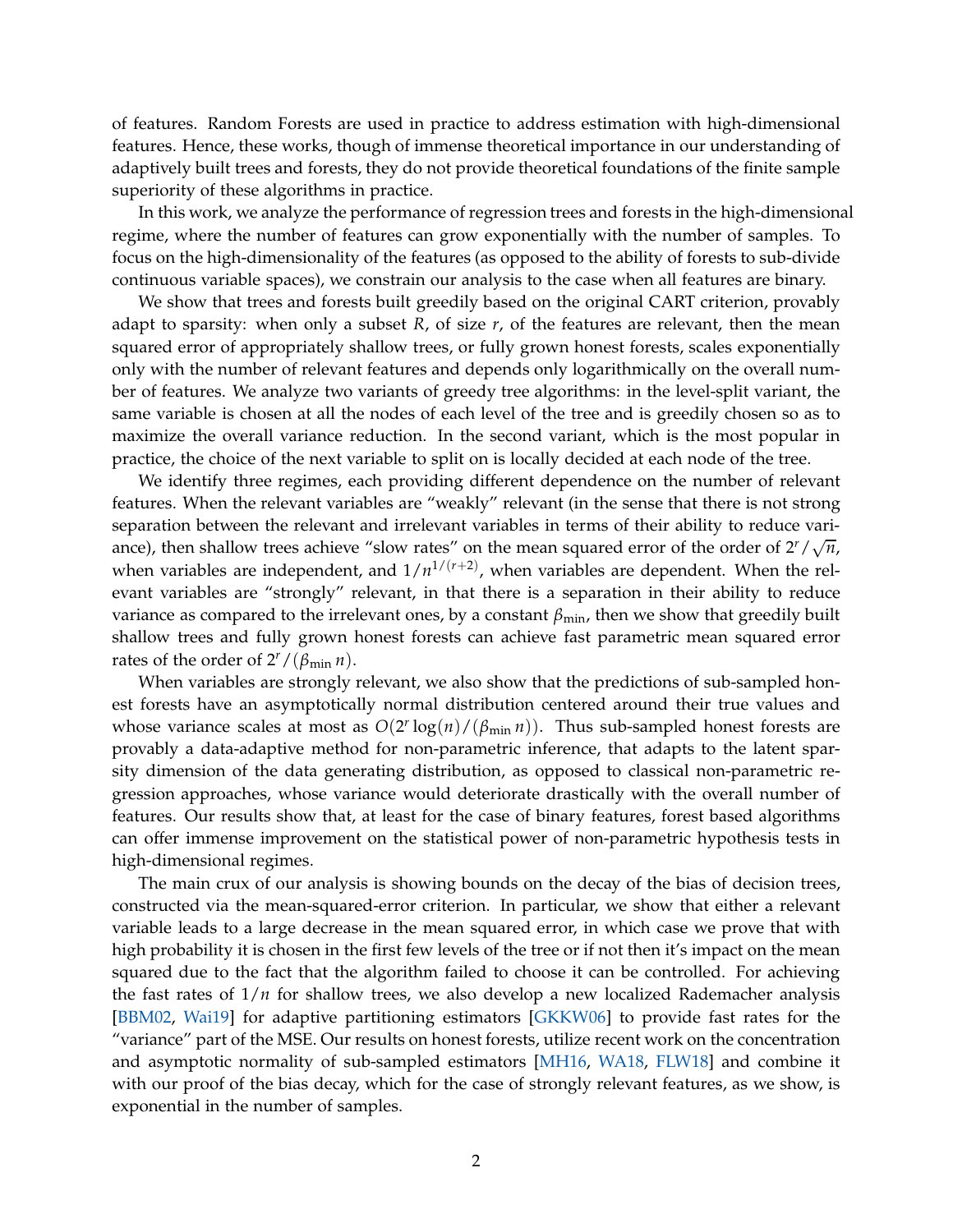of features. Random Forests are used in practice to address estimation with high-dimensional features. Hence, these works, though of immense theoretical importance in our understanding of adaptively built trees and forests, they do not provide theoretical foundations of the finite sample superiority of these algorithms in practice.

In this work, we analyze the performance of regression trees and forests in the high-dimensional regime, where the number of features can grow exponentially with the number of samples. To focus on the high-dimensionality of the features (as opposed to the ability of forests to sub-divide continuous variable spaces), we constrain our analysis to the case when all features are binary.

We show that trees and forests built greedily based on the original CART criterion, provably adapt to sparsity: when only a subset $R$, of size $r$, of the features are relevant, then the mean squared error of appropriately shallow trees, or fully grown honest forests, scales exponentially only with the number of relevant features and depends only logarithmically on the overall number of features. We analyze two variants of greedy tree algorithms: in the level-split variant, the same variable is chosen at all the nodes of each level of the tree and is greedily chosen so as to maximize the overall variance reduction. In the second variant, which is the most popular in practice, the choice of the next variable to split on is locally decided at each node of the tree.

We identify three regimes, each providing different dependence on the number of relevant features. When the relevant variables are "weakly" relevant (in the sense that there is not strong separation between the relevant and irrelevant variables in terms of their ability to reduce variance), then shallow trees achieve "slow rates" on the mean squared error of the order of $2^r/\sqrt{n}$, when variables are independent, and $1/n^{1/(r+2)}$, when variables are dependent. When the relevant variables are "strongly" relevant, in that there is a separation in their ability to reduce variance as compared to the irrelevant ones, by a constant $\beta_{\min}$, then we show that greedily built shallow trees and fully grown honest forests can achieve fast parametric mean squared error rates of the order of $2^r/(\beta_{\min} n)$.

When variables are strongly relevant, we also show that the predictions of sub-sampled honest forests have an asymptotically normal distribution centered around their true values and whose variance scales at most as $O(2^r \log(n)/(\beta_{\min} n))$. Thus sub-sampled honest forests are provably a data-adaptive method for non-parametric inference, that adapts to the latent sparsity dimension of the data generating distribution, as opposed to classical non-parametric regression approaches, whose variance would deteriorate drastically with the overall number of features. Our results show that, at least for the case of binary features, forest based algorithms can offer immense improvement on the statistical power of non-parametric hypothesis tests in high-dimensional regimes.

The main crux of our analysis is showing bounds on the decay of the bias of decision trees, constructed via the mean-squared-error criterion. In particular, we show that either a relevant variable leads to a large decrease in the mean squared error, in which case we prove that with high probability it is chosen in the first few levels of the tree or if not then it's impact on the mean squared due to the fact that the algorithm failed to choose it can be controlled. For achieving the fast rates of $1/n$ for shallow trees, we also develop a new localized Rademacher analysis [BBM02, Wai19] for adaptive partitioning estimators [GKKW06] to provide fast rates for the "variance" part of the MSE. Our results on honest forests, utilize recent work on the concentration and asymptotic normality of sub-sampled estimators [MH16, WA18, FLW18] and combine it with our proof of the bias decay, which for the case of strongly relevant features, as we show, is exponential in the number of samples.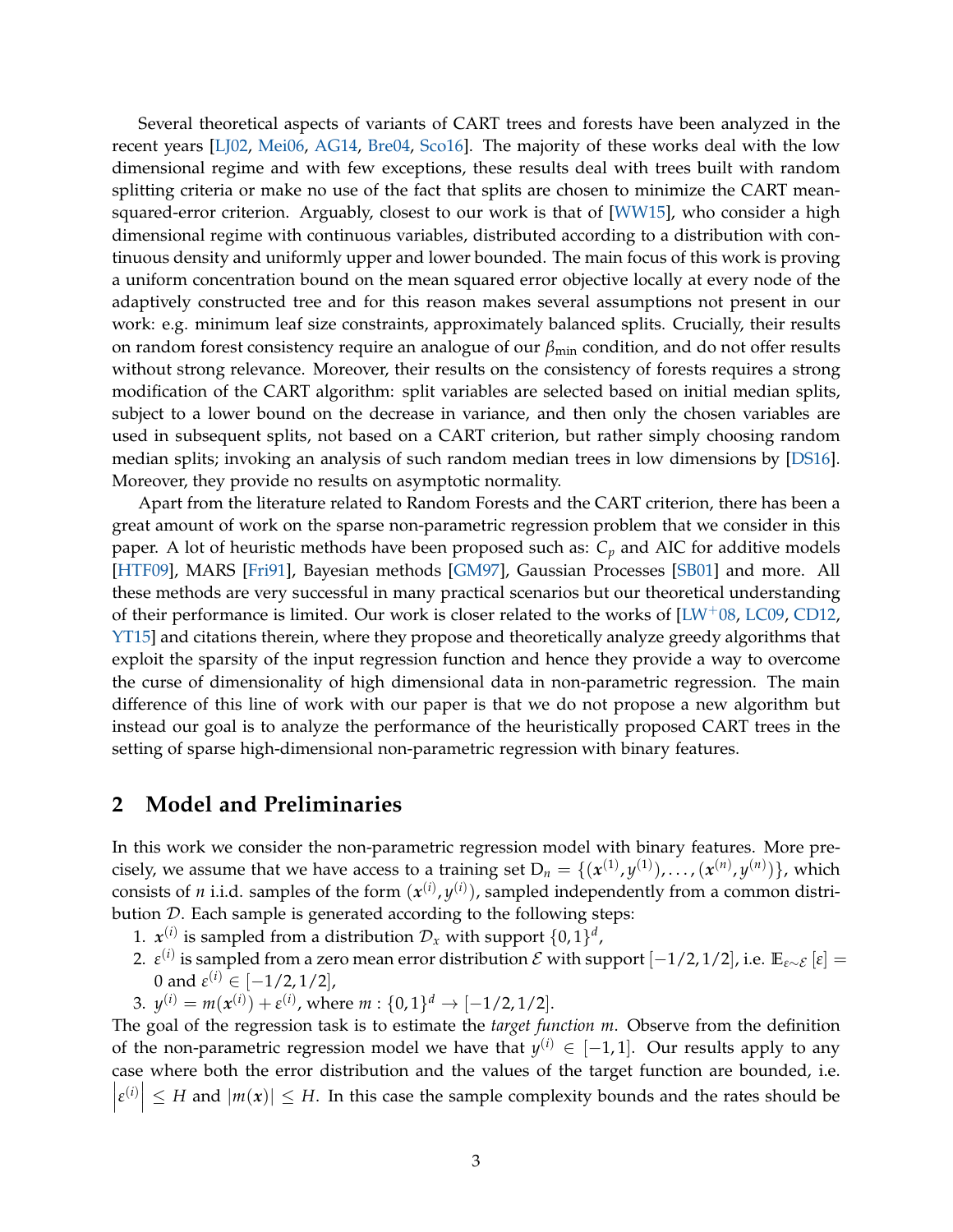Several theoretical aspects of variants of CART trees and forests have been analyzed in the recent years [LJ02, Mei06, AG14, Bre04, Sco16]. The majority of these works deal with the low dimensional regime and with few exceptions, these results deal with trees built with random splitting criteria or make no use of the fact that splits are chosen to minimize the CART mean-squared-error criterion. Arguably, closest to our work is that of [WW15], who consider a high dimensional regime with continuous variables, distributed according to a distribution with continuous density and uniformly upper and lower bounded. The main focus of this work is proving a uniform concentration bound on the mean squared error objective locally at every node of the adaptively constructed tree and for this reason makes several assumptions not present in our work: e.g. minimum leaf size constraints, approximately balanced splits. Crucially, their results on random forest consistency require an analogue of our $\beta_{\min}$ condition, and do not offer results without strong relevance. Moreover, their results on the consistency of forests requires a strong modification of the CART algorithm: split variables are selected based on initial median splits, subject to a lower bound on the decrease in variance, and then only the chosen variables are used in subsequent splits, not based on a CART criterion, but rather simply choosing random median splits; invoking an analysis of such random median trees in low dimensions by [DS16]. Moreover, they provide no results on asymptotic normality.

Apart from the literature related to Random Forests and the CART criterion, there has been a great amount of work on the sparse non-parametric regression problem that we consider in this paper. A lot of heuristic methods have been proposed such as: $C_p$ and AIC for additive models [HTF09], MARS [Fri91], Bayesian methods [GM97], Gaussian Processes [SB01] and more. All these methods are very successful in many practical scenarios but our theoretical understanding of their performance is limited. Our work is closer related to the works of [LW$^+$08, LC09, CD12, YT15] and citations therein, where they propose and theoretically analyze greedy algorithms that exploit the sparsity of the input regression function and hence they provide a way to overcome the curse of dimensionality of high dimensional data in non-parametric regression. The main difference of this line of work with our paper is that we do not propose a new algorithm but instead our goal is to analyze the performance of the heuristically proposed CART trees in the setting of sparse high-dimensional non-parametric regression with binary features.

## 2 Model and Preliminaries

In this work we consider the non-parametric regression model with binary features. More precisely, we assume that we have access to a training set $\mathrm{D}_n = \{(\boldsymbol{x}^{(1)}, y^{(1)}), \dots, (\boldsymbol{x}^{(n)}, y^{(n)})\}$, which consists of $n$ i.i.d. samples of the form $(\boldsymbol{x}^{(i)}, y^{(i)})$, sampled independently from a common distribution $\mathcal{D}$. Each sample is generated according to the following steps:

1. $\boldsymbol{x}^{(i)}$ is sampled from a distribution $\mathcal{D}_x$ with support $\{0,1\}^d$,
2. $\varepsilon^{(i)}$ is sampled from a zero mean error distribution $\mathcal{E}$ with support $[-1/2, 1/2]$, i.e. $\mathbb{E}_{\varepsilon \sim \mathcal{E}}[\varepsilon] = 0$ and $\varepsilon^{(i)} \in [-1/2, 1/2]$,
3. $y^{(i)} = m(\boldsymbol{x}^{(i)}) + \varepsilon^{(i)}$, where $m : \{0,1\}^d \to [-1/2, 1/2]$.

The goal of the regression task is to estimate the *target function* $m$. Observe from the definition of the non-parametric regression model we have that $y^{(i)} \in [-1, 1]$. Our results apply to any case where both the error distribution and the values of the target function are bounded, i.e. $\left|\varepsilon^{(i)}\right| \leq H$ and $|m(\boldsymbol{x})| \leq H$. In this case the sample complexity bounds and the rates should be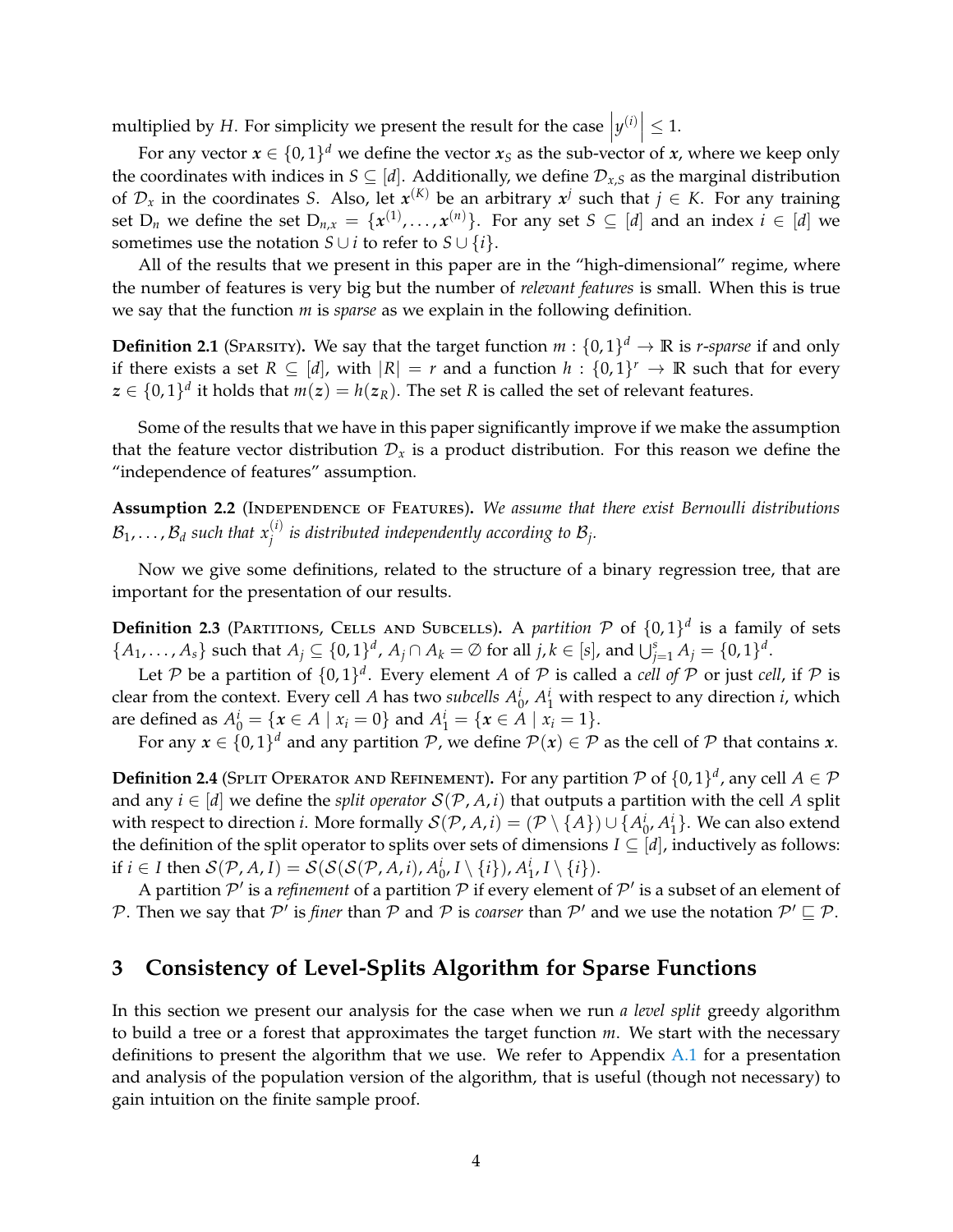multiplied by $H$. For simplicity we present the result for the case $\left|y^{(i)}\right| \leq 1$.

For any vector $\boldsymbol{x} \in \{0,1\}^d$ we define the vector $\boldsymbol{x}_S$ as the sub-vector of $\boldsymbol{x}$, where we keep only the coordinates with indices in $S \subseteq [d]$. Additionally, we define $\mathcal{D}_{x,S}$ as the marginal distribution of $\mathcal{D}_x$ in the coordinates $S$. Also, let $\boldsymbol{x}^{(K)}$ be an arbitrary $\boldsymbol{x}^j$ such that $j \in K$. For any training set $\mathrm{D}_n$ we define the set $\mathrm{D}_{n,x} = \{\boldsymbol{x}^{(1)}, \ldots, \boldsymbol{x}^{(n)}\}$. For any set $S \subseteq [d]$ and an index $i \in [d]$ we sometimes use the notation $S \cup i$ to refer to $S \cup \{i\}$.

All of the results that we present in this paper are in the "high-dimensional" regime, where the number of features is very big but the number of *relevant features* is small. When this is true we say that the function $m$ is *sparse* as we explain in the following definition.

**Definition 2.1** (Sparsity). We say that the target function $m : \{0,1\}^d \to \mathbb{R}$ is *r-sparse* if and only if there exists a set $R \subseteq [d]$, with $|R| = r$ and a function $h : \{0,1\}^r \to \mathbb{R}$ such that for every $\boldsymbol{z} \in \{0,1\}^d$ it holds that $m(\boldsymbol{z}) = h(\boldsymbol{z}_R)$. The set $R$ is called the set of relevant features.

Some of the results that we have in this paper significantly improve if we make the assumption that the feature vector distribution $\mathcal{D}_x$ is a product distribution. For this reason we define the "independence of features" assumption.

**Assumption 2.2** (Independence of Features). *We assume that there exist Bernoulli distributions $\mathcal{B}_1, \ldots, \mathcal{B}_d$ such that $x_j^{(i)}$ is distributed independently according to $\mathcal{B}_j$.*

Now we give some definitions, related to the structure of a binary regression tree, that are important for the presentation of our results.

**Definition 2.3** (Partitions, Cells and Subcells). A *partition* $\mathcal{P}$ of $\{0,1\}^d$ is a family of sets $\{A_1, \ldots, A_s\}$ such that $A_j \subseteq \{0,1\}^d$, $A_j \cap A_k = \emptyset$ for all $j, k \in [s]$, and $\bigcup_{j=1}^s A_j = \{0,1\}^d$.

Let $\mathcal{P}$ be a partition of $\{0,1\}^d$. Every element $A$ of $\mathcal{P}$ is called a *cell of* $\mathcal{P}$ or just *cell*, if $\mathcal{P}$ is clear from the context. Every cell $A$ has two *subcells* $A_0^i$, $A_1^i$ with respect to any direction $i$, which are defined as $A_0^i = \{\boldsymbol{x} \in A \mid x_i = 0\}$ and $A_1^i = \{\boldsymbol{x} \in A \mid x_i = 1\}$.

For any $\boldsymbol{x} \in \{0,1\}^d$ and any partition $\mathcal{P}$, we define $\mathcal{P}(\boldsymbol{x}) \in \mathcal{P}$ as the cell of $\mathcal{P}$ that contains $\boldsymbol{x}$.

**Definition 2.4** (Split Operator and Refinement). For any partition $\mathcal{P}$ of $\{0,1\}^d$, any cell $A \in \mathcal{P}$ and any $i \in [d]$ we define the *split operator* $\mathcal{S}(\mathcal{P}, A, i)$ that outputs a partition with the cell $A$ split with respect to direction $i$. More formally $\mathcal{S}(\mathcal{P}, A, i) = (\mathcal{P} \setminus \{A\}) \cup \{A_0^i, A_1^i\}$. We can also extend the definition of the split operator to splits over sets of dimensions $I \subseteq [d]$, inductively as follows: if $i \in I$ then $\mathcal{S}(\mathcal{P}, A, I) = \mathcal{S}(\mathcal{S}(\mathcal{S}(\mathcal{P}, A, i), A_0^i, I \setminus \{i\}), A_1^i, I \setminus \{i\})$.

A partition $\mathcal{P}'$ is a *refinement* of a partition $\mathcal{P}$ if every element of $\mathcal{P}'$ is a subset of an element of $\mathcal{P}$. Then we say that $\mathcal{P}'$ is *finer* than $\mathcal{P}$ and $\mathcal{P}$ is *coarser* than $\mathcal{P}'$ and we use the notation $\mathcal{P}' \sqsubseteq \mathcal{P}$.

## 3 Consistency of Level-Splits Algorithm for Sparse Functions

In this section we present our analysis for the case when we run *a level split* greedy algorithm to build a tree or a forest that approximates the target function $m$. We start with the necessary definitions to present the algorithm that we use. We refer to Appendix A.1 for a presentation and analysis of the population version of the algorithm, that is useful (though not necessary) to gain intuition on the finite sample proof.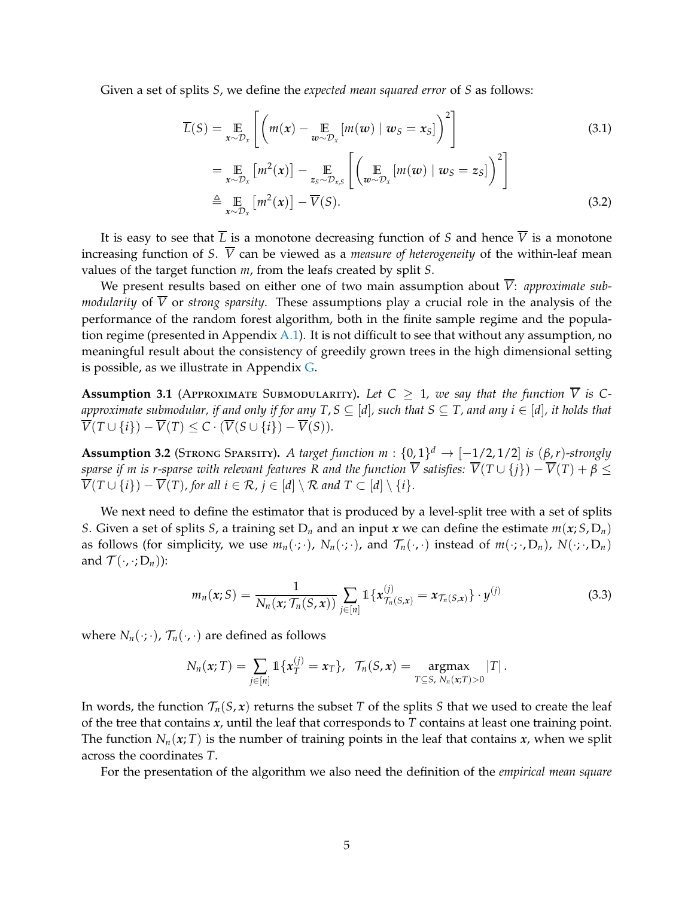Given a set of splits $S$, we define the *expected mean squared error* of $S$ as follows:

$$
\begin{aligned}
\overline{L}(S) &= \mathop{\mathbb{E}}_{\boldsymbol{x}\sim\mathcal{D}_x}\left[\left(m(\boldsymbol{x}) - \mathop{\mathbb{E}}_{\boldsymbol{w}\sim\mathcal{D}_x}[m(\boldsymbol{w}) \mid \boldsymbol{w}_S = \boldsymbol{x}_S]\right)^2\right] \quad (3.1)\\
&= \mathop{\mathbb{E}}_{\boldsymbol{x}\sim\mathcal{D}_x}\left[m^2(\boldsymbol{x})\right] - \mathop{\mathbb{E}}_{\boldsymbol{z}_S\sim\mathcal{D}_{x,S}}\left[\left(\mathop{\mathbb{E}}_{\boldsymbol{w}\sim\mathcal{D}_x}[m(\boldsymbol{w}) \mid \boldsymbol{w}_S = \boldsymbol{z}_S]\right)^2\right]\\
&\triangleq \mathop{\mathbb{E}}_{\boldsymbol{x}\sim\mathcal{D}_x}\left[m^2(\boldsymbol{x})\right] - \overline{V}(S). \quad (3.2)
\end{aligned}
$$

It is easy to see that $\overline{L}$ is a monotone decreasing function of $S$ and hence $\overline{V}$ is a monotone increasing function of $S$. $\overline{V}$ can be viewed as a *measure of heterogeneity* of the within-leaf mean values of the target function $m$, from the leafs created by split $S$.

We present results based on either one of two main assumption about $\overline{V}$: *approximate submodularity* of $\overline{V}$ or *strong sparsity*. These assumptions play a crucial role in the analysis of the performance of the random forest algorithm, both in the finite sample regime and the population regime (presented in Appendix A.1). It is not difficult to see that without any assumption, no meaningful result about the consistency of greedily grown trees in the high dimensional setting is possible, as we illustrate in Appendix G.

**Assumption 3.1** (Approximate Submodularity). *Let $C \geq 1$, we say that the function $\overline{V}$ is $C$-approximate submodular, if and only if for any $T, S \subseteq [d]$, such that $S \subseteq T$, and any $i \in [d]$, it holds that $\overline{V}(T \cup \{i\}) - \overline{V}(T) \leq C \cdot (\overline{V}(S \cup \{i\}) - \overline{V}(S))$.*

**Assumption 3.2** (Strong Sparsity). *A target function $m : \{0,1\}^d \to [-1/2, 1/2]$ is $(\beta, r)$-strongly sparse if $m$ is $r$-sparse with relevant features $R$ and the function $\overline{V}$ satisfies: $\overline{V}(T \cup \{j\}) - \overline{V}(T) + \beta \leq \overline{V}(T \cup \{i\}) - \overline{V}(T)$, for all $i \in \mathcal{R}$, $j \in [d] \setminus \mathcal{R}$ and $T \subset [d] \setminus \{i\}$.*

We next need to define the estimator that is produced by a level-split tree with a set of splits $S$. Given a set of splits $S$, a training set $\mathrm{D}_n$ and an input $\boldsymbol{x}$ we can define the estimate $m(\boldsymbol{x}; S, \mathrm{D}_n)$ as follows (for simplicity, we use $m_n(\cdot;\cdot)$, $N_n(\cdot;\cdot)$, and $\mathcal{T}_n(\cdot,\cdot)$ instead of $m(\cdot;\cdot,\mathrm{D}_n)$, $N(\cdot;\cdot,\mathrm{D}_n)$ and $\mathcal{T}(\cdot,\cdot;\mathrm{D}_n)$):

$$
m_n(\boldsymbol{x}; S) = \frac{1}{N_n(\boldsymbol{x}; \mathcal{T}_n(S, \boldsymbol{x}))} \sum_{j \in [n]} \mathbb{1}\{\boldsymbol{x}^{(j)}_{\mathcal{T}_n(S,\boldsymbol{x})} = \boldsymbol{x}_{\mathcal{T}_n(S,\boldsymbol{x})}\} \cdot y^{(j)} \quad (3.3)
$$

where $N_n(\cdot;\cdot)$, $\mathcal{T}_n(\cdot,\cdot)$ are defined as follows

$$
N_n(\boldsymbol{x}; T) = \sum_{j \in [n]} \mathbb{1}\{\boldsymbol{x}^{(j)}_T = \boldsymbol{x}_T\}, \quad \mathcal{T}_n(S, \boldsymbol{x}) = \mathop{\mathrm{argmax}}_{T \subseteq S,\ N_n(\boldsymbol{x};T) > 0} |T|.
$$

In words, the function $\mathcal{T}_n(S, \boldsymbol{x})$ returns the subset $T$ of the splits $S$ that we used to create the leaf of the tree that contains $\boldsymbol{x}$, until the leaf that corresponds to $T$ contains at least one training point. The function $N_n(\boldsymbol{x}; T)$ is the number of training points in the leaf that contains $\boldsymbol{x}$, when we split across the coordinates $T$.

For the presentation of the algorithm we also need the definition of the *empirical mean square*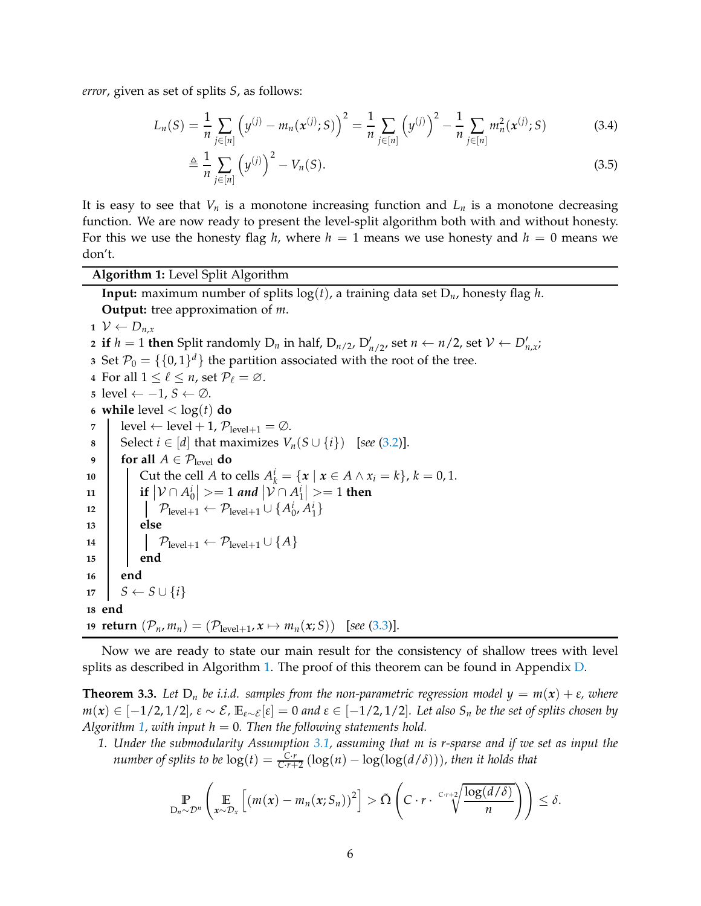*error*, given as set of splits $S$, as follows:

$$L_n(S) = \frac{1}{n}\sum_{j\in[n]}\left(y^{(j)} - m_n(\boldsymbol{x}^{(j)};S)\right)^2 = \frac{1}{n}\sum_{j\in[n]}\left(y^{(j)}\right)^2 - \frac{1}{n}\sum_{j\in[n]} m_n^2(\boldsymbol{x}^{(j)};S) \tag{3.4}$$

$$\triangleq \frac{1}{n}\sum_{j\in[n]}\left(y^{(j)}\right)^2 - V_n(S). \tag{3.5}$$

It is easy to see that $V_n$ is a monotone increasing function and $L_n$ is a monotone decreasing function. We are now ready to present the level-split algorithm both with and without honesty. For this we use the honesty flag $h$, where $h = 1$ means we use honesty and $h = 0$ means we don't.

**Algorithm 1:** Level Split Algorithm

**Input:** maximum number of splits $\log(t)$, a training data set $\mathrm{D}_n$, honesty flag $h$.
**Output:** tree approximation of $m$.

```
1  V ← D_{n,x}
2  if h = 1 then Split randomly D_n in half, D_{n/2}, D'_{n/2}, set n ← n/2, set V ← D'_{n,x};
3  Set P_0 = {{0,1}^d} the partition associated with the root of the tree.
4  For all 1 ≤ ℓ ≤ n, set P_ℓ = ∅.
5  level ← −1, S ← ∅.
6  while level < log(t) do
7      level ← level + 1, P_{level+1} = ∅.
8      Select i ∈ [d] that maximizes V_n(S ∪ {i})   [see (3.2)].
9      for all A ∈ P_level do
10         Cut the cell A to cells A^i_k = {x | x ∈ A ∧ x_i = k}, k = 0, 1.
11         if |V ∩ A^i_0| >= 1 and |V ∩ A^i_1| >= 1 then
12             P_{level+1} ← P_{level+1} ∪ {A^i_0, A^i_1}
13         else
14             P_{level+1} ← P_{level+1} ∪ {A}
15         end
16     end
17     S ← S ∪ {i}
18 end
19 return (P_n, m_n) = (P_{level+1}, x ↦ m_n(x; S))   [see (3.3)].
```

Now we are ready to state our main result for the consistency of shallow trees with level splits as described in Algorithm 1. The proof of this theorem can be found in Appendix D.

**Theorem 3.3.** *Let* $\mathrm{D}_n$ *be i.i.d. samples from the non-parametric regression model* $y = m(\boldsymbol{x}) + \varepsilon$*, where* $m(\boldsymbol{x}) \in [-1/2, 1/2]$*,* $\varepsilon \sim \mathcal{E}$*,* $\mathbb{E}_{\varepsilon\sim\mathcal{E}}[\varepsilon] = 0$ *and* $\varepsilon \in [-1/2, 1/2]$*. Let also* $S_n$ *be the set of splits chosen by Algorithm 1, with input* $h = 0$*. Then the following statements hold.*

1. *Under the submodularity Assumption 3.1, assuming that* $m$ *is* $r$*-sparse and if we set as input the number of splits to be* $\log(t) = \frac{C\cdot r}{C\cdot r+2}\left(\log(n) - \log(\log(d/\delta))\right)$*, then it holds that*

$$\mathop{\mathbb{P}}_{\mathrm{D}_n\sim\mathcal{D}^n}\left(\mathop{\mathbb{E}}_{\boldsymbol{x}\sim\mathcal{D}_x}\left[\left(m(\boldsymbol{x}) - m_n(\boldsymbol{x};S_n)\right)^2\right] > \tilde{\Omega}\left(C\cdot r\cdot \sqrt[C\cdot r+2]{\frac{\log(d/\delta)}{n}}\right)\right) \le \delta.$$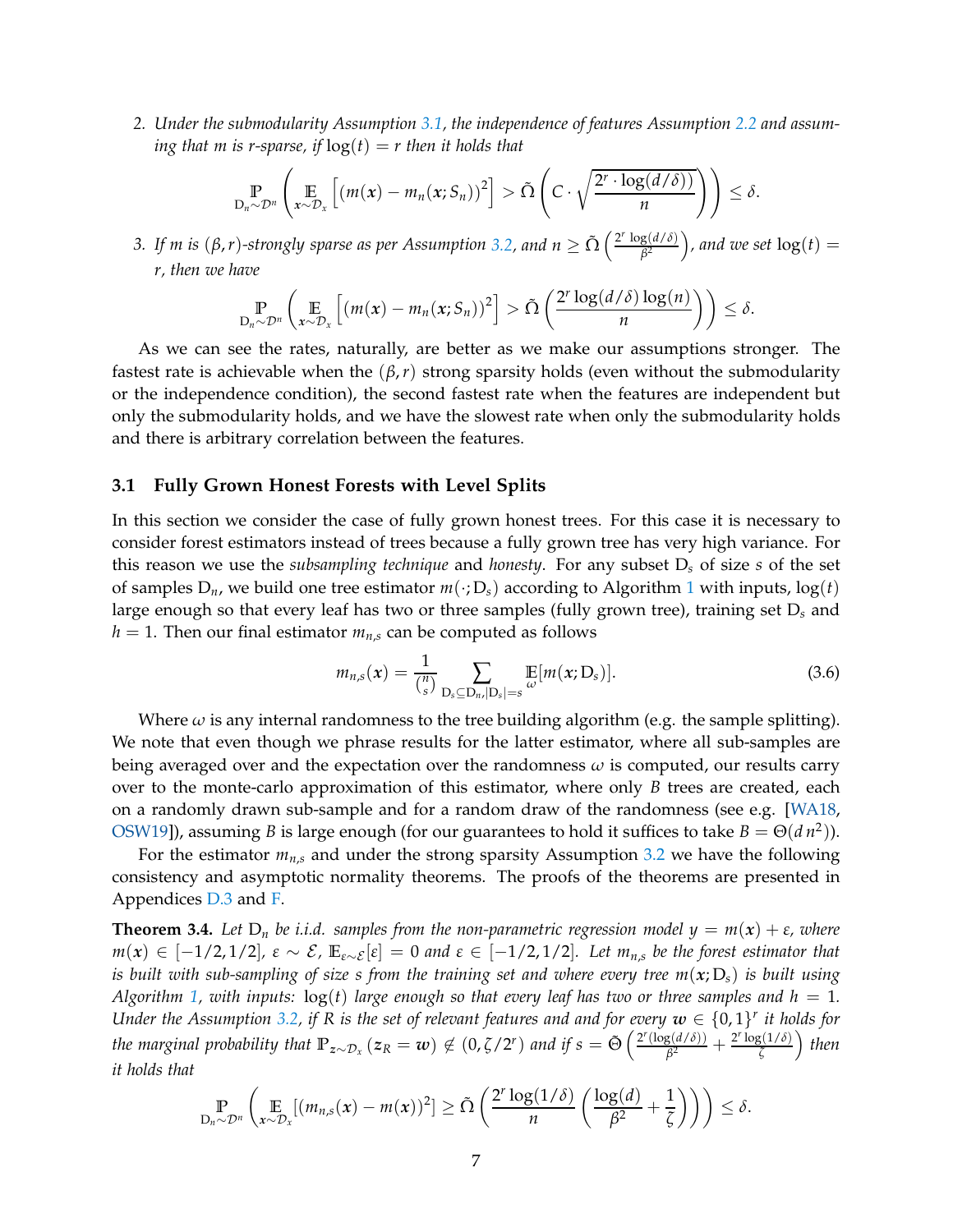2. *Under the submodularity Assumption 3.1, the independence of features Assumption 2.2 and assuming that $m$ is $r$-sparse, if $\log(t) = r$ then it holds that*

$$\mathop{\mathbb{P}}_{\mathrm{D}_n \sim \mathcal{D}^n}\left( \mathop{\mathbb{E}}_{\boldsymbol{x} \sim \mathcal{D}_x}\left[ (m(\boldsymbol{x}) - m_n(\boldsymbol{x}; S_n))^2 \right] > \tilde{\Omega}\left( C \cdot \sqrt{\frac{2^r \cdot \log(d/\delta))}{n}} \right) \right) \leq \delta.$$

3. *If $m$ is $(\beta, r)$-strongly sparse as per Assumption 3.2, and $n \geq \tilde{\Omega}\left(\frac{2^r \log(d/\delta)}{\beta^2}\right)$, and we set $\log(t) = r$, then we have*

$$\mathop{\mathbb{P}}_{\mathrm{D}_n \sim \mathcal{D}^n}\left( \mathop{\mathbb{E}}_{\boldsymbol{x} \sim \mathcal{D}_x}\left[ (m(\boldsymbol{x}) - m_n(\boldsymbol{x}; S_n))^2 \right] > \tilde{\Omega}\left( \frac{2^r \log(d/\delta) \log(n)}{n} \right) \right) \leq \delta.$$

As we can see the rates, naturally, are better as we make our assumptions stronger. The fastest rate is achievable when the $(\beta, r)$ strong sparsity holds (even without the submodularity or the independence condition), the second fastest rate when the features are independent but only the submodularity holds, and we have the slowest rate when only the submodularity holds and there is arbitrary correlation between the features.

### 3.1 Fully Grown Honest Forests with Level Splits

In this section we consider the case of fully grown honest trees. For this case it is necessary to consider forest estimators instead of trees because a fully grown tree has very high variance. For this reason we use the *subsampling technique* and *honesty*. For any subset $\mathrm{D}_s$ of size $s$ of the set of samples $\mathrm{D}_n$, we build one tree estimator $m(\cdot; \mathrm{D}_s)$ according to Algorithm 1 with inputs, $\log(t)$ large enough so that every leaf has two or three samples (fully grown tree), training set $\mathrm{D}_s$ and $h = 1$. Then our final estimator $m_{n,s}$ can be computed as follows

$$m_{n,s}(\boldsymbol{x}) = \frac{1}{\binom{n}{s}} \sum_{\mathrm{D}_s \subseteq \mathrm{D}_n, |\mathrm{D}_s| = s} \mathop{\mathbb{E}}_{\omega}[m(\boldsymbol{x}; \mathrm{D}_s)]. \tag{3.6}$$

Where $\omega$ is any internal randomness to the tree building algorithm (e.g. the sample splitting). We note that even though we phrase results for the latter estimator, where all sub-samples are being averaged over and the expectation over the randomness $\omega$ is computed, our results carry over to the monte-carlo approximation of this estimator, where only $B$ trees are created, each on a randomly drawn sub-sample and for a random draw of the randomness (see e.g. [WA18, OSW19]), assuming $B$ is large enough (for our guarantees to hold it suffices to take $B = \Theta(d\, n^2)$).

For the estimator $m_{n,s}$ and under the strong sparsity Assumption 3.2 we have the following consistency and asymptotic normality theorems. The proofs of the theorems are presented in Appendices D.3 and F.

**Theorem 3.4.** *Let $\mathrm{D}_n$ be i.i.d. samples from the non-parametric regression model $y = m(\boldsymbol{x}) + \varepsilon$, where $m(\boldsymbol{x}) \in [-1/2, 1/2]$, $\varepsilon \sim \mathcal{E}$, $\mathbb{E}_{\varepsilon \sim \mathcal{E}}[\varepsilon] = 0$ and $\varepsilon \in [-1/2, 1/2]$. Let $m_{n,s}$ be the forest estimator that is built with sub-sampling of size $s$ from the training set and where every tree $m(\boldsymbol{x}; \mathrm{D}_s)$ is built using Algorithm 1, with inputs: $\log(t)$ large enough so that every leaf has two or three samples and $h = 1$. Under the Assumption 3.2, if $R$ is the set of relevant features and and for every $\boldsymbol{w} \in \{0,1\}^r$ it holds for the marginal probability that $\mathbb{P}_{\boldsymbol{z} \sim \mathcal{D}_x}(\boldsymbol{z}_R = \boldsymbol{w}) \notin (0, \zeta/2^r)$ and if $s = \tilde{\Theta}\left(\frac{2^r (\log(d/\delta))}{\beta^2} + \frac{2^r \log(1/\delta)}{\zeta}\right)$ then it holds that*

$$\mathop{\mathbb{P}}_{\mathrm{D}_n \sim \mathcal{D}^n}\left( \mathop{\mathbb{E}}_{\boldsymbol{x} \sim \mathcal{D}_x}[(m_{n,s}(\boldsymbol{x}) - m(\boldsymbol{x}))^2] \geq \tilde{\Omega}\left( \frac{2^r \log(1/\delta)}{n} \left( \frac{\log(d)}{\beta^2} + \frac{1}{\zeta} \right) \right) \right) \leq \delta.$$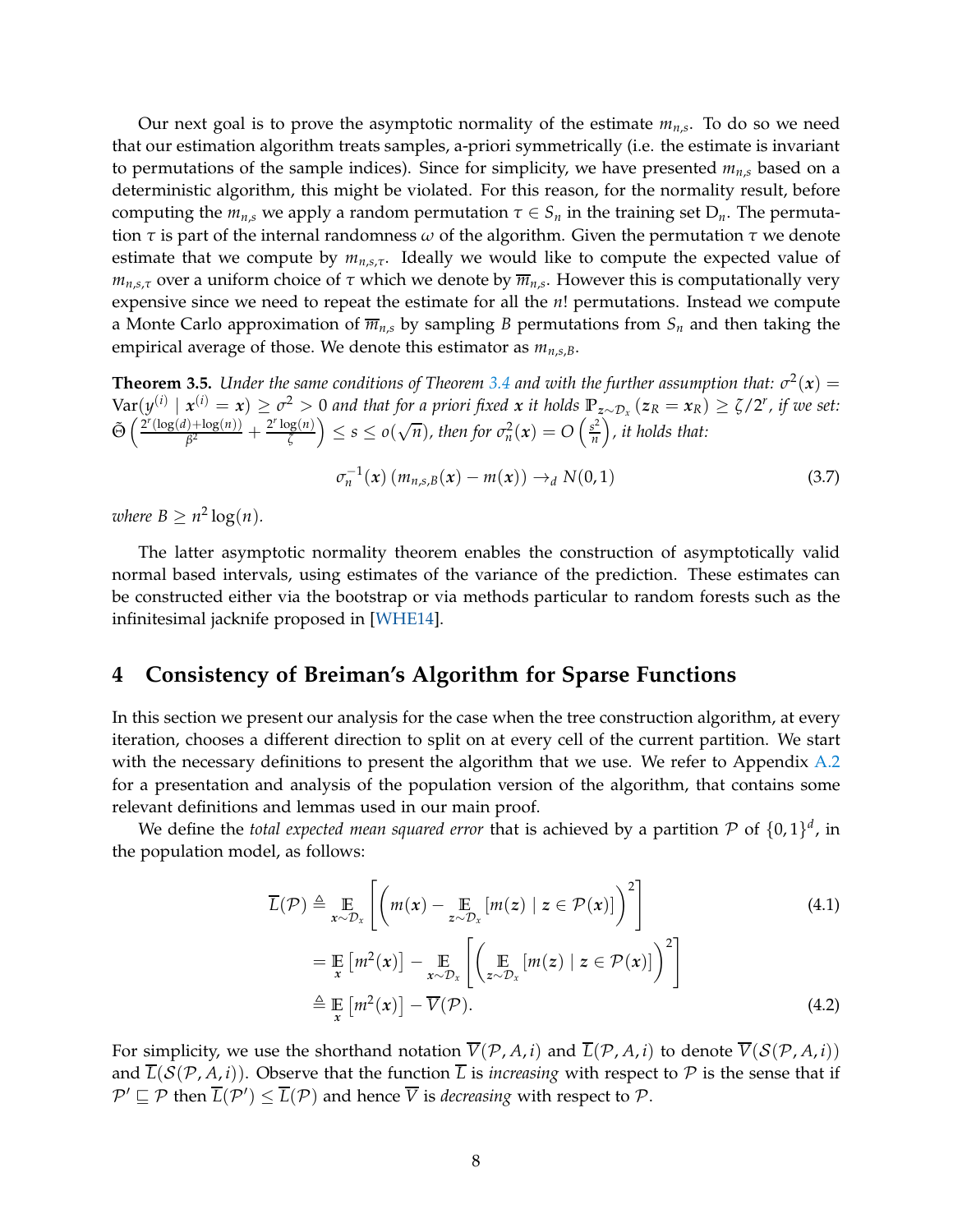Our next goal is to prove the asymptotic normality of the estimate $m_{n,s}$. To do so we need that our estimation algorithm treats samples, a-priori symmetrically (i.e. the estimate is invariant to permutations of the sample indices). Since for simplicity, we have presented $m_{n,s}$ based on a deterministic algorithm, this might be violated. For this reason, for the normality result, before computing the $m_{n,s}$ we apply a random permutation $\tau \in S_n$ in the training set $\mathrm{D}_n$. The permutation $\tau$ is part of the internal randomness $\omega$ of the algorithm. Given the permutation $\tau$ we denote estimate that we compute by $m_{n,s,\tau}$. Ideally we would like to compute the expected value of $m_{n,s,\tau}$ over a uniform choice of $\tau$ which we denote by $\overline{m}_{n,s}$. However this is computationally very expensive since we need to repeat the estimate for all the $n!$ permutations. Instead we compute a Monte Carlo approximation of $\overline{m}_{n,s}$ by sampling $B$ permutations from $S_n$ and then taking the empirical average of those. We denote this estimator as $m_{n,s,B}$.

**Theorem 3.5.** *Under the same conditions of Theorem 3.4 and with the further assumption that:* $\sigma^2(\boldsymbol{x}) = \mathrm{Var}(y^{(i)} \mid \boldsymbol{x}^{(i)} = \boldsymbol{x}) \geq \sigma^2 > 0$ *and that for a priori fixed* $\boldsymbol{x}$ *it holds* $\mathbb{P}_{\boldsymbol{z}\sim\mathcal{D}_x}(\boldsymbol{z}_R = \boldsymbol{x}_R) \geq \zeta/2^r$*, if we set:* $\tilde{\Theta}\left(\frac{2^r(\log(d)+\log(n))}{\beta^2} + \frac{2^r\log(n)}{\zeta}\right) \leq s \leq o(\sqrt{n})$*, then for* $\sigma_n^2(\boldsymbol{x}) = O\left(\frac{s^2}{n}\right)$*, it holds that:*

$$\sigma_n^{-1}(\boldsymbol{x})\left(m_{n,s,B}(\boldsymbol{x}) - m(\boldsymbol{x})\right) \to_d N(0,1) \tag{3.7}$$

*where* $B \geq n^2\log(n)$.

The latter asymptotic normality theorem enables the construction of asymptotically valid normal based intervals, using estimates of the variance of the prediction. These estimates can be constructed either via the bootstrap or via methods particular to random forests such as the infinitesimal jacknife proposed in [WHE14].

# 4 Consistency of Breiman's Algorithm for Sparse Functions

In this section we present our analysis for the case when the tree construction algorithm, at every iteration, chooses a different direction to split on at every cell of the current partition. We start with the necessary definitions to present the algorithm that we use. We refer to Appendix A.2 for a presentation and analysis of the population version of the algorithm, that contains some relevant definitions and lemmas used in our main proof.

We define the *total expected mean squared error* that is achieved by a partition $\mathcal{P}$ of $\{0,1\}^d$, in the population model, as follows:

$$\begin{aligned}
\overline{L}(\mathcal{P}) &\triangleq \mathop{\mathbb{E}}_{\boldsymbol{x}\sim\mathcal{D}_x}\left[\left(m(\boldsymbol{x}) - \mathop{\mathbb{E}}_{\boldsymbol{z}\sim\mathcal{D}_x}\left[m(\boldsymbol{z}) \mid \boldsymbol{z} \in \mathcal{P}(\boldsymbol{x})\right]\right)^2\right] && (4.1)\\
&= \mathop{\mathbb{E}}_{\boldsymbol{x}}\left[m^2(\boldsymbol{x})\right] - \mathop{\mathbb{E}}_{\boldsymbol{x}\sim\mathcal{D}_x}\left[\left(\mathop{\mathbb{E}}_{\boldsymbol{z}\sim\mathcal{D}_x}\left[m(\boldsymbol{z}) \mid \boldsymbol{z} \in \mathcal{P}(\boldsymbol{x})\right]\right)^2\right] \\
&\triangleq \mathop{\mathbb{E}}_{\boldsymbol{x}}\left[m^2(\boldsymbol{x})\right] - \overline{V}(\mathcal{P}). && (4.2)
\end{aligned}$$

For simplicity, we use the shorthand notation $\overline{V}(\mathcal{P}, A, i)$ and $\overline{L}(\mathcal{P}, A, i)$ to denote $\overline{V}(\mathcal{S}(\mathcal{P}, A, i))$ and $\overline{L}(\mathcal{S}(\mathcal{P}, A, i))$. Observe that the function $\overline{L}$ is *increasing* with respect to $\mathcal{P}$ is the sense that if $\mathcal{P}' \sqsubseteq \mathcal{P}$ then $\overline{L}(\mathcal{P}') \leq \overline{L}(\mathcal{P})$ and hence $\overline{V}$ is *decreasing* with respect to $\mathcal{P}$.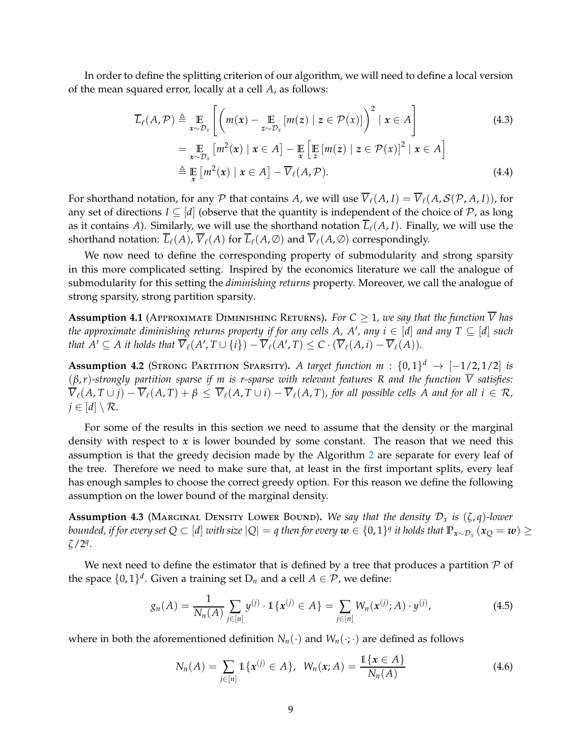In order to define the splitting criterion of our algorithm, we will need to define a local version of the mean squared error, locally at a cell $A$, as follows:

$$\overline{L}_\ell(A, \mathcal{P}) \triangleq \underset{\boldsymbol{x}\sim\mathcal{D}_x}{\mathbb{E}}\left[\left(m(\boldsymbol{x}) - \underset{\boldsymbol{z}\sim\mathcal{D}_x}{\mathbb{E}}\left[m(\boldsymbol{z}) \mid \boldsymbol{z} \in \mathcal{P}(\boldsymbol{x})\right]\right)^2 \mid \boldsymbol{x} \in A\right] \tag{4.3}$$

$$= \underset{\boldsymbol{x}\sim\mathcal{D}_x}{\mathbb{E}}\left[m^2(\boldsymbol{x}) \mid \boldsymbol{x} \in A\right] - \underset{\boldsymbol{x}}{\mathbb{E}}\left[\underset{\boldsymbol{z}}{\mathbb{E}}\left[m(\boldsymbol{z}) \mid \boldsymbol{z} \in \mathcal{P}(x)\right]^2 \mid \boldsymbol{x} \in A\right]$$

$$\triangleq \underset{\boldsymbol{x}}{\mathbb{E}}\left[m^2(\boldsymbol{x}) \mid \boldsymbol{x} \in A\right] - \overline{V}_\ell(A, \mathcal{P}). \tag{4.4}$$

For shorthand notation, for any $\mathcal{P}$ that contains $A$, we will use $\overline{V}_\ell(A, I) = \overline{V}_\ell(A, \mathcal{S}(\mathcal{P}, A, I))$, for any set of directions $I \subseteq [d]$ (observe that the quantity is independent of the choice of $\mathcal{P}$, as long as it contains $A$). Similarly, we will use the shorthand notation $\overline{L}_\ell(A, I)$. Finally, we will use the shorthand notation: $\overline{L}_\ell(A)$, $\overline{V}_\ell(A)$ for $\overline{L}_\ell(A, \emptyset)$ and $\overline{V}_\ell(A, \emptyset)$ correspondingly.

We now need to define the corresponding property of submodularity and strong sparsity in this more complicated setting. Inspired by the economics literature we call the analogue of submodularity for this setting the *diminishing returns* property. Moreover, we call the analogue of strong sparsity, strong partition sparsity.

**Assumption 4.1** (Approximate Diminishing Returns). *For $C \geq 1$, we say that the function $\overline{V}$ has the approximate diminishing returns property if for any cells $A$, $A'$, any $i \in [d]$ and any $T \subseteq [d]$ such that $A' \subseteq A$ it holds that $\overline{V}_\ell(A', T \cup \{i\}) - \overline{V}_\ell(A', T) \leq C \cdot (\overline{V}_\ell(A, i) - \overline{V}_\ell(A))$.*

**Assumption 4.2** (Strong Partition Sparsity). *A target function $m : \{0,1\}^d \to [-1/2, 1/2]$ is $(\beta, r)$-strongly partition sparse if $m$ is $r$-sparse with relevant features $R$ and the function $\overline{V}$ satisfies: $\overline{V}_\ell(A, T \cup j) - \overline{V}_\ell(A, T) + \beta \leq \overline{V}_\ell(A, T \cup i) - \overline{V}_\ell(A, T)$, for all possible cells $A$ and for all $i \in \mathcal{R}$, $j \in [d] \setminus \mathcal{R}$.*

For some of the results in this section we need to assume that the density or the marginal density with respect to $\boldsymbol{x}$ is lower bounded by some constant. The reason that we need this assumption is that the greedy decision made by the Algorithm 2 are separate for every leaf of the tree. Therefore we need to make sure that, at least in the first important splits, every leaf has enough samples to choose the correct greedy option. For this reason we define the following assumption on the lower bound of the marginal density.

**Assumption 4.3** (Marginal Density Lower Bound). *We say that the density $\mathcal{D}_x$ is $(\zeta, q)$-lower bounded, if for every set $Q \subset [d]$ with size $|Q| = q$ then for every $\boldsymbol{w} \in \{0,1\}^q$ it holds that $\mathbb{P}_{\boldsymbol{x}\sim\mathcal{D}_x}(\boldsymbol{x}_Q = \boldsymbol{w}) \geq \zeta/2^q$.*

We next need to define the estimator that is defined by a tree that produces a partition $\mathcal{P}$ of the space $\{0,1\}^d$. Given a training set $\mathrm{D}_n$ and a cell $A \in \mathcal{P}$, we define:

$$g_n(A) = \frac{1}{N_n(A)} \sum_{j\in[n]} y^{(j)} \cdot \mathbb{1}\{\boldsymbol{x}^{(j)} \in A\} = \sum_{j\in[n]} W_n(\boldsymbol{x}^{(j)}; A) \cdot y^{(j)}, \tag{4.5}$$

where in both the aforementioned definition $N_n(\cdot)$ and $W_n(\cdot;\cdot)$ are defined as follows

$$N_n(A) = \sum_{j\in[n]} \mathbb{1}\{\boldsymbol{x}^{(j)} \in A\}, \quad W_n(\boldsymbol{x}; A) = \frac{\mathbb{1}\{\boldsymbol{x} \in A\}}{N_n(A)} \tag{4.6}$$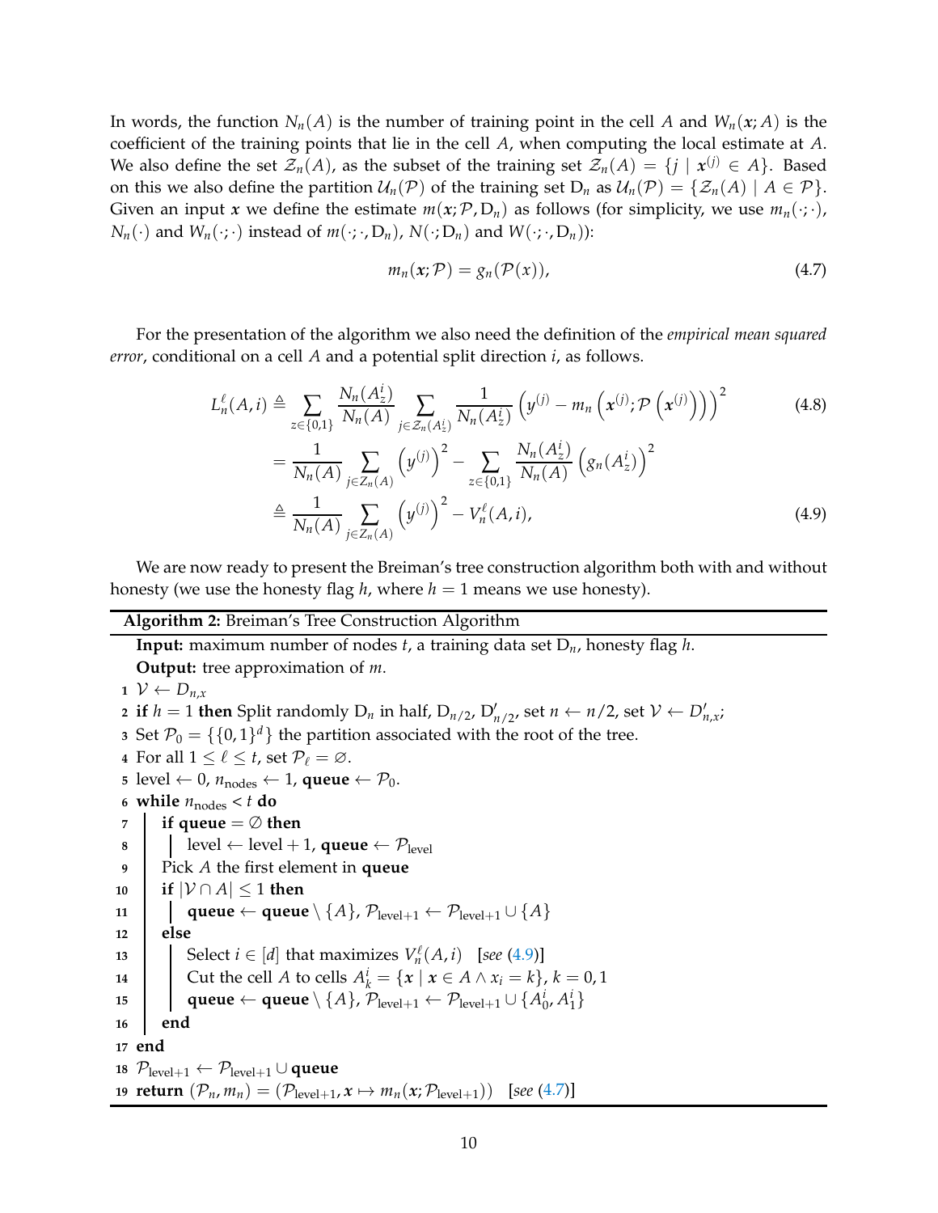In words, the function $N_n(A)$ is the number of training point in the cell $A$ and $W_n(\boldsymbol{x}; A)$ is the coefficient of the training points that lie in the cell $A$, when computing the local estimate at $A$. We also define the set $\mathcal{Z}_n(A)$, as the subset of the training set $\mathcal{Z}_n(A) = \{j \mid \boldsymbol{x}^{(j)} \in A\}$. Based on this we also define the partition $\mathcal{U}_n(\mathcal{P})$ of the training set $\mathrm{D}_n$ as $\mathcal{U}_n(\mathcal{P}) = \{\mathcal{Z}_n(A) \mid A \in \mathcal{P}\}$. Given an input $\boldsymbol{x}$ we define the estimate $m(\boldsymbol{x}; \mathcal{P}, \mathrm{D}_n)$ as follows (for simplicity, we use $m_n(\cdot; \cdot)$, $N_n(\cdot)$ and $W_n(\cdot; \cdot)$ instead of $m(\cdot; \cdot, \mathrm{D}_n)$, $N(\cdot; \mathrm{D}_n)$ and $W(\cdot; \cdot, \mathrm{D}_n)$):

$$m_n(\boldsymbol{x}; \mathcal{P}) = g_n(\mathcal{P}(x)), \tag{4.7}$$

For the presentation of the algorithm we also need the definition of the *empirical mean squared error*, conditional on a cell $A$ and a potential split direction $i$, as follows.

$$\begin{aligned}
L_n^{\ell}(A, i) &\triangleq \sum_{z \in \{0,1\}} \frac{N_n(A_z^i)}{N_n(A)} \sum_{j \in \mathcal{Z}_n(A_z^i)} \frac{1}{N_n(A_z^i)} \left(y^{(j)} - m_n\left(\boldsymbol{x}^{(j)}; \mathcal{P}\left(\boldsymbol{x}^{(j)}\right)\right)\right)^2 && (4.8)\\
&= \frac{1}{N_n(A)} \sum_{j \in Z_n(A)} \left(y^{(j)}\right)^2 - \sum_{z \in \{0,1\}} \frac{N_n(A_z^i)}{N_n(A)} \left(g_n(A_z^i)\right)^2 \\
&\triangleq \frac{1}{N_n(A)} \sum_{j \in Z_n(A)} \left(y^{(j)}\right)^2 - V_n^{\ell}(A, i), && (4.9)
\end{aligned}$$

We are now ready to present the Breiman's tree construction algorithm both with and without honesty (we use the honesty flag $h$, where $h = 1$ means we use honesty).

**Algorithm 2:** Breiman's Tree Construction Algorithm

**Input:** maximum number of nodes $t$, a training data set $\mathrm{D}_n$, honesty flag $h$.
**Output:** tree approximation of $m$.

```
1  V ← D_{n,x}
2  if h = 1 then Split randomly D_n in half, D_{n/2}, D'_{n/2}, set n ← n/2, set V ← D'_{n,x};
3  Set P_0 = {{0,1}^d} the partition associated with the root of the tree.
4  For all 1 ≤ ℓ ≤ t, set P_ℓ = ∅.
5  level ← 0, n_nodes ← 1, queue ← P_0.
6  while n_nodes < t do
7      if queue = ∅ then
8          level ← level + 1, queue ← P_level
9      Pick A the first element in queue
10     if |V ∩ A| ≤ 1 then
11         queue ← queue \ {A}, P_{level+1} ← P_{level+1} ∪ {A}
12     else
13         Select i ∈ [d] that maximizes V_n^ℓ(A, i)   [see (4.9)]
14         Cut the cell A to cells A_k^i = {x | x ∈ A ∧ x_i = k}, k = 0, 1
15         queue ← queue \ {A}, P_{level+1} ← P_{level+1} ∪ {A_0^i, A_1^i}
16     end
17 end
18 P_{level+1} ← P_{level+1} ∪ queue
19 return (P_n, m_n) = (P_{level+1}, x ↦ m_n(x; P_{level+1}))   [see (4.7)]
```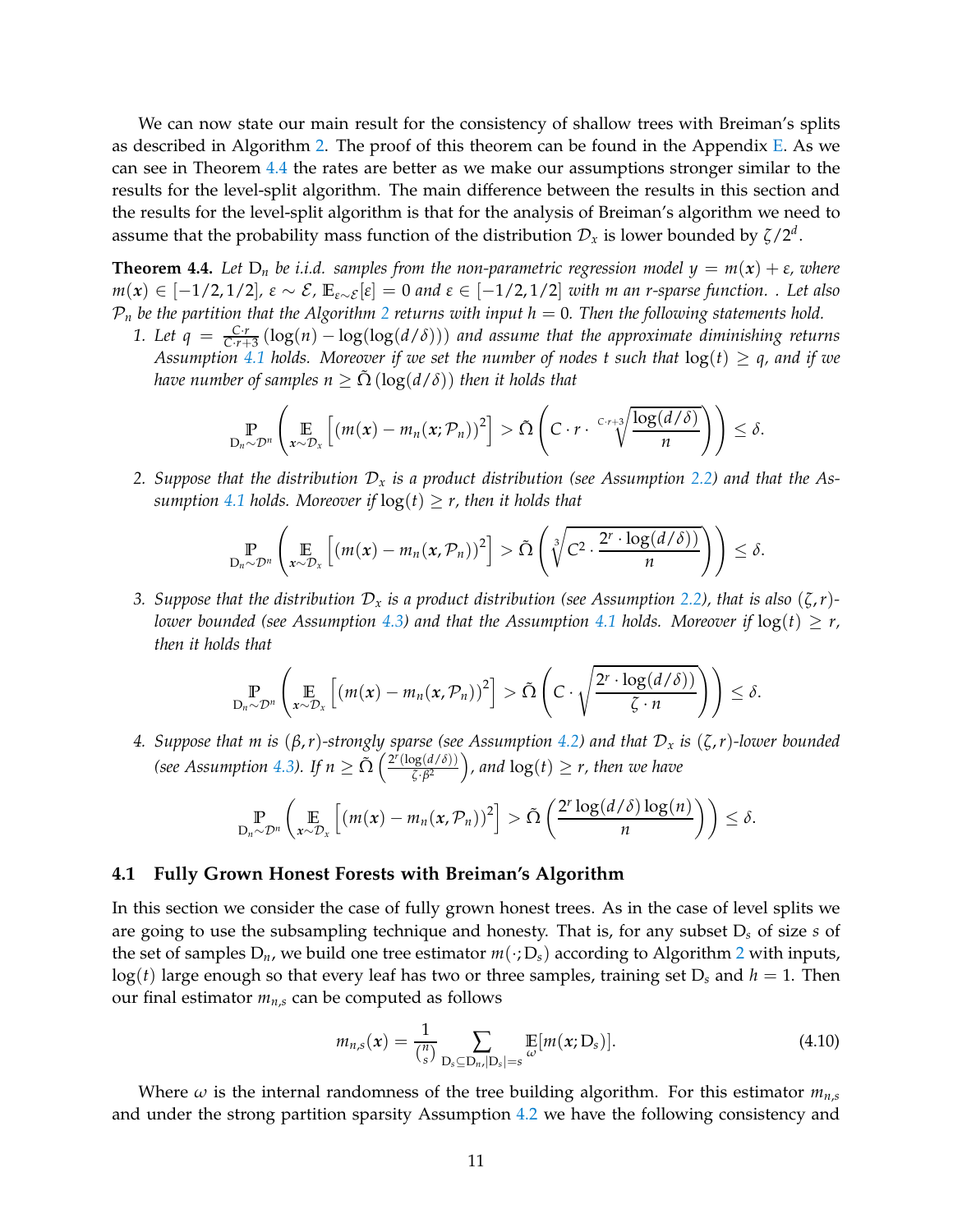We can now state our main result for the consistency of shallow trees with Breiman's splits as described in Algorithm 2. The proof of this theorem can be found in the Appendix E. As we can see in Theorem 4.4 the rates are better as we make our assumptions stronger similar to the results for the level-split algorithm. The main difference between the results in this section and the results for the level-split algorithm is that for the analysis of Breiman's algorithm we need to assume that the probability mass function of the distribution $\mathcal{D}_x$ is lower bounded by $\zeta/2^d$.

**Theorem 4.4.** *Let $\mathrm{D}_n$ be i.i.d. samples from the non-parametric regression model $y = m(\boldsymbol{x}) + \varepsilon$, where $m(\boldsymbol{x}) \in [-1/2, 1/2]$, $\varepsilon \sim \mathcal{E}$, $\mathbb{E}_{\varepsilon \sim \mathcal{E}}[\varepsilon] = 0$ and $\varepsilon \in [-1/2, 1/2]$ with $m$ an $r$-sparse function. . Let also $\mathcal{P}_n$ be the partition that the Algorithm 2 returns with input $h = 0$. Then the following statements hold.*

1. *Let $q = \frac{C \cdot r}{C \cdot r + 3} \left(\log(n) - \log(\log(d/\delta))\right)$ and assume that the approximate diminishing returns Assumption 4.1 holds. Moreover if we set the number of nodes $t$ such that $\log(t) \geq q$, and if we have number of samples $n \geq \tilde{\Omega}\left(\log(d/\delta)\right)$ then it holds that*

$$\underset{\mathrm{D}_n \sim \mathcal{D}^n}{\mathbb{P}} \left( \underset{\boldsymbol{x} \sim \mathcal{D}_x}{\mathbb{E}} \left[ \left( m(\boldsymbol{x}) - m_n(\boldsymbol{x}; \mathcal{P}_n) \right)^2 \right] > \tilde{\Omega} \left( C \cdot r \cdot \sqrt[C \cdot r + 3]{\frac{\log(d/\delta)}{n}} \right) \right) \leq \delta.$$

2. *Suppose that the distribution $\mathcal{D}_x$ is a product distribution (see Assumption 2.2) and that the Assumption 4.1 holds. Moreover if $\log(t) \geq r$, then it holds that*

$$\underset{\mathrm{D}_n \sim \mathcal{D}^n}{\mathbb{P}} \left( \underset{\boldsymbol{x} \sim \mathcal{D}_x}{\mathbb{E}} \left[ \left( m(\boldsymbol{x}) - m_n(\boldsymbol{x}, \mathcal{P}_n) \right)^2 \right] > \tilde{\Omega} \left( \sqrt[3]{C^2 \cdot \frac{2^r \cdot \log(d/\delta))}{n}} \right) \right) \leq \delta.$$

3. *Suppose that the distribution $\mathcal{D}_x$ is a product distribution (see Assumption 2.2), that is also $(\zeta, r)$-lower bounded (see Assumption 4.3) and that the Assumption 4.1 holds. Moreover if $\log(t) \geq r$, then it holds that*

$$\underset{\mathrm{D}_n \sim \mathcal{D}^n}{\mathbb{P}} \left( \underset{\boldsymbol{x} \sim \mathcal{D}_x}{\mathbb{E}} \left[ \left( m(\boldsymbol{x}) - m_n(\boldsymbol{x}, \mathcal{P}_n) \right)^2 \right] > \tilde{\Omega} \left( C \cdot \sqrt{\frac{2^r \cdot \log(d/\delta))}{\zeta \cdot n}} \right) \right) \leq \delta.$$

4. *Suppose that $m$ is $(\beta, r)$-strongly sparse (see Assumption 4.2) and that $\mathcal{D}_x$ is $(\zeta, r)$-lower bounded (see Assumption 4.3). If $n \geq \tilde{\Omega}\left(\frac{2^r (\log(d/\delta))}{\zeta \cdot \beta^2}\right)$, and $\log(t) \geq r$, then we have*

$$\underset{\mathrm{D}_n \sim \mathcal{D}^n}{\mathbb{P}} \left( \underset{\boldsymbol{x} \sim \mathcal{D}_x}{\mathbb{E}} \left[ \left( m(\boldsymbol{x}) - m_n(\boldsymbol{x}, \mathcal{P}_n) \right)^2 \right] > \tilde{\Omega} \left( \frac{2^r \log(d/\delta) \log(n)}{n} \right) \right) \leq \delta.$$

### 4.1 Fully Grown Honest Forests with Breiman's Algorithm

In this section we consider the case of fully grown honest trees. As in the case of level splits we are going to use the subsampling technique and honesty. That is, for any subset $\mathrm{D}_s$ of size $s$ of the set of samples $\mathrm{D}_n$, we build one tree estimator $m(\cdot; \mathrm{D}_s)$ according to Algorithm 2 with inputs, $\log(t)$ large enough so that every leaf has two or three samples, training set $\mathrm{D}_s$ and $h = 1$. Then our final estimator $m_{n,s}$ can be computed as follows

$$m_{n,s}(\boldsymbol{x}) = \frac{1}{\binom{n}{s}} \sum_{\mathrm{D}_s \subseteq \mathrm{D}_n, |\mathrm{D}_s| = s} \underset{\omega}{\mathbb{E}}[m(\boldsymbol{x}; \mathrm{D}_s)]. \tag{4.10}$$

Where $\omega$ is the internal randomness of the tree building algorithm. For this estimator $m_{n,s}$ and under the strong partition sparsity Assumption 4.2 we have the following consistency and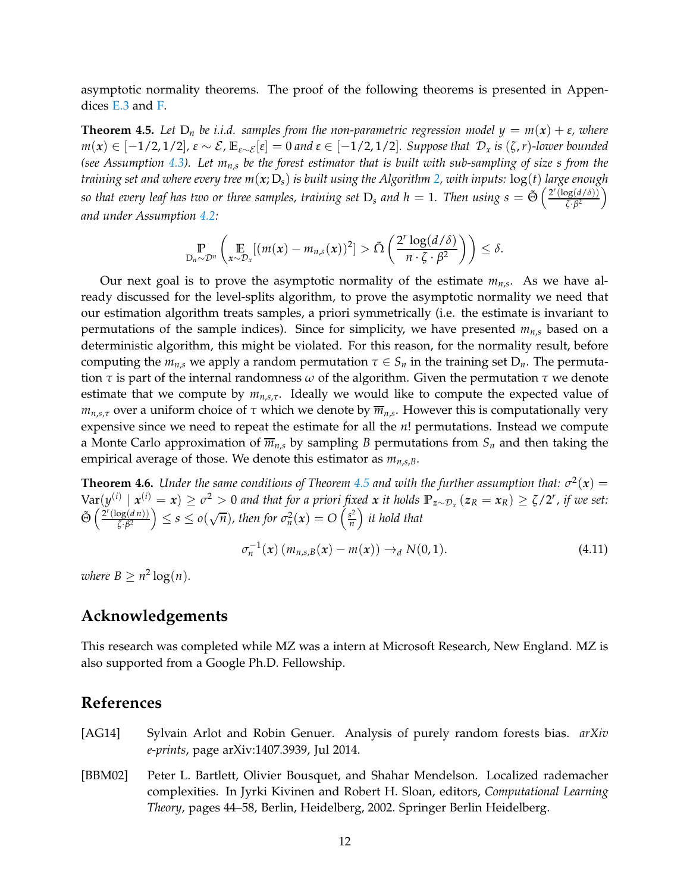asymptotic normality theorems. The proof of the following theorems is presented in Appendices E.3 and F.

**Theorem 4.5.** *Let $D_n$ be i.i.d. samples from the non-parametric regression model $y = m(\boldsymbol{x}) + \varepsilon$, where $m(\boldsymbol{x}) \in [-1/2, 1/2]$, $\varepsilon \sim \mathcal{E}$, $\mathbb{E}_{\varepsilon \sim \mathcal{E}}[\varepsilon] = 0$ and $\varepsilon \in [-1/2, 1/2]$. Suppose that $\mathcal{D}_x$ is $(\zeta, r)$-lower bounded (see Assumption 4.3). Let $m_{n,s}$ be the forest estimator that is built with sub-sampling of size $s$ from the training set and where every tree $m(\boldsymbol{x}; D_s)$ is built using the Algorithm 2, with inputs: $\log(t)$ large enough so that every leaf has two or three samples, training set $D_s$ and $h = 1$. Then using $s = \tilde{\Theta}\left(\frac{2^r(\log(d/\delta))}{\zeta \cdot \beta^2}\right)$ and under Assumption 4.2:*

$$\mathop{\mathbb{P}}_{D_n \sim \mathcal{D}^n}\left(\mathop{\mathbb{E}}_{\boldsymbol{x} \sim \mathcal{D}_x}[(m(\boldsymbol{x}) - m_{n,s}(\boldsymbol{x}))^2] > \tilde{\Omega}\left(\frac{2^r \log(d/\delta)}{n \cdot \zeta \cdot \beta^2}\right)\right) \leq \delta.$$

Our next goal is to prove the asymptotic normality of the estimate $m_{n,s}$. As we have already discussed for the level-splits algorithm, to prove the asymptotic normality we need that our estimation algorithm treats samples, a priori symmetrically (i.e. the estimate is invariant to permutations of the sample indices). Since for simplicity, we have presented $m_{n,s}$ based on a deterministic algorithm, this might be violated. For this reason, for the normality result, before computing the $m_{n,s}$ we apply a random permutation $\tau \in S_n$ in the training set $D_n$. The permutation $\tau$ is part of the internal randomness $\omega$ of the algorithm. Given the permutation $\tau$ we denote estimate that we compute by $m_{n,s,\tau}$. Ideally we would like to compute the expected value of $m_{n,s,\tau}$ over a uniform choice of $\tau$ which we denote by $\overline{m}_{n,s}$. However this is computationally very expensive since we need to repeat the estimate for all the $n!$ permutations. Instead we compute a Monte Carlo approximation of $\overline{m}_{n,s}$ by sampling $B$ permutations from $S_n$ and then taking the empirical average of those. We denote this estimator as $m_{n,s,B}$.

**Theorem 4.6.** *Under the same conditions of Theorem 4.5 and with the further assumption that: $\sigma^2(\boldsymbol{x}) = \mathrm{Var}(y^{(i)} \mid \boldsymbol{x}^{(i)} = \boldsymbol{x}) \geq \sigma^2 > 0$ and that for a priori fixed $\boldsymbol{x}$ it holds $\mathbb{P}_{z \sim \mathcal{D}_x}(\boldsymbol{z}_R = \boldsymbol{x}_R) \geq \zeta/2^r$, if we set: $\tilde{\Theta}\left(\frac{2^r(\log(d\,n))}{\zeta \cdot \beta^2}\right) \leq s \leq o(\sqrt{n})$, then for $\sigma_n^2(\boldsymbol{x}) = O\left(\frac{s^2}{n}\right)$ it hold that*

$$\sigma_n^{-1}(\boldsymbol{x})\left(m_{n,s,B}(\boldsymbol{x}) - m(\boldsymbol{x})\right) \to_d N(0, 1). \tag{4.11}$$

*where $B \geq n^2 \log(n)$.*

## Acknowledgements

This research was completed while MZ was a intern at Microsoft Research, New England. MZ is also supported from a Google Ph.D. Fellowship.

## References

[AG14] Sylvain Arlot and Robin Genuer. Analysis of purely random forests bias. *arXiv e-prints*, page arXiv:1407.3939, Jul 2014.

[BBM02] Peter L. Bartlett, Olivier Bousquet, and Shahar Mendelson. Localized rademacher complexities. In Jyrki Kivinen and Robert H. Sloan, editors, *Computational Learning Theory*, pages 44–58, Berlin, Heidelberg, 2002. Springer Berlin Heidelberg.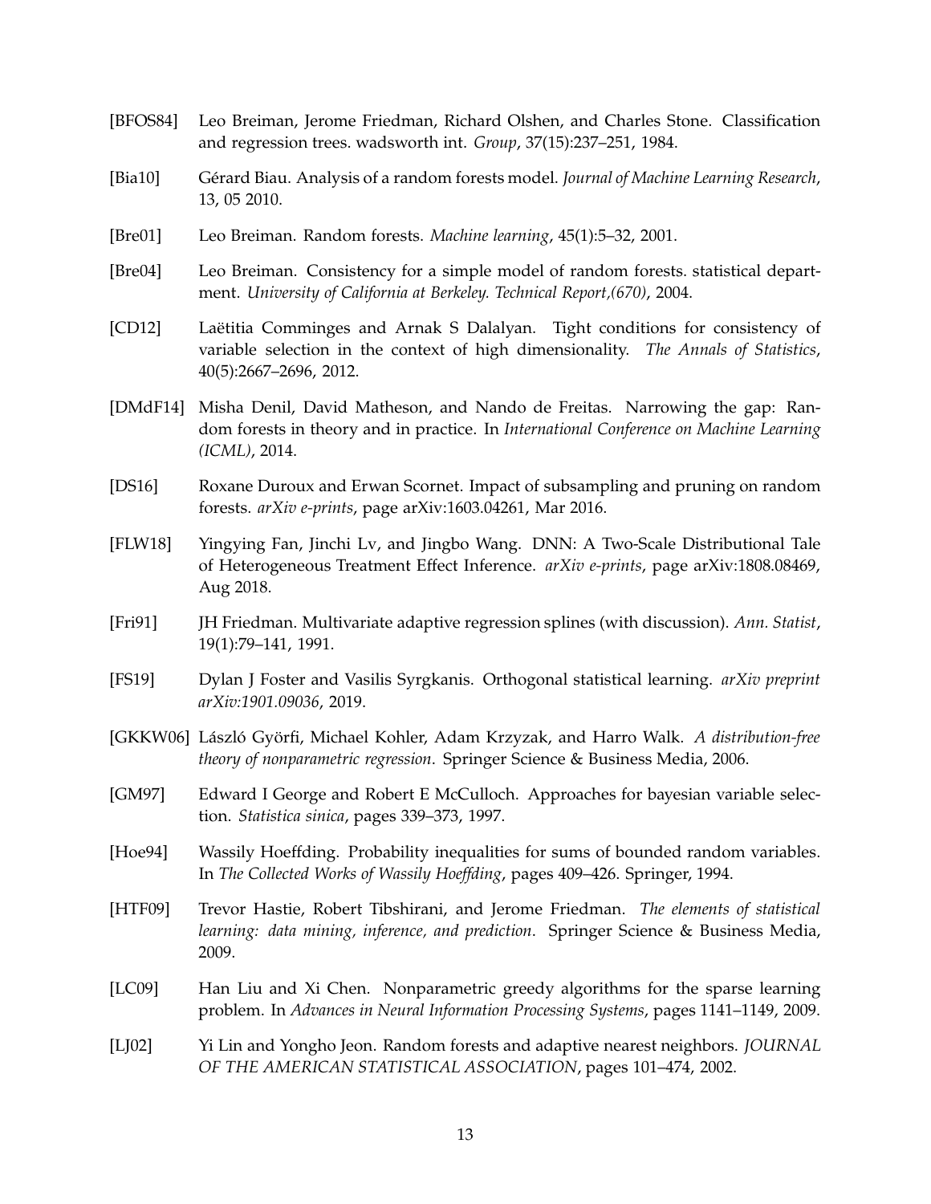[BFOS84] Leo Breiman, Jerome Friedman, Richard Olshen, and Charles Stone. Classification and regression trees. wadsworth int. *Group*, 37(15):237–251, 1984.

[Bia10] Gérard Biau. Analysis of a random forests model. *Journal of Machine Learning Research*, 13, 05 2010.

[Bre01] Leo Breiman. Random forests. *Machine learning*, 45(1):5–32, 2001.

[Bre04] Leo Breiman. Consistency for a simple model of random forests. statistical department. *University of California at Berkeley. Technical Report,(670)*, 2004.

[CD12] Laëtitia Comminges and Arnak S Dalalyan. Tight conditions for consistency of variable selection in the context of high dimensionality. *The Annals of Statistics*, 40(5):2667–2696, 2012.

[DMdF14] Misha Denil, David Matheson, and Nando de Freitas. Narrowing the gap: Random forests in theory and in practice. In *International Conference on Machine Learning (ICML)*, 2014.

[DS16] Roxane Duroux and Erwan Scornet. Impact of subsampling and pruning on random forests. *arXiv e-prints*, page arXiv:1603.04261, Mar 2016.

[FLW18] Yingying Fan, Jinchi Lv, and Jingbo Wang. DNN: A Two-Scale Distributional Tale of Heterogeneous Treatment Effect Inference. *arXiv e-prints*, page arXiv:1808.08469, Aug 2018.

[Fri91] JH Friedman. Multivariate adaptive regression splines (with discussion). *Ann. Statist*, 19(1):79–141, 1991.

[FS19] Dylan J Foster and Vasilis Syrgkanis. Orthogonal statistical learning. *arXiv preprint arXiv:1901.09036*, 2019.

[GKKW06] László Györfi, Michael Kohler, Adam Krzyzak, and Harro Walk. *A distribution-free theory of nonparametric regression*. Springer Science & Business Media, 2006.

[GM97] Edward I George and Robert E McCulloch. Approaches for bayesian variable selection. *Statistica sinica*, pages 339–373, 1997.

[Hoe94] Wassily Hoeffding. Probability inequalities for sums of bounded random variables. In *The Collected Works of Wassily Hoeffding*, pages 409–426. Springer, 1994.

[HTF09] Trevor Hastie, Robert Tibshirani, and Jerome Friedman. *The elements of statistical learning: data mining, inference, and prediction*. Springer Science & Business Media, 2009.

[LC09] Han Liu and Xi Chen. Nonparametric greedy algorithms for the sparse learning problem. In *Advances in Neural Information Processing Systems*, pages 1141–1149, 2009.

[LJ02] Yi Lin and Yongho Jeon. Random forests and adaptive nearest neighbors. *JOURNAL OF THE AMERICAN STATISTICAL ASSOCIATION*, pages 101–474, 2002.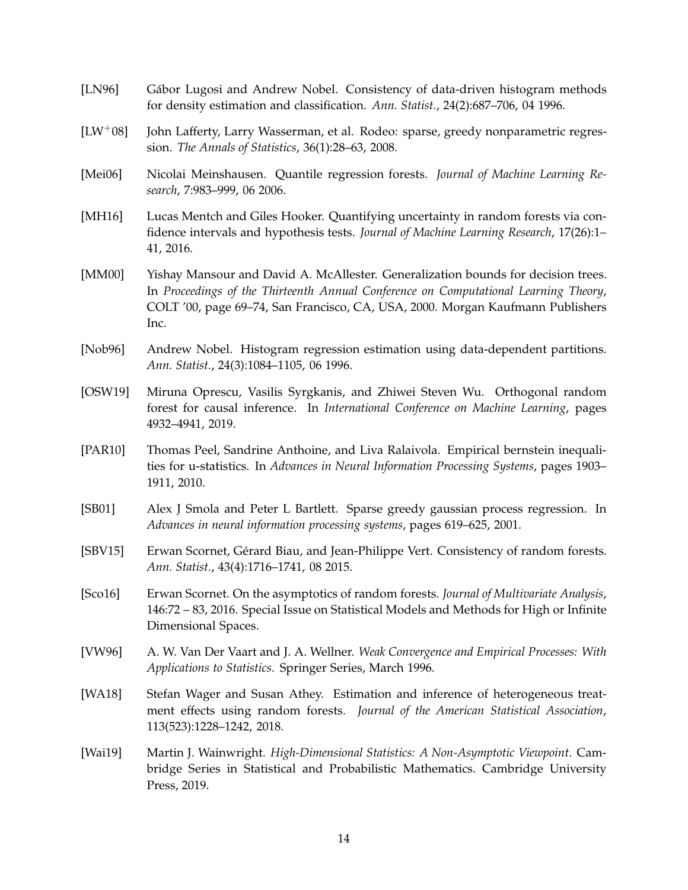[LN96] Gábor Lugosi and Andrew Nobel. Consistency of data-driven histogram methods for density estimation and classification. *Ann. Statist.*, 24(2):687–706, 04 1996.

[LW$^+$08] John Lafferty, Larry Wasserman, et al. Rodeo: sparse, greedy nonparametric regression. *The Annals of Statistics*, 36(1):28–63, 2008.

[Mei06] Nicolai Meinshausen. Quantile regression forests. *Journal of Machine Learning Research*, 7:983–999, 06 2006.

[MH16] Lucas Mentch and Giles Hooker. Quantifying uncertainty in random forests via confidence intervals and hypothesis tests. *Journal of Machine Learning Research*, 17(26):1–41, 2016.

[MM00] Yishay Mansour and David A. McAllester. Generalization bounds for decision trees. In *Proceedings of the Thirteenth Annual Conference on Computational Learning Theory*, COLT '00, page 69–74, San Francisco, CA, USA, 2000. Morgan Kaufmann Publishers Inc.

[Nob96] Andrew Nobel. Histogram regression estimation using data-dependent partitions. *Ann. Statist.*, 24(3):1084–1105, 06 1996.

[OSW19] Miruna Oprescu, Vasilis Syrgkanis, and Zhiwei Steven Wu. Orthogonal random forest for causal inference. In *International Conference on Machine Learning*, pages 4932–4941, 2019.

[PAR10] Thomas Peel, Sandrine Anthoine, and Liva Ralaivola. Empirical bernstein inequalities for u-statistics. In *Advances in Neural Information Processing Systems*, pages 1903–1911, 2010.

[SB01] Alex J Smola and Peter L Bartlett. Sparse greedy gaussian process regression. In *Advances in neural information processing systems*, pages 619–625, 2001.

[SBV15] Erwan Scornet, Gérard Biau, and Jean-Philippe Vert. Consistency of random forests. *Ann. Statist.*, 43(4):1716–1741, 08 2015.

[Sco16] Erwan Scornet. On the asymptotics of random forests. *Journal of Multivariate Analysis*, 146:72 – 83, 2016. Special Issue on Statistical Models and Methods for High or Infinite Dimensional Spaces.

[VW96] A. W. Van Der Vaart and J. A. Wellner. *Weak Convergence and Empirical Processes: With Applications to Statistics*. Springer Series, March 1996.

[WA18] Stefan Wager and Susan Athey. Estimation and inference of heterogeneous treatment effects using random forests. *Journal of the American Statistical Association*, 113(523):1228–1242, 2018.

[Wai19] Martin J. Wainwright. *High-Dimensional Statistics: A Non-Asymptotic Viewpoint*. Cambridge Series in Statistical and Probabilistic Mathematics. Cambridge University Press, 2019.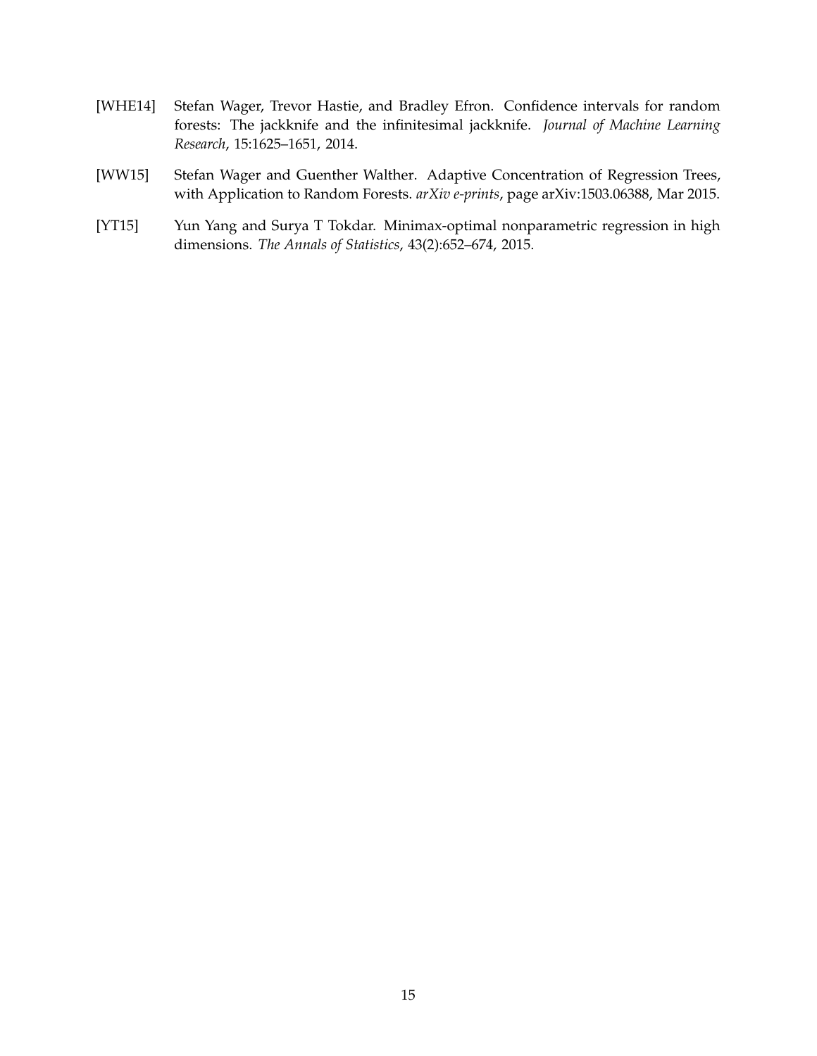[WHE14] Stefan Wager, Trevor Hastie, and Bradley Efron. Confidence intervals for random forests: The jackknife and the infinitesimal jackknife. *Journal of Machine Learning Research*, 15:1625–1651, 2014.

[WW15] Stefan Wager and Guenther Walther. Adaptive Concentration of Regression Trees, with Application to Random Forests. *arXiv e-prints*, page arXiv:1503.06388, Mar 2015.

[YT15] Yun Yang and Surya T Tokdar. Minimax-optimal nonparametric regression in high dimensions. *The Annals of Statistics*, 43(2):652–674, 2015.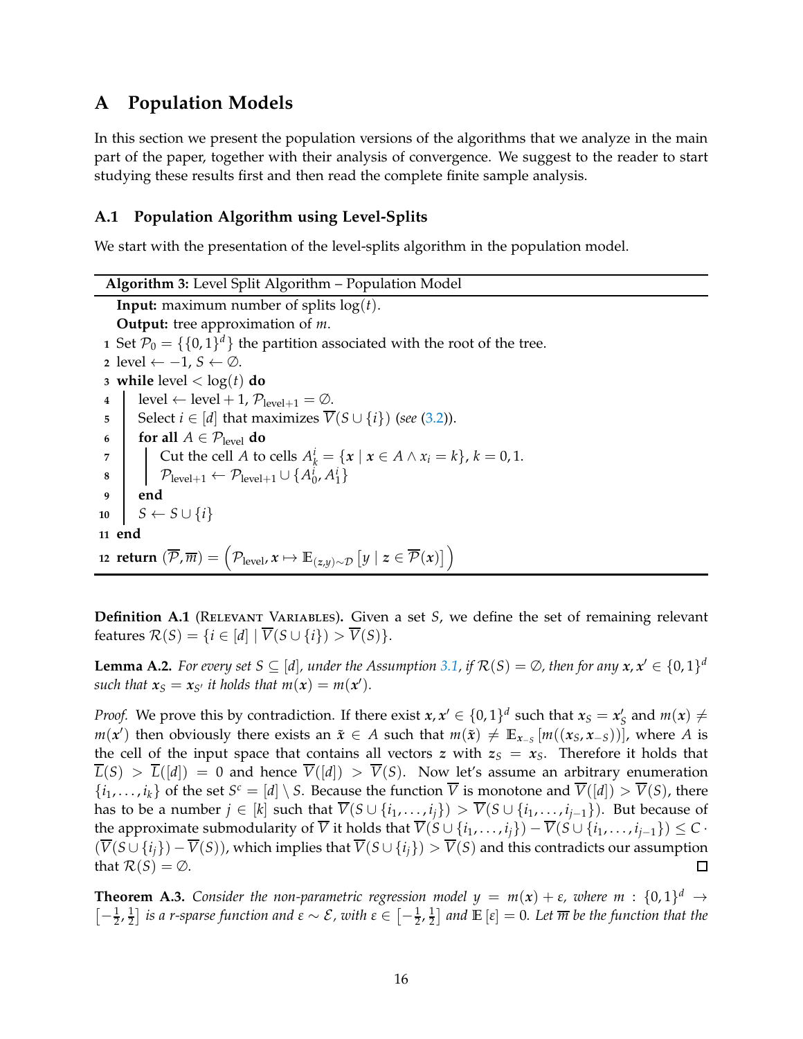# A Population Models

In this section we present the population versions of the algorithms that we analyze in the main part of the paper, together with their analysis of convergence. We suggest to the reader to start studying these results first and then read the complete finite sample analysis.

## A.1 Population Algorithm using Level-Splits

We start with the presentation of the level-splits algorithm in the population model.

---

**Algorithm 3:** Level Split Algorithm – Population Model

---

**Input:** maximum number of splits $\log(t)$.

**Output:** tree approximation of $m$.

1. Set $\mathcal{P}_0 = \{\{0,1\}^d\}$ the partition associated with the root of the tree.
2. level $\leftarrow -1$, $S \leftarrow \emptyset$.
3. **while** level $< \log(t)$ **do**
4. &nbsp;&nbsp;&nbsp;&nbsp;level $\leftarrow$ level $+ 1$, $\mathcal{P}_{\text{level}+1} = \emptyset$.
5. &nbsp;&nbsp;&nbsp;&nbsp;Select $i \in [d]$ that maximizes $\overline{V}(S \cup \{i\})$ (*see* (3.2)).
6. &nbsp;&nbsp;&nbsp;&nbsp;**for all** $A \in \mathcal{P}_{\text{level}}$ **do**
7. &nbsp;&nbsp;&nbsp;&nbsp;&nbsp;&nbsp;&nbsp;&nbsp;Cut the cell $A$ to cells $A^i_k = \{\boldsymbol{x} \mid \boldsymbol{x} \in A \wedge x_i = k\}$, $k = 0, 1$.
8. &nbsp;&nbsp;&nbsp;&nbsp;&nbsp;&nbsp;&nbsp;&nbsp;$\mathcal{P}_{\text{level}+1} \leftarrow \mathcal{P}_{\text{level}+1} \cup \{A^i_0, A^i_1\}$
9. &nbsp;&nbsp;&nbsp;&nbsp;**end**
10. &nbsp;&nbsp;&nbsp;&nbsp;$S \leftarrow S \cup \{i\}$
11. **end**
12. **return** $(\overline{\mathcal{P}}, \overline{m}) = \left(\mathcal{P}_{\text{level}}, \boldsymbol{x} \mapsto \mathbb{E}_{(\boldsymbol{z},y)\sim\mathcal{D}}\left[y \mid \boldsymbol{z} \in \overline{\mathcal{P}}(\boldsymbol{x})\right]\right)$

---

**Definition A.1** (Relevant Variables)**.** Given a set $S$, we define the set of remaining relevant features $\mathcal{R}(S) = \{i \in [d] \mid \overline{V}(S \cup \{i\}) > \overline{V}(S)\}$.

**Lemma A.2.** *For every set $S \subseteq [d]$, under the Assumption 3.1, if $\mathcal{R}(S) = \emptyset$, then for any $\boldsymbol{x}, \boldsymbol{x}' \in \{0,1\}^d$ such that $\boldsymbol{x}_S = \boldsymbol{x}_{S'}$ it holds that $m(\boldsymbol{x}) = m(\boldsymbol{x}')$.*

*Proof.* We prove this by contradiction. If there exist $\boldsymbol{x}, \boldsymbol{x}' \in \{0,1\}^d$ such that $\boldsymbol{x}_S = \boldsymbol{x}'_S$ and $m(\boldsymbol{x}) \neq m(\boldsymbol{x}')$ then obviously there exists an $\tilde{\boldsymbol{x}} \in A$ such that $m(\tilde{\boldsymbol{x}}) \neq \mathbb{E}_{\boldsymbol{x}_{-S}}\left[m((\boldsymbol{x}_S, \boldsymbol{x}_{-S}))\right]$, where $A$ is the cell of the input space that contains all vectors $\boldsymbol{z}$ with $\boldsymbol{z}_S = \boldsymbol{x}_S$. Therefore it holds that $\overline{L}(S) > \overline{L}([d]) = 0$ and hence $\overline{V}([d]) > \overline{V}(S)$. Now let's assume an arbitrary enumeration $\{i_1, \ldots, i_k\}$ of the set $S^c = [d] \setminus S$. Because the function $\overline{V}$ is monotone and $\overline{V}([d]) > \overline{V}(S)$, there has to be a number $j \in [k]$ such that $\overline{V}(S \cup \{i_1, \ldots, i_j\}) > \overline{V}(S \cup \{i_1, \ldots, i_{j-1}\})$. But because of the approximate submodularity of $\overline{V}$ it holds that $\overline{V}(S \cup \{i_1, \ldots, i_j\}) - \overline{V}(S \cup \{i_1, \ldots, i_{j-1}\}) \leq C \cdot (\overline{V}(S \cup \{i_j\}) - \overline{V}(S))$, which implies that $\overline{V}(S \cup \{i_j\}) > \overline{V}(S)$ and this contradicts our assumption that $\mathcal{R}(S) = \emptyset$. $\square$

**Theorem A.3.** *Consider the non-parametric regression model $y = m(\boldsymbol{x}) + \varepsilon$, where $m : \{0,1\}^d \to \left[-\frac{1}{2}, \frac{1}{2}\right]$ is a $r$-sparse function and $\varepsilon \sim \mathcal{E}$, with $\varepsilon \in \left[-\frac{1}{2}, \frac{1}{2}\right]$ and $\mathbb{E}[\varepsilon] = 0$. Let $\overline{m}$ be the function that the*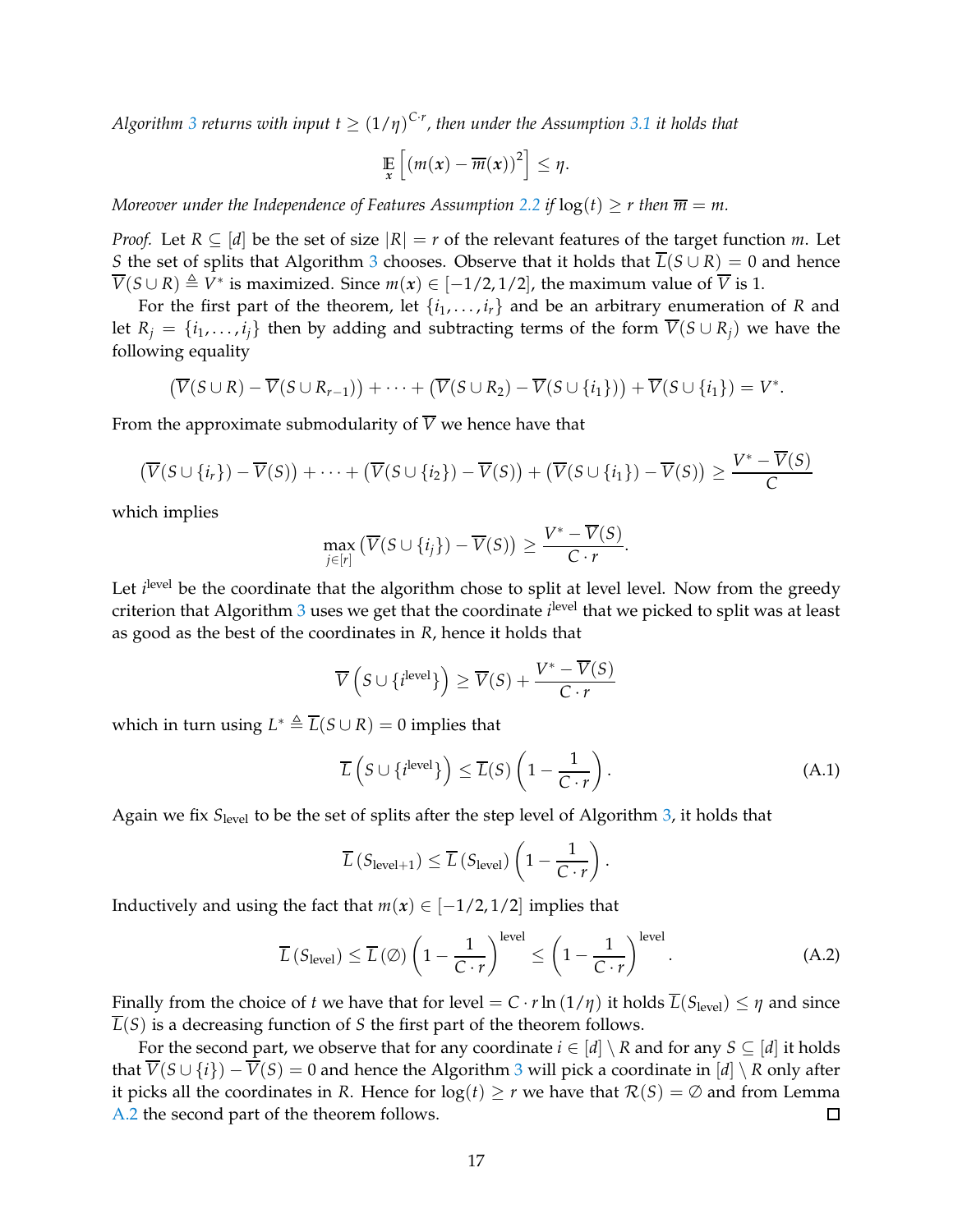*Algorithm 3 returns with input $t \geq (1/\eta)^{C \cdot r}$, then under the Assumption 3.1 it holds that*

$$\mathop{\mathbb{E}}_{\boldsymbol{x}}\left[(m(\boldsymbol{x}) - \overline{m}(\boldsymbol{x}))^2\right] \leq \eta.$$

*Moreover under the Independence of Features Assumption 2.2 if $\log(t) \geq r$ then $\overline{m} = m$.*

*Proof.* Let $R \subseteq [d]$ be the set of size $|R| = r$ of the relevant features of the target function $m$. Let $S$ the set of splits that Algorithm 3 chooses. Observe that it holds that $\overline{L}(S \cup R) = 0$ and hence $\overline{V}(S \cup R) \triangleq V^*$ is maximized. Since $m(\boldsymbol{x}) \in [-1/2, 1/2]$, the maximum value of $\overline{V}$ is 1.

For the first part of the theorem, let $\{i_1, \ldots, i_r\}$ and be an arbitrary enumeration of $R$ and let $R_j = \{i_1, \ldots, i_j\}$ then by adding and subtracting terms of the form $\overline{V}(S \cup R_j)$ we have the following equality

$$\left(\overline{V}(S \cup R) - \overline{V}(S \cup R_{r-1})\right) + \cdots + \left(\overline{V}(S \cup R_2) - \overline{V}(S \cup \{i_1\})\right) + \overline{V}(S \cup \{i_1\}) = V^*.$$

From the approximate submodularity of $\overline{V}$ we hence have that

$$\left(\overline{V}(S \cup \{i_r\}) - \overline{V}(S)\right) + \cdots + \left(\overline{V}(S \cup \{i_2\}) - \overline{V}(S)\right) + \left(\overline{V}(S \cup \{i_1\}) - \overline{V}(S)\right) \geq \frac{V^* - \overline{V}(S)}{C}$$

which implies

$$\max_{j \in [r]} \left(\overline{V}(S \cup \{i_j\}) - \overline{V}(S)\right) \geq \frac{V^* - \overline{V}(S)}{C \cdot r}.$$

Let $i^{\text{level}}$ be the coordinate that the algorithm chose to split at level level. Now from the greedy criterion that Algorithm 3 uses we get that the coordinate $i^{\text{level}}$ that we picked to split was at least as good as the best of the coordinates in $R$, hence it holds that

$$\overline{V}\left(S \cup \{i^{\text{level}}\}\right) \geq \overline{V}(S) + \frac{V^* - \overline{V}(S)}{C \cdot r}$$

which in turn using $L^* \triangleq \overline{L}(S \cup R) = 0$ implies that

$$\overline{L}\left(S \cup \{i^{\text{level}}\}\right) \leq \overline{L}(S)\left(1 - \frac{1}{C \cdot r}\right). \tag{A.1}$$

Again we fix $S_{\text{level}}$ to be the set of splits after the step level of Algorithm 3, it holds that

$$\overline{L}\left(S_{\text{level}+1}\right) \leq \overline{L}\left(S_{\text{level}}\right)\left(1 - \frac{1}{C \cdot r}\right).$$

Inductively and using the fact that $m(\boldsymbol{x}) \in [-1/2, 1/2]$ implies that

$$\overline{L}\left(S_{\text{level}}\right) \leq \overline{L}(\emptyset)\left(1 - \frac{1}{C \cdot r}\right)^{\text{level}} \leq \left(1 - \frac{1}{C \cdot r}\right)^{\text{level}}. \tag{A.2}$$

Finally from the choice of $t$ we have that for level $= C \cdot r \ln(1/\eta)$ it holds $\overline{L}(S_{\text{level}}) \leq \eta$ and since $\overline{L}(S)$ is a decreasing function of $S$ the first part of the theorem follows.

For the second part, we observe that for any coordinate $i \in [d] \setminus R$ and for any $S \subseteq [d]$ it holds that $\overline{V}(S \cup \{i\}) - \overline{V}(S) = 0$ and hence the Algorithm 3 will pick a coordinate in $[d] \setminus R$ only after it picks all the coordinates in $R$. Hence for $\log(t) \geq r$ we have that $\mathcal{R}(S) = \emptyset$ and from Lemma A.2 the second part of the theorem follows. ◻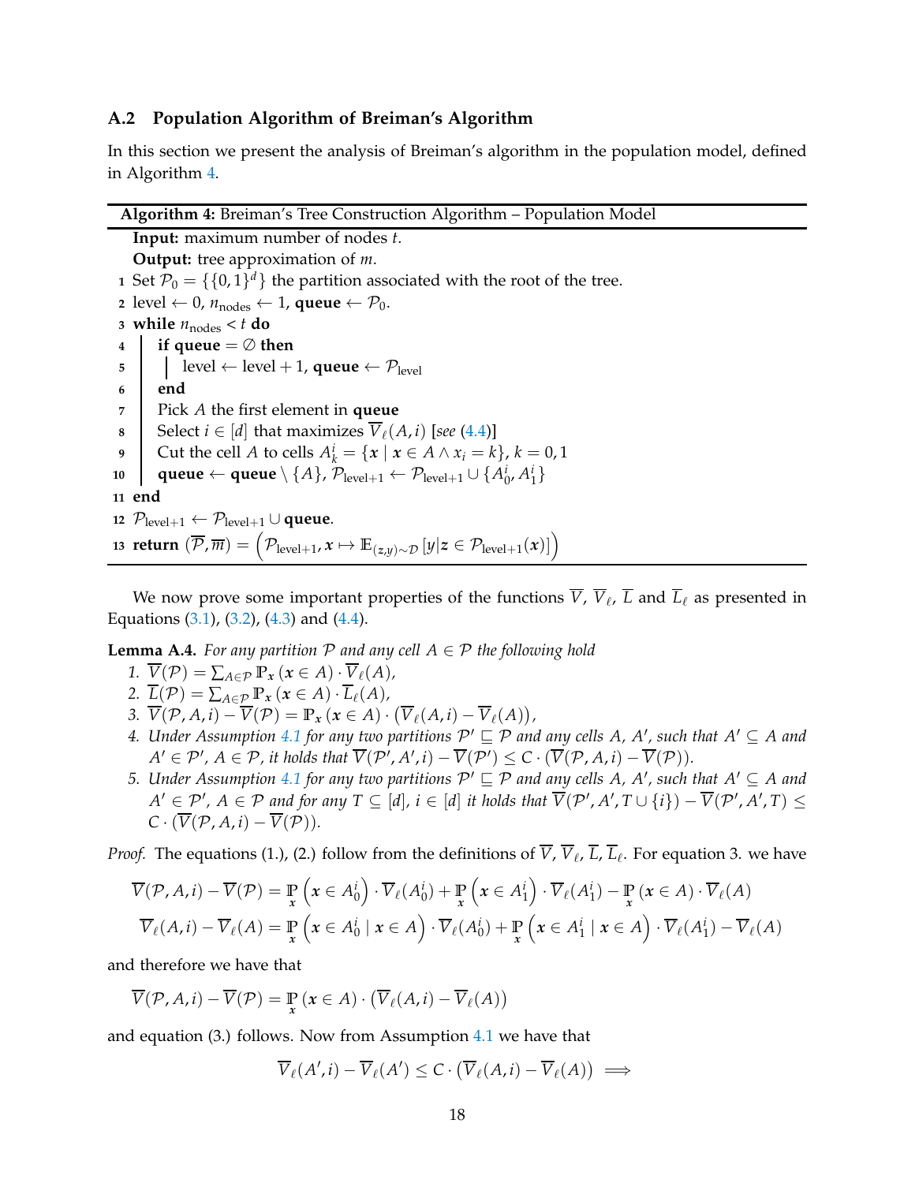### A.2 Population Algorithm of Breiman's Algorithm

In this section we present the analysis of Breiman's algorithm in the population model, defined in Algorithm 4.

**Algorithm 4:** Breiman's Tree Construction Algorithm – Population Model

```
Input: maximum number of nodes t.
Output: tree approximation of m.
1  Set P_0 = {{0,1}^d} the partition associated with the root of the tree.
2  level ← 0, n_nodes ← 1, queue ← P_0.
3  while n_nodes < t do
4  |  if queue = ∅ then
5  |  |  level ← level + 1, queue ← P_level
6  |  end
7  |  Pick A the first element in queue
8  |  Select i ∈ [d] that maximizes V̄_ℓ(A, i) [see (4.4)]
9  |  Cut the cell A to cells A^i_k = {x | x ∈ A ∧ x_i = k}, k = 0, 1
10 |  queue ← queue \ {A}, P_{level+1} ← P_{level+1} ∪ {A^i_0, A^i_1}
11 end
12 P_{level+1} ← P_{level+1} ∪ queue.
13 return (P̄, m̄) = (P_{level+1}, x ↦ E_{(z,y)~D}[y | z ∈ P_{level+1}(x)])
```

We now prove some important properties of the functions $\overline{V}$, $\overline{V}_\ell$, $\overline{L}$ and $\overline{L}_\ell$ as presented in Equations (3.1), (3.2), (4.3) and (4.4).

**Lemma A.4.** *For any partition $\mathcal{P}$ and any cell $A \in \mathcal{P}$ the following hold*

1. $\overline{V}(\mathcal{P}) = \sum_{A \in \mathcal{P}} \mathbb{P}_{\boldsymbol{x}}(\boldsymbol{x} \in A) \cdot \overline{V}_\ell(A)$,
2. $\overline{L}(\mathcal{P}) = \sum_{A \in \mathcal{P}} \mathbb{P}_{\boldsymbol{x}}(\boldsymbol{x} \in A) \cdot \overline{L}_\ell(A)$,
3. $\overline{V}(\mathcal{P}, A, i) - \overline{V}(\mathcal{P}) = \mathbb{P}_{\boldsymbol{x}}(\boldsymbol{x} \in A) \cdot \left(\overline{V}_\ell(A, i) - \overline{V}_\ell(A)\right)$,
4. *Under Assumption 4.1 for any two partitions $\mathcal{P}' \sqsubseteq \mathcal{P}$ and any cells $A$, $A'$, such that $A' \subseteq A$ and $A' \in \mathcal{P}'$, $A \in \mathcal{P}$, it holds that $\overline{V}(\mathcal{P}', A', i) - \overline{V}(\mathcal{P}') \leq C \cdot (\overline{V}(\mathcal{P}, A, i) - \overline{V}(\mathcal{P}))$.*
5. *Under Assumption 4.1 for any two partitions $\mathcal{P}' \sqsubseteq \mathcal{P}$ and any cells $A$, $A'$, such that $A' \subseteq A$ and $A' \in \mathcal{P}'$, $A \in \mathcal{P}$ and for any $T \subseteq [d]$, $i \in [d]$ it holds that $\overline{V}(\mathcal{P}', A', T \cup \{i\}) - \overline{V}(\mathcal{P}', A', T) \leq C \cdot (\overline{V}(\mathcal{P}, A, i) - \overline{V}(\mathcal{P}))$.*

*Proof.* The equations (1.), (2.) follow from the definitions of $\overline{V}$, $\overline{V}_\ell$, $\overline{L}$, $\overline{L}_\ell$. For equation 3. we have

$$\overline{V}(\mathcal{P}, A, i) - \overline{V}(\mathcal{P}) = \mathbb{P}_{\boldsymbol{x}}\left(\boldsymbol{x} \in A^i_0\right) \cdot \overline{V}_\ell(A^i_0) + \mathbb{P}_{\boldsymbol{x}}\left(\boldsymbol{x} \in A^i_1\right) \cdot \overline{V}_\ell(A^i_1) - \mathbb{P}_{\boldsymbol{x}}(\boldsymbol{x} \in A) \cdot \overline{V}_\ell(A)$$

$$\overline{V}_\ell(A, i) - \overline{V}_\ell(A) = \mathbb{P}_{\boldsymbol{x}}\left(\boldsymbol{x} \in A^i_0 \mid \boldsymbol{x} \in A\right) \cdot \overline{V}_\ell(A^i_0) + \mathbb{P}_{\boldsymbol{x}}\left(\boldsymbol{x} \in A^i_1 \mid \boldsymbol{x} \in A\right) \cdot \overline{V}_\ell(A^i_1) - \overline{V}_\ell(A)$$

and therefore we have that

$$\overline{V}(\mathcal{P}, A, i) - \overline{V}(\mathcal{P}) = \mathbb{P}_{\boldsymbol{x}}(\boldsymbol{x} \in A) \cdot \left(\overline{V}_\ell(A, i) - \overline{V}_\ell(A)\right)$$

and equation (3.) follows. Now from Assumption 4.1 we have that

$$\overline{V}_\ell(A', i) - \overline{V}_\ell(A') \leq C \cdot \left(\overline{V}_\ell(A, i) - \overline{V}_\ell(A)\right) \implies$$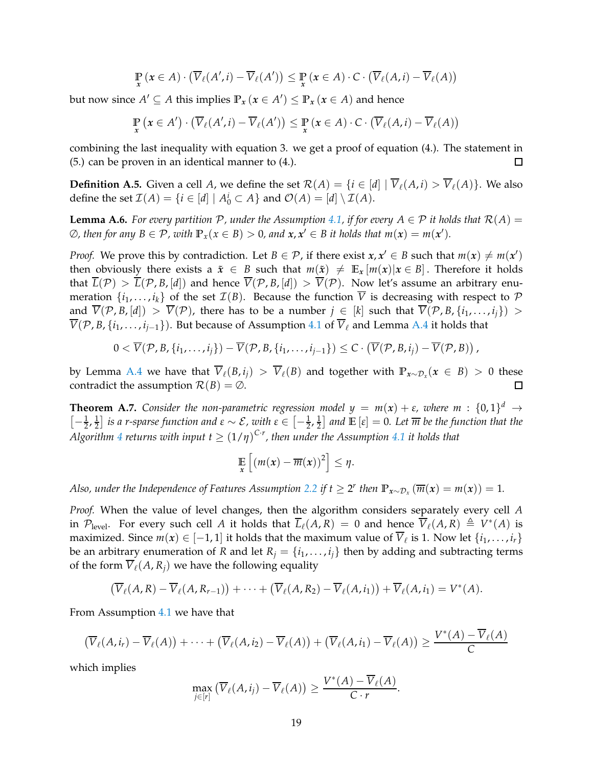$$\mathop{\mathbb{P}}_{\boldsymbol{x}}\left(\boldsymbol{x} \in A\right) \cdot \left(\overline{V}_\ell(A', i) - \overline{V}_\ell(A')\right) \leq \mathop{\mathbb{P}}_{\boldsymbol{x}}\left(\boldsymbol{x} \in A\right) \cdot C \cdot \left(\overline{V}_\ell(A, i) - \overline{V}_\ell(A)\right)$$

but now since $A' \subseteq A$ this implies $\mathbb{P}_{\boldsymbol{x}}\left(\boldsymbol{x} \in A'\right) \leq \mathbb{P}_{\boldsymbol{x}}\left(\boldsymbol{x} \in A\right)$ and hence

$$\mathop{\mathbb{P}}_{\boldsymbol{x}}\left(\boldsymbol{x} \in A'\right) \cdot \left(\overline{V}_\ell(A', i) - \overline{V}_\ell(A')\right) \leq \mathop{\mathbb{P}}_{\boldsymbol{x}}\left(\boldsymbol{x} \in A\right) \cdot C \cdot \left(\overline{V}_\ell(A, i) - \overline{V}_\ell(A)\right)$$

combining the last inequality with equation 3. we get a proof of equation (4.). The statement in (5.) can be proven in an identical manner to (4.). ◻

**Definition A.5.** Given a cell $A$, we define the set $\mathcal{R}(A) = \{i \in [d] \mid \overline{V}_\ell(A, i) > \overline{V}_\ell(A)\}$. We also define the set $\mathcal{I}(A) = \{i \in [d] \mid A_0^i \subset A\}$ and $\mathcal{O}(A) = [d] \setminus \mathcal{I}(A)$.

**Lemma A.6.** *For every partition $\mathcal{P}$, under the Assumption 4.1, if for every $A \in \mathcal{P}$ it holds that $\mathcal{R}(A) = \emptyset$, then for any $B \in \mathcal{P}$, with $\mathbb{P}_x(\boldsymbol{x} \in B) > 0$, and $\boldsymbol{x}, \boldsymbol{x}' \in B$ it holds that $m(\boldsymbol{x}) = m(\boldsymbol{x}')$.*

*Proof.* We prove this by contradiction. Let $B \in \mathcal{P}$, if there exist $\boldsymbol{x}, \boldsymbol{x}' \in B$ such that $m(\boldsymbol{x}) \neq m(\boldsymbol{x}')$ then obviously there exists a $\tilde{\boldsymbol{x}} \in B$ such that $m(\tilde{\boldsymbol{x}}) \neq \mathbb{E}_{\boldsymbol{x}}\left[m(\boldsymbol{x}) | \boldsymbol{x} \in B\right]$. Therefore it holds that $\overline{L}(\mathcal{P}) > \overline{L}(\mathcal{P}, B, [d])$ and hence $\overline{V}(\mathcal{P}, B, [d]) > \overline{V}(\mathcal{P})$. Now let's assume an arbitrary enumeration $\{i_1, \dots, i_k\}$ of the set $\mathcal{I}(B)$. Because the function $\overline{V}$ is decreasing with respect to $\mathcal{P}$ and $\overline{V}(\mathcal{P}, B, [d]) > \overline{V}(\mathcal{P})$, there has to be a number $j \in [k]$ such that $\overline{V}(\mathcal{P}, B, \{i_1, \dots, i_j\}) > \overline{V}(\mathcal{P}, B, \{i_1, \dots, i_{j-1}\})$. But because of Assumption 4.1 of $\overline{V}_\ell$ and Lemma A.4 it holds that

$$0 < \overline{V}(\mathcal{P}, B, \{i_1, \dots, i_j\}) - \overline{V}(\mathcal{P}, B, \{i_1, \dots, i_{j-1}\}) \leq C \cdot \left(\overline{V}(\mathcal{P}, B, i_j) - \overline{V}(\mathcal{P}, B)\right),$$

by Lemma A.4 we have that $\overline{V}_\ell(B, i_j) > \overline{V}_\ell(B)$ and together with $\mathbb{P}_{\boldsymbol{x} \sim \mathcal{D}_x}(\boldsymbol{x} \in B) > 0$ these contradict the assumption $\mathcal{R}(B) = \emptyset$. ◻

**Theorem A.7.** *Consider the non-parametric regression model $y = m(\boldsymbol{x}) + \varepsilon$, where $m : \{0,1\}^d \to \left[-\frac{1}{2}, \frac{1}{2}\right]$ is a $r$-sparse function and $\varepsilon \sim \mathcal{E}$, with $\varepsilon \in \left[-\frac{1}{2}, \frac{1}{2}\right]$ and $\mathbb{E}\left[\varepsilon\right] = 0$. Let $\overline{m}$ be the function that the Algorithm 4 returns with input $t \geq (1/\eta)^{C \cdot r}$, then under the Assumption 4.1 it holds that*

$$\mathop{\mathbb{E}}_{\boldsymbol{x}}\left[\left(m(\boldsymbol{x}) - \overline{m}(\boldsymbol{x})\right)^2\right] \leq \eta.$$

*Also, under the Independence of Features Assumption 2.2 if $t \geq 2^r$ then $\mathbb{P}_{\boldsymbol{x} \sim \mathcal{D}_x}\left(\overline{m}(\boldsymbol{x}) = m(\boldsymbol{x})\right) = 1$.*

*Proof.* When the value of level changes, then the algorithm considers separately every cell $A$ in $\mathcal{P}_{\text{level}}$. For every such cell $A$ it holds that $\overline{L}_\ell(A, R) = 0$ and hence $\overline{V}_\ell(A, R) \triangleq V^*(A)$ is maximized. Since $m(\boldsymbol{x}) \in [-1, 1]$ it holds that the maximum value of $\overline{V}_\ell$ is 1. Now let $\{i_1, \dots, i_r\}$ be an arbitrary enumeration of $R$ and let $R_j = \{i_1, \dots, i_j\}$ then by adding and subtracting terms of the form $\overline{V}_\ell(A, R_j)$ we have the following equality

$$\left(\overline{V}_\ell(A, R) - \overline{V}_\ell(A, R_{r-1})\right) + \cdots + \left(\overline{V}_\ell(A, R_2) - \overline{V}_\ell(A, i_1)\right) + \overline{V}_\ell(A, i_1) = V^*(A).$$

From Assumption 4.1 we have that

$$\left(\overline{V}_\ell(A, i_r) - \overline{V}_\ell(A)\right) + \cdots + \left(\overline{V}_\ell(A, i_2) - \overline{V}_\ell(A)\right) + \left(\overline{V}_\ell(A, i_1) - \overline{V}_\ell(A)\right) \geq \frac{V^*(A) - \overline{V}_\ell(A)}{C}$$

which implies

$$\max_{j \in [r]} \left(\overline{V}_\ell(A, i_j) - \overline{V}_\ell(A)\right) \geq \frac{V^*(A) - \overline{V}_\ell(A)}{C \cdot r}.$$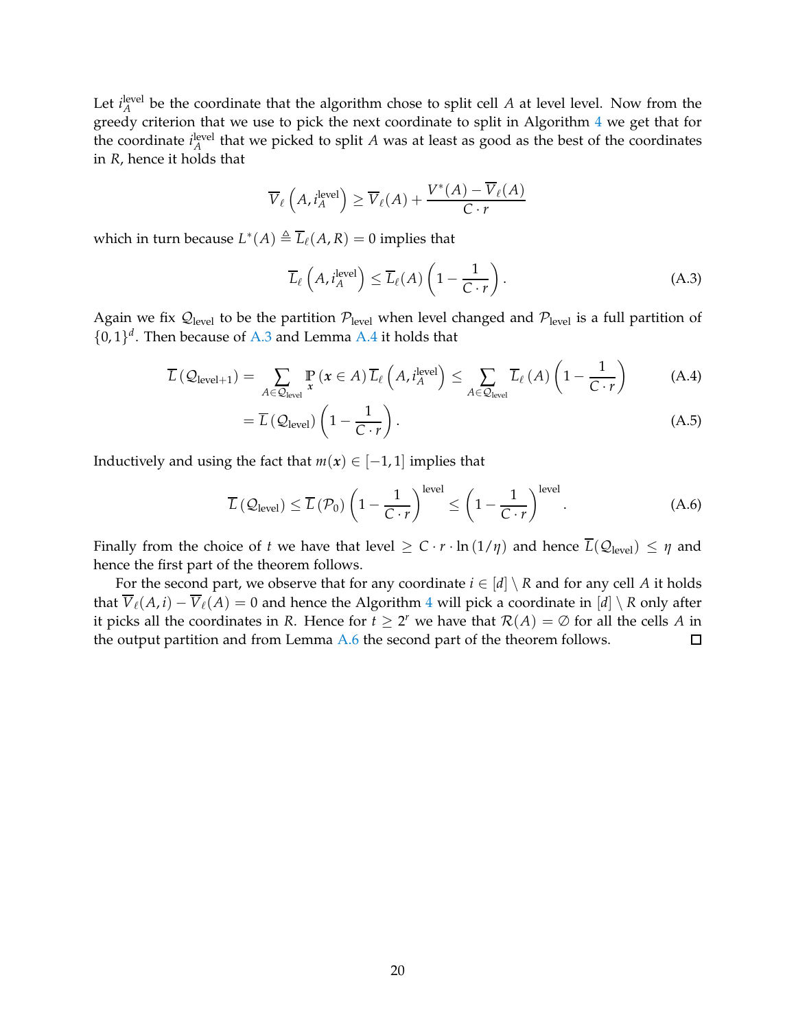Let $i_A^{\text{level}}$ be the coordinate that the algorithm chose to split cell $A$ at level level. Now from the greedy criterion that we use to pick the next coordinate to split in Algorithm 4 we get that for the coordinate $i_A^{\text{level}}$ that we picked to split $A$ was at least as good as the best of the coordinates in $R$, hence it holds that

$$\overline{V}_\ell\left(A, i_A^{\text{level}}\right) \geq \overline{V}_\ell(A) + \frac{V^*(A) - \overline{V}_\ell(A)}{C \cdot r}$$

which in turn because $L^*(A) \triangleq \overline{L}_\ell(A, R) = 0$ implies that

$$\overline{L}_\ell\left(A, i_A^{\text{level}}\right) \leq \overline{L}_\ell(A)\left(1 - \frac{1}{C \cdot r}\right). \tag{A.3}$$

Again we fix $\mathcal{Q}_{\text{level}}$ to be the partition $\mathcal{P}_{\text{level}}$ when level changed and $\mathcal{P}_{\text{level}}$ is a full partition of $\{0,1\}^d$. Then because of A.3 and Lemma A.4 it holds that

$$\overline{L}\left(\mathcal{Q}_{\text{level}+1}\right) = \sum_{A \in \mathcal{Q}_{\text{level}}} \mathbb{P}_{\boldsymbol{x}}\left(\boldsymbol{x} \in A\right) \overline{L}_\ell\left(A, i_A^{\text{level}}\right) \leq \sum_{A \in \mathcal{Q}_{\text{level}}} \overline{L}_\ell\left(A\right)\left(1 - \frac{1}{C \cdot r}\right) \tag{A.4}$$

$$= \overline{L}\left(\mathcal{Q}_{\text{level}}\right)\left(1 - \frac{1}{C \cdot r}\right). \tag{A.5}$$

Inductively and using the fact that $m(\boldsymbol{x}) \in [-1, 1]$ implies that

$$\overline{L}\left(\mathcal{Q}_{\text{level}}\right) \leq \overline{L}\left(\mathcal{P}_0\right)\left(1 - \frac{1}{C \cdot r}\right)^{\text{level}} \leq \left(1 - \frac{1}{C \cdot r}\right)^{\text{level}}. \tag{A.6}$$

Finally from the choice of $t$ we have that level $\geq C \cdot r \cdot \ln(1/\eta)$ and hence $\overline{L}(\mathcal{Q}_{\text{level}}) \leq \eta$ and hence the first part of the theorem follows.

For the second part, we observe that for any coordinate $i \in [d] \setminus R$ and for any cell $A$ it holds that $\overline{V}_\ell(A, i) - \overline{V}_\ell(A) = 0$ and hence the Algorithm 4 will pick a coordinate in $[d] \setminus R$ only after it picks all the coordinates in $R$. Hence for $t \geq 2^r$ we have that $\mathcal{R}(A) = \emptyset$ for all the cells $A$ in the output partition and from Lemma A.6 the second part of the theorem follows. ◻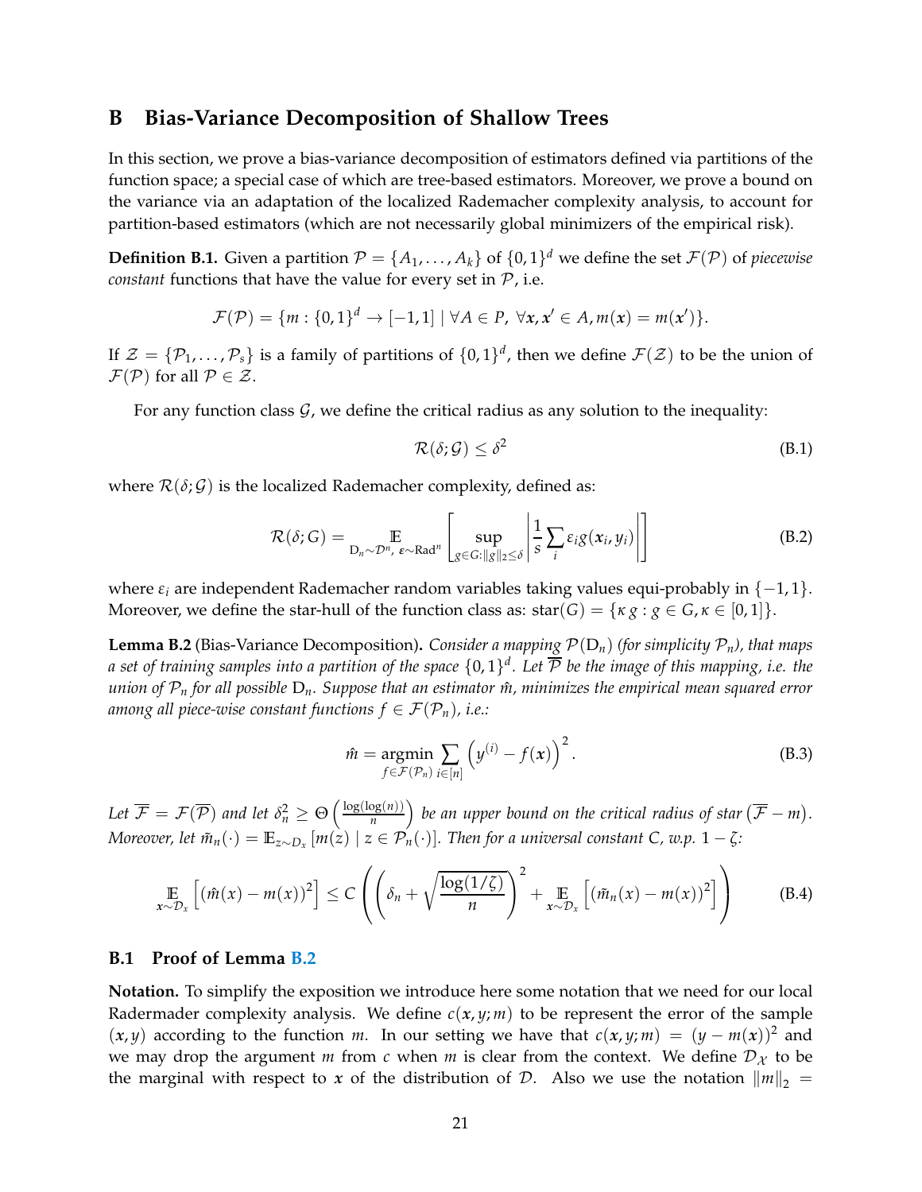# B Bias-Variance Decomposition of Shallow Trees

In this section, we prove a bias-variance decomposition of estimators defined via partitions of the function space; a special case of which are tree-based estimators. Moreover, we prove a bound on the variance via an adaptation of the localized Rademacher complexity analysis, to account for partition-based estimators (which are not necessarily global minimizers of the empirical risk).

**Definition B.1.** Given a partition $\mathcal{P} = \{A_1, \dots, A_k\}$ of $\{0,1\}^d$ we define the set $\mathcal{F}(\mathcal{P})$ of *piecewise constant* functions that have the value for every set in $\mathcal{P}$, i.e.

$$\mathcal{F}(\mathcal{P}) = \{m : \{0,1\}^d \to [-1,1] \mid \forall A \in P,\ \forall \boldsymbol{x}, \boldsymbol{x}' \in A, m(\boldsymbol{x}) = m(\boldsymbol{x}')\}.$$

If $\mathcal{Z} = \{\mathcal{P}_1, \dots, \mathcal{P}_s\}$ is a family of partitions of $\{0,1\}^d$, then we define $\mathcal{F}(\mathcal{Z})$ to be the union of $\mathcal{F}(\mathcal{P})$ for all $\mathcal{P} \in \mathcal{Z}$.

For any function class $\mathcal{G}$, we define the critical radius as any solution to the inequality:

$$\mathcal{R}(\delta; \mathcal{G}) \le \delta^2 \tag{B.1}$$

where $\mathcal{R}(\delta; \mathcal{G})$ is the localized Rademacher complexity, defined as:

$$\mathcal{R}(\delta; G) = \mathop{\mathbb{E}}_{\mathrm{D}_n \sim \mathcal{D}^n,\ \boldsymbol{\varepsilon} \sim \mathrm{Rad}^n}\left[\sup_{g \in G : \|g\|_2 \le \delta} \left|\frac{1}{s}\sum_i \varepsilon_i g(\boldsymbol{x}_i, y_i)\right|\right] \tag{B.2}$$

where $\varepsilon_i$ are independent Rademacher random variables taking values equi-probably in $\{-1, 1\}$. Moreover, we define the star-hull of the function class as: $\mathrm{star}(G) = \{\kappa\, g : g \in G, \kappa \in [0,1]\}$.

**Lemma B.2** (Bias-Variance Decomposition)**.** *Consider a mapping $\mathcal{P}(\mathrm{D}_n)$ (for simplicity $\mathcal{P}_n$), that maps a set of training samples into a partition of the space $\{0,1\}^d$. Let $\overline{\mathcal{P}}$ be the image of this mapping, i.e. the union of $\mathcal{P}_n$ for all possible $\mathrm{D}_n$. Suppose that an estimator $\hat{m}$, minimizes the empirical mean squared error among all piece-wise constant functions $f \in \mathcal{F}(\mathcal{P}_n)$, i.e.:*

$$\hat{m} = \operatorname*{argmin}_{f \in \mathcal{F}(\mathcal{P}_n)} \sum_{i \in [n]} \left(y^{(i)} - f(\boldsymbol{x})\right)^2. \tag{B.3}$$

*Let $\overline{\mathcal{F}} = \mathcal{F}(\overline{\mathcal{P}})$ and let $\delta_n^2 \ge \Theta\left(\frac{\log(\log(n))}{n}\right)$ be an upper bound on the critical radius of star$\left(\overline{\mathcal{F}} - m\right)$. Moreover, let $\tilde{m}_n(\cdot) = \mathbb{E}_{z \sim D_x}\left[m(z) \mid z \in \mathcal{P}_n(\cdot)\right]$. Then for a universal constant $C$, w.p. $1 - \zeta$:*

$$\mathop{\mathbb{E}}_{\boldsymbol{x} \sim \mathcal{D}_x}\left[(\hat{m}(x) - m(x))^2\right] \le C\left(\left(\delta_n + \sqrt{\frac{\log(1/\zeta)}{n}}\right)^2 + \mathop{\mathbb{E}}_{\boldsymbol{x} \sim \mathcal{D}_x}\left[(\tilde{m}_n(x) - m(x))^2\right]\right) \tag{B.4}$$

## B.1 Proof of Lemma B.2

**Notation.** To simplify the exposition we introduce here some notation that we need for our local Radermader complexity analysis. We define $c(\boldsymbol{x}, y; m)$ to be represent the error of the sample $(\boldsymbol{x}, y)$ according to the function $m$. In our setting we have that $c(\boldsymbol{x}, y; m) = (y - m(\boldsymbol{x}))^2$ and we may drop the argument $m$ from $c$ when $m$ is clear from the context. We define $\mathcal{D}_{\mathcal{X}}$ to be the marginal with respect to $\boldsymbol{x}$ of the distribution of $\mathcal{D}$. Also we use the notation $\|m\|_2 =$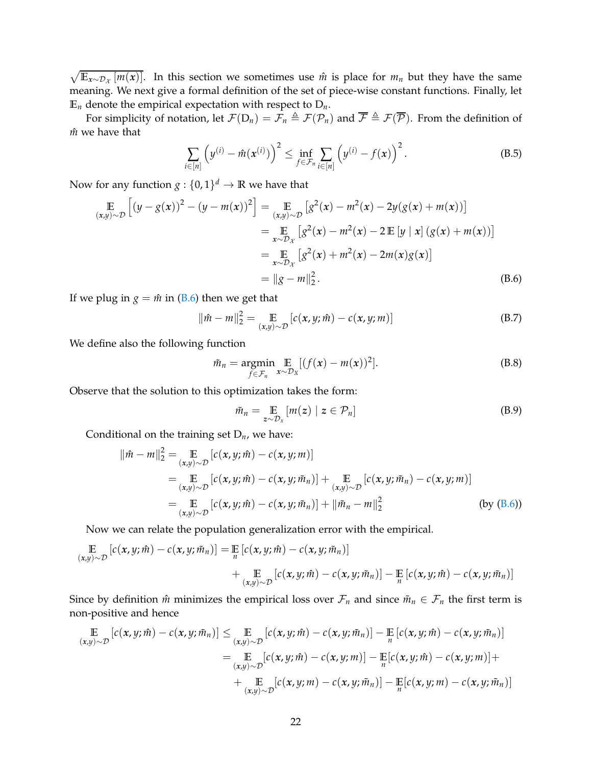$\sqrt{\mathbb{E}_{\boldsymbol{x}\sim\mathcal{D}_{\mathcal{X}}}[m(\boldsymbol{x})]}$. In this section we sometimes use $\hat{m}$ is place for $m_n$ but they have the same meaning. We next give a formal definition of the set of piece-wise constant functions. Finally, let $\mathbb{E}_n$ denote the empirical expectation with respect to $\mathrm{D}_n$.

For simplicity of notation, let $\mathcal{F}(\mathrm{D}_n) = \mathcal{F}_n \triangleq \mathcal{F}(\mathcal{P}_n)$ and $\overline{\mathcal{F}} \triangleq \mathcal{F}(\overline{\mathcal{P}})$. From the definition of $\hat{m}$ we have that

$$\sum_{i\in[n]} \left(y^{(i)} - \hat{m}(\boldsymbol{x}^{(i)})\right)^2 \le \inf_{f\in\mathcal{F}_n} \sum_{i\in[n]} \left(y^{(i)} - f(\boldsymbol{x})\right)^2. \tag{B.5}$$

Now for any function $g : \{0,1\}^d \to \mathbb{R}$ we have that

$$\begin{aligned}
\mathop{\mathbb{E}}_{(\boldsymbol{x},y)\sim\mathcal{D}}\left[(y-g(\boldsymbol{x}))^2 - (y-m(\boldsymbol{x}))^2\right] &= \mathop{\mathbb{E}}_{(\boldsymbol{x},y)\sim\mathcal{D}}\left[g^2(\boldsymbol{x}) - m^2(\boldsymbol{x}) - 2y(g(\boldsymbol{x}) + m(\boldsymbol{x}))\right] \\
&= \mathop{\mathbb{E}}_{\boldsymbol{x}\sim\mathcal{D}_{\mathcal{X}}}\left[g^2(\boldsymbol{x}) - m^2(\boldsymbol{x}) - 2\,\mathbb{E}\left[y \mid \boldsymbol{x}\right](g(\boldsymbol{x}) + m(\boldsymbol{x}))\right] \\
&= \mathop{\mathbb{E}}_{\boldsymbol{x}\sim\mathcal{D}_{\mathcal{X}}}\left[g^2(\boldsymbol{x}) + m^2(\boldsymbol{x}) - 2m(\boldsymbol{x})g(\boldsymbol{x})\right] \\
&= \|g - m\|_2^2. 
\end{aligned} \tag{B.6}$$

If we plug in $g = \hat{m}$ in (B.6) then we get that

$$\|\hat{m} - m\|_2^2 = \mathop{\mathbb{E}}_{(\boldsymbol{x},y)\sim\mathcal{D}}\left[c(\boldsymbol{x},y;\hat{m}) - c(\boldsymbol{x},y;m)\right] \tag{B.7}$$

We define also the following function

$$\tilde{m}_n = \operatorname*{argmin}_{f\in\mathcal{F}_n} \mathop{\mathbb{E}}_{\boldsymbol{x}\sim\mathcal{D}_X}[(f(\boldsymbol{x}) - m(\boldsymbol{x}))^2]. \tag{B.8}$$

Observe that the solution to this optimization takes the form:

$$\tilde{m}_n = \mathop{\mathbb{E}}_{\boldsymbol{z}\sim\mathcal{D}_x}\left[m(\boldsymbol{z}) \mid \boldsymbol{z} \in \mathcal{P}_n\right] \tag{B.9}$$

Conditional on the training set $\mathrm{D}_n$, we have:

$$\begin{aligned}
\|\hat{m} - m\|_2^2 &= \mathop{\mathbb{E}}_{(\boldsymbol{x},y)\sim\mathcal{D}}\left[c(\boldsymbol{x},y;\hat{m}) - c(\boldsymbol{x},y;m)\right] \\
&= \mathop{\mathbb{E}}_{(\boldsymbol{x},y)\sim\mathcal{D}}\left[c(\boldsymbol{x},y;\hat{m}) - c(\boldsymbol{x},y;\tilde{m}_n)\right] + \mathop{\mathbb{E}}_{(\boldsymbol{x},y)\sim\mathcal{D}}\left[c(\boldsymbol{x},y;\tilde{m}_n) - c(\boldsymbol{x},y;m)\right] \\
&= \mathop{\mathbb{E}}_{(\boldsymbol{x},y)\sim\mathcal{D}}\left[c(\boldsymbol{x},y;\hat{m}) - c(\boldsymbol{x},y;\tilde{m}_n)\right] + \|\tilde{m}_n - m\|_2^2 \qquad \text{(by (B.6))}
\end{aligned}$$

Now we can relate the population generalization error with the empirical.

$$\begin{aligned}
\mathop{\mathbb{E}}_{(\boldsymbol{x},y)\sim\mathcal{D}}\left[c(\boldsymbol{x},y;\hat{m}) - c(\boldsymbol{x},y;\tilde{m}_n)\right] = &\mathop{\mathbb{E}}_{n}\left[c(\boldsymbol{x},y;\hat{m}) - c(\boldsymbol{x},y;\tilde{m}_n)\right] \\
&+ \mathop{\mathbb{E}}_{(\boldsymbol{x},y)\sim\mathcal{D}}\left[c(\boldsymbol{x},y;\hat{m}) - c(\boldsymbol{x},y;\tilde{m}_n)\right] - \mathop{\mathbb{E}}_{n}\left[c(\boldsymbol{x},y;\hat{m}) - c(\boldsymbol{x},y;\tilde{m}_n)\right]
\end{aligned}$$

Since by definition $\hat{m}$ minimizes the empirical loss over $\mathcal{F}_n$ and since $\tilde{m}_n \in \mathcal{F}_n$ the first term is non-positive and hence

$$\begin{aligned}
\mathop{\mathbb{E}}_{(\boldsymbol{x},y)\sim\mathcal{D}}\left[c(\boldsymbol{x},y;\hat{m}) - c(\boldsymbol{x},y;\tilde{m}_n)\right] &\le \mathop{\mathbb{E}}_{(\boldsymbol{x},y)\sim\mathcal{D}}\left[c(\boldsymbol{x},y;\hat{m}) - c(\boldsymbol{x},y;\tilde{m}_n)\right] - \mathop{\mathbb{E}}_{n}\left[c(\boldsymbol{x},y;\hat{m}) - c(\boldsymbol{x},y;\tilde{m}_n)\right] \\
&= \mathop{\mathbb{E}}_{(\boldsymbol{x},y)\sim\mathcal{D}}[c(\boldsymbol{x},y;\hat{m}) - c(\boldsymbol{x},y;m)] - \mathop{\mathbb{E}}_{n}[c(\boldsymbol{x},y;\hat{m}) - c(\boldsymbol{x},y;m)] + \\
&\quad + \mathop{\mathbb{E}}_{(\boldsymbol{x},y)\sim\mathcal{D}}[c(\boldsymbol{x},y;m) - c(\boldsymbol{x},y;\tilde{m}_n)] - \mathop{\mathbb{E}}_{n}[c(\boldsymbol{x},y;m) - c(\boldsymbol{x},y;\tilde{m}_n)]
\end{aligned}$$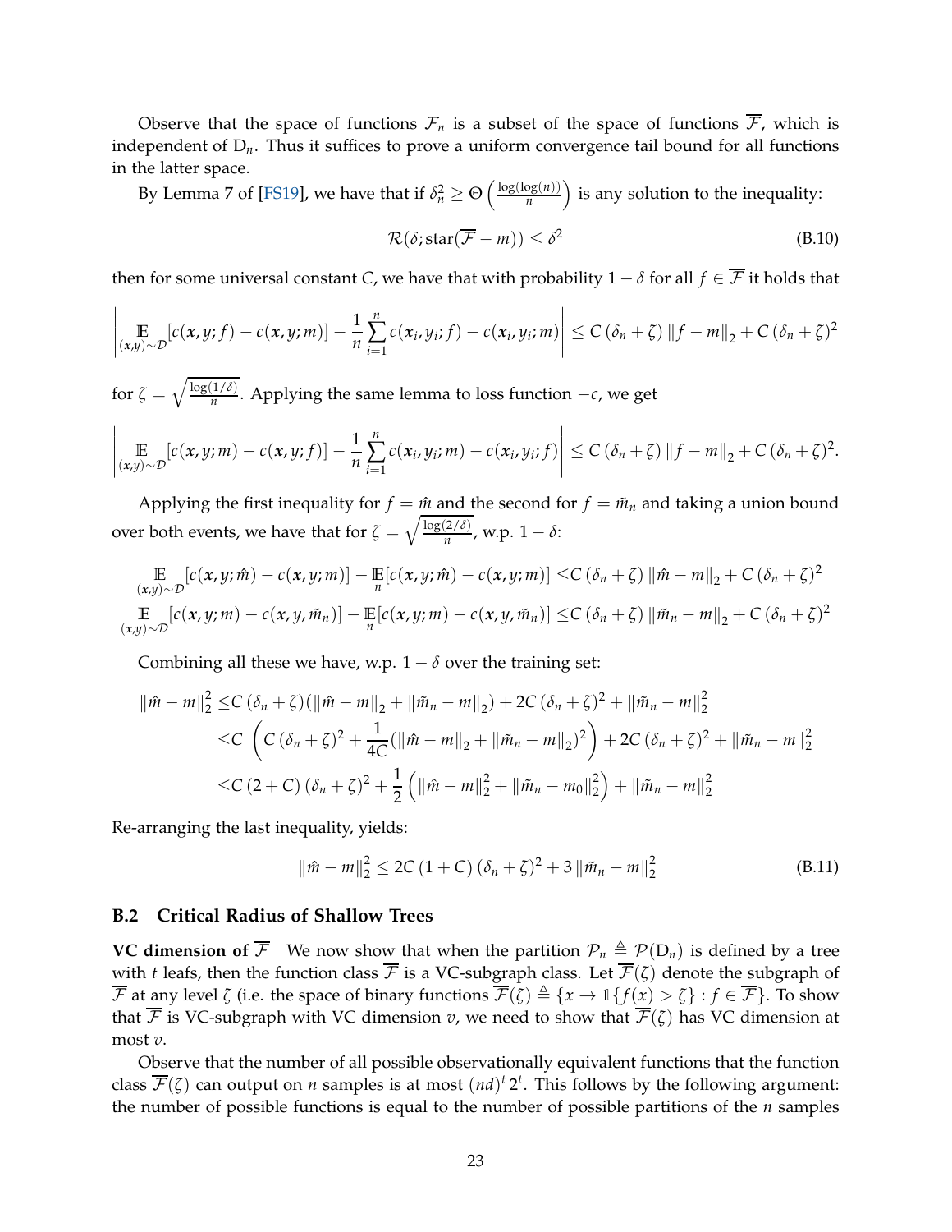Observe that the space of functions $\mathcal{F}_n$ is a subset of the space of functions $\overline{\mathcal{F}}$, which is independent of $\mathrm{D}_n$. Thus it suffices to prove a uniform convergence tail bound for all functions in the latter space.

By Lemma 7 of [FS19], we have that if $\delta_n^2 \geq \Theta\left(\frac{\log(\log(n))}{n}\right)$ is any solution to the inequality:

$$\mathcal{R}(\delta; \mathrm{star}(\overline{\mathcal{F}} - m)) \leq \delta^2 \tag{B.10}$$

then for some universal constant $C$, we have that with probability $1-\delta$ for all $f \in \overline{\mathcal{F}}$ it holds that

$$\left| \mathop{\mathbb{E}}_{(x,y)\sim\mathcal{D}}[c(x,y;f) - c(x,y;m)] - \frac{1}{n}\sum_{i=1}^{n} c(x_i,y_i;f) - c(x_i,y_i;m) \right| \leq C\,(\delta_n + \zeta)\,\|f - m\|_2 + C\,(\delta_n+\zeta)^2$$

for $\zeta = \sqrt{\frac{\log(1/\delta)}{n}}$. Applying the same lemma to loss function $-c$, we get

$$\left| \mathop{\mathbb{E}}_{(x,y)\sim\mathcal{D}}[c(x,y;m) - c(x,y;f)] - \frac{1}{n}\sum_{i=1}^{n} c(x_i,y_i;m) - c(x_i,y_i;f) \right| \leq C\,(\delta_n + \zeta)\,\|f - m\|_2 + C\,(\delta_n+\zeta)^2.$$

Applying the first inequality for $f = \hat{m}$ and the second for $f = \tilde{m}_n$ and taking a union bound over both events, we have that for $\zeta = \sqrt{\frac{\log(2/\delta)}{n}}$, w.p. $1-\delta$:

$$\begin{aligned}
\mathop{\mathbb{E}}_{(x,y)\sim\mathcal{D}}[c(x,y;\hat{m}) - c(x,y;m)] - \mathop{\mathbb{E}}_{n}[c(x,y;\hat{m}) - c(x,y;m)] \leq& C\,(\delta_n+\zeta)\,\|\hat{m} - m\|_2 + C\,(\delta_n+\zeta)^2 \\
\mathop{\mathbb{E}}_{(x,y)\sim\mathcal{D}}[c(x,y;m) - c(x,y,\tilde{m}_n)] - \mathop{\mathbb{E}}_{n}[c(x,y;m) - c(x,y,\tilde{m}_n)] \leq& C\,(\delta_n+\zeta)\,\|\tilde{m}_n - m\|_2 + C\,(\delta_n+\zeta)^2
\end{aligned}$$

Combining all these we have, w.p. $1-\delta$ over the training set:

$$\begin{aligned}
\|\hat{m} - m\|_2^2 \leq& C\,(\delta_n+\zeta)(\|\hat{m}-m\|_2 + \|\tilde{m}_n - m\|_2) + 2C\,(\delta_n+\zeta)^2 + \|\tilde{m}_n - m\|_2^2 \\
\leq& C\,\left(C\,(\delta_n+\zeta)^2 + \frac{1}{4C}(\|\hat{m}-m\|_2 + \|\tilde{m}_n - m\|_2)^2\right) + 2C\,(\delta_n+\zeta)^2 + \|\tilde{m}_n - m\|_2^2 \\
\leq& C\,(2+C)\,(\delta_n+\zeta)^2 + \frac{1}{2}\left(\|\hat{m}-m\|_2^2 + \|\tilde{m}_n - m_0\|_2^2\right) + \|\tilde{m}_n - m\|_2^2
\end{aligned}$$

Re-arranging the last inequality, yields:

$$\|\hat{m} - m\|_2^2 \leq 2C\,(1+C)\,(\delta_n+\zeta)^2 + 3\,\|\tilde{m}_n - m\|_2^2 \tag{B.11}$$

### B.2 Critical Radius of Shallow Trees

**VC dimension of $\overline{\mathcal{F}}$** We now show that when the partition $\mathcal{P}_n \triangleq \mathcal{P}(\mathrm{D}_n)$ is defined by a tree with $t$ leafs, then the function class $\overline{\mathcal{F}}$ is a VC-subgraph class. Let $\overline{\mathcal{F}}(\zeta)$ denote the subgraph of $\overline{\mathcal{F}}$ at any level $\zeta$ (i.e. the space of binary functions $\overline{\mathcal{F}}(\zeta) \triangleq \{x \to \mathbb{1}\{f(x) > \zeta\} : f \in \overline{\mathcal{F}}\}$. To show that $\overline{\mathcal{F}}$ is VC-subgraph with VC dimension $v$, we need to show that $\overline{\mathcal{F}}(\zeta)$ has VC dimension at most $v$.

Observe that the number of all possible observationally equivalent functions that the function class $\overline{\mathcal{F}}(\zeta)$ can output on $n$ samples is at most $(nd)^t\,2^t$. This follows by the following argument: the number of possible functions is equal to the number of possible partitions of the $n$ samples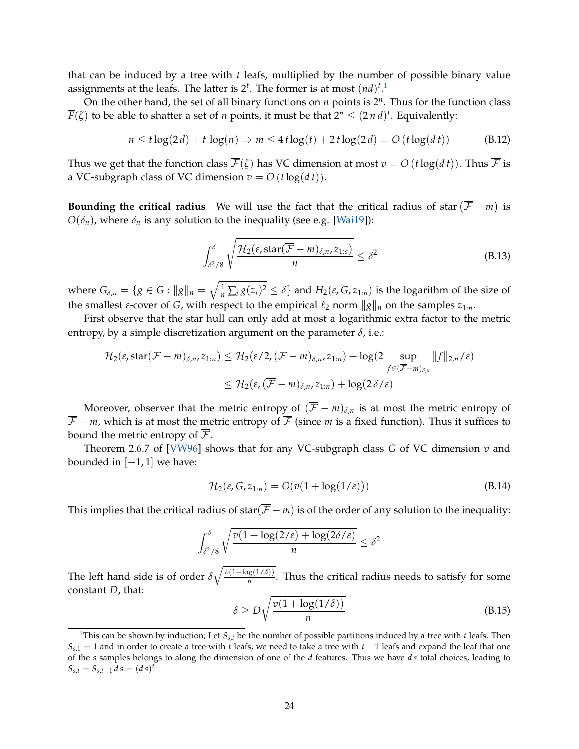that can be induced by a tree with $t$ leafs, multiplied by the number of possible binary value assignments at the leafs. The latter is $2^t$. The former is at most $(nd)^t$.[1]

On the other hand, the set of all binary functions on $n$ points is $2^n$. Thus for the function class $\overline{F}(\zeta)$ to be able to shatter a set of $n$ points, it must be that $2^n \leq (2\,n\,d)^t$. Equivalently:

$$n \leq t\log(2\,d) + t\,\log(n) \Rightarrow m \leq 4\,t\log(t) + 2\,t\log(2\,d) = O\left(t\log(d\,t)\right) \tag{B.12}$$

Thus we get that the function class $\overline{\mathcal{F}}(\zeta)$ has VC dimension at most $v = O\left(t\log(d\,t)\right)$. Thus $\overline{\mathcal{F}}$ is a VC-subgraph class of VC dimension $v = O\left(t\log(d\,t)\right)$.

**Bounding the critical radius** We will use the fact that the critical radius of star$\left(\overline{\mathcal{F}} - m\right)$ is $O(\delta_n)$, where $\delta_n$ is any solution to the inequality (see e.g. [Wai19]):

$$\int_{\delta^2/8}^{\delta} \sqrt{\frac{\mathcal{H}_2(\epsilon, \text{star}(\overline{\mathcal{F}} - m)_{\delta,n}, z_{1:s})}{n}} \leq \delta^2 \tag{B.13}$$

where $G_{\delta,n} = \{g \in G : \|g\|_n = \sqrt{\frac{1}{n}\sum_i g(z_i)^2} \leq \delta\}$ and $H_2(\epsilon, G, z_{1:n})$ is the logarithm of the size of the smallest $\epsilon$-cover of $G$, with respect to the empirical $\ell_2$ norm $\|g\|_n$ on the samples $z_{1:n}$.

First observe that the star hull can only add at most a logarithmic extra factor to the metric entropy, by a simple discretization argument on the parameter $\delta$, i.e.:

$$\begin{aligned}
\mathcal{H}_2(\epsilon, \text{star}(\overline{\mathcal{F}} - m)_{\delta,n}, z_{1:n}) &\leq \mathcal{H}_2(\epsilon/2, (\overline{\mathcal{F}} - m)_{\delta,n}, z_{1:n}) + \log(2 \sup_{f \in (\overline{\mathcal{F}} - m)_{\delta,n}} \|f\|_{2,n}/\epsilon) \\
&\leq \mathcal{H}_2(\epsilon, (\overline{\mathcal{F}} - m)_{\delta,n}, z_{1:n}) + \log(2\,\delta/\epsilon)
\end{aligned}$$

Moreover, observer that the metric entropy of $(\overline{\mathcal{F}} - m)_{\delta,n}$ is at most the metric entropy of $\overline{\mathcal{F}} - m$, which is at most the metric entropy of $\overline{\mathcal{F}}$ (since $m$ is a fixed function). Thus it suffices to bound the metric entropy of $\overline{\mathcal{F}}$.

Theorem 2.6.7 of [VW96] shows that for any VC-subgraph class $G$ of VC dimension $v$ and bounded in $[-1, 1]$ we have:

$$\mathcal{H}_2(\epsilon, G, z_{1:n}) = O(v(1 + \log(1/\epsilon))) \tag{B.14}$$

This implies that the critical radius of star$(\overline{\mathcal{F}} - m)$ is of the order of any solution to the inequality:

$$\int_{\delta^2/8}^{\delta} \sqrt{\frac{v(1 + \log(2/\epsilon) + \log(2\delta/\epsilon)}{n}} \leq \delta^2$$

The left hand side is of order $\delta\sqrt{\frac{v(1+\log(1/\delta))}{n}}$. Thus the critical radius needs to satisfy for some constant $D$, that:

$$\delta \geq D\sqrt{\frac{v(1 + \log(1/\delta))}{n}} \tag{B.15}$$

[1] This can be shown by induction; Let $S_{s,t}$ be the number of possible partitions induced by a tree with $t$ leafs. Then $S_{s,1} = 1$ and in order to create a tree with $t$ leafs, we need to take a tree with $t-1$ leafs and expand the leaf that one of the $s$ samples belongs to along the dimension of one of the $d$ features. Thus we have $d\,s$ total choices, leading to $S_{s,t} = S_{s,t-1}\,d\,s = (d\,s)^t$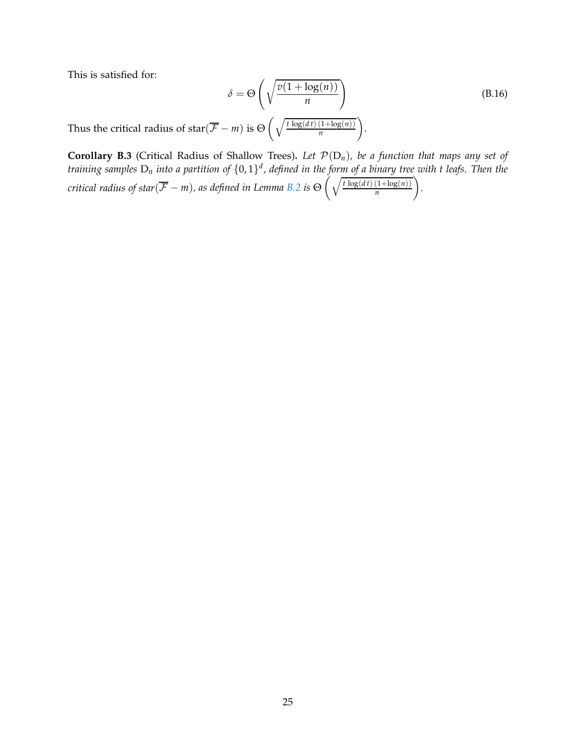This is satisfied for:

$$\delta = \Theta\left(\sqrt{\frac{v(1+\log(n))}{n}}\right) \tag{B.16}$$

Thus the critical radius of $\text{star}(\overline{\mathcal{F}} - m)$ is $\Theta\left(\sqrt{\frac{t\,\log(d\,t)\,(1+\log(n))}{n}}\right)$.

**Corollary B.3** (Critical Radius of Shallow Trees)**.** *Let $\mathcal{P}(\mathrm{D}_n)$, be a function that maps any set of training samples $\mathrm{D}_n$ into a partition of $\{0,1\}^d$, defined in the form of a binary tree with $t$ leafs. Then the critical radius of star$(\overline{\mathcal{F}} - m)$, as defined in Lemma B.2 is $\Theta\left(\sqrt{\frac{t\,\log(d\,t)\,(1+\log(n))}{n}}\right)$.*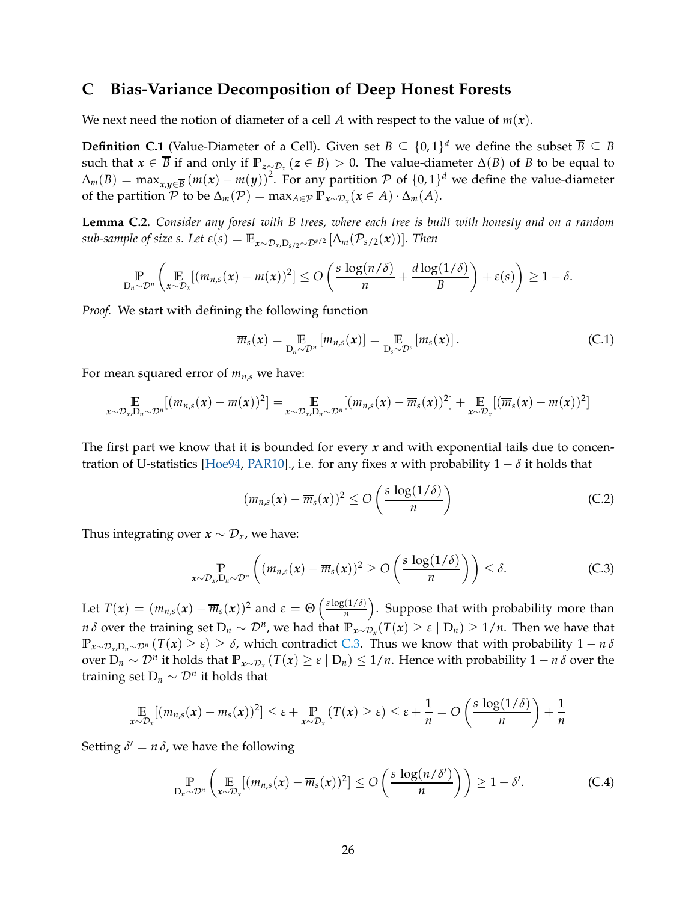## C Bias-Variance Decomposition of Deep Honest Forests

We next need the notion of diameter of a cell $A$ with respect to the value of $m(\boldsymbol{x})$.

**Definition C.1** (Value-Diameter of a Cell)**.** Given set $B \subseteq \{0,1\}^d$ we define the subset $\overline{B} \subseteq B$ such that $\boldsymbol{x} \in \overline{B}$ if and only if $\mathbb{P}_{\boldsymbol{z} \sim \mathcal{D}_x}(\boldsymbol{z} \in B) > 0$. The value-diameter $\Delta(B)$ of $B$ to be equal to $\Delta_m(B) = \max_{\boldsymbol{x},\boldsymbol{y} \in \overline{B}} (m(\boldsymbol{x}) - m(\boldsymbol{y}))^2$. For any partition $\mathcal{P}$ of $\{0,1\}^d$ we define the value-diameter of the partition $\mathcal{P}$ to be $\Delta_m(\mathcal{P}) = \max_{A \in \mathcal{P}} \mathbb{P}_{\boldsymbol{x} \sim \mathcal{D}_x}(\boldsymbol{x} \in A) \cdot \Delta_m(A)$.

**Lemma C.2.** *Consider any forest with $B$ trees, where each tree is built with honesty and on a random sub-sample of size $s$. Let $\varepsilon(s) = \mathbb{E}_{\boldsymbol{x} \sim \mathcal{D}_x, \mathrm{D}_{s/2} \sim \mathcal{D}^{s/2}}[\Delta_m(\mathcal{P}_{s/2}(\boldsymbol{x}))]$. Then*

$$\mathbb{P}_{\mathrm{D}_n \sim \mathcal{D}^n}\left(\mathbb{E}_{\boldsymbol{x} \sim \mathcal{D}_x}[(m_{n,s}(\boldsymbol{x}) - m(\boldsymbol{x}))^2] \leq O\left(\frac{s\,\log(n/\delta)}{n} + \frac{d\log(1/\delta)}{B}\right) + \varepsilon(s)\right) \geq 1 - \delta.$$

*Proof.* We start with defining the following function

$$\overline{m}_s(\boldsymbol{x}) = \mathbb{E}_{\mathrm{D}_n \sim \mathcal{D}^n}[m_{n,s}(\boldsymbol{x})] = \mathbb{E}_{\mathrm{D}_s \sim \mathcal{D}^s}[m_s(\boldsymbol{x})]. \tag{C.1}$$

For mean squared error of $m_{n,s}$ we have:

$$\mathbb{E}_{\boldsymbol{x} \sim \mathcal{D}_x, \mathrm{D}_n \sim \mathcal{D}^n}[(m_{n,s}(\boldsymbol{x}) - m(\boldsymbol{x}))^2] = \mathbb{E}_{\boldsymbol{x} \sim \mathcal{D}_x, \mathrm{D}_n \sim \mathcal{D}^n}[(m_{n,s}(\boldsymbol{x}) - \overline{m}_s(\boldsymbol{x}))^2] + \mathbb{E}_{\boldsymbol{x} \sim \mathcal{D}_x}[(\overline{m}_s(\boldsymbol{x}) - m(\boldsymbol{x}))^2]$$

The first part we know that it is bounded for every $\boldsymbol{x}$ and with exponential tails due to concentration of U-statistics [Hoe94, PAR10]., i.e. for any fixes $\boldsymbol{x}$ with probability $1 - \delta$ it holds that

$$(m_{n,s}(\boldsymbol{x}) - \overline{m}_s(\boldsymbol{x}))^2 \leq O\left(\frac{s\,\log(1/\delta)}{n}\right) \tag{C.2}$$

Thus integrating over $\boldsymbol{x} \sim \mathcal{D}_x$, we have:

$$\mathbb{P}_{\boldsymbol{x} \sim \mathcal{D}_x, \mathrm{D}_n \sim \mathcal{D}^n}\left((m_{n,s}(\boldsymbol{x}) - \overline{m}_s(\boldsymbol{x}))^2 \geq O\left(\frac{s\,\log(1/\delta)}{n}\right)\right) \leq \delta. \tag{C.3}$$

Let $T(\boldsymbol{x}) = (m_{n,s}(\boldsymbol{x}) - \overline{m}_s(\boldsymbol{x}))^2$ and $\varepsilon = \Theta\left(\frac{s\log(1/\delta)}{n}\right)$. Suppose that with probability more than $n\,\delta$ over the training set $\mathrm{D}_n \sim \mathcal{D}^n$, we had that $\mathbb{P}_{\boldsymbol{x} \sim \mathcal{D}_x}(T(\boldsymbol{x}) \geq \varepsilon \mid \mathrm{D}_n) \geq 1/n$. Then we have that $\mathbb{P}_{\boldsymbol{x} \sim \mathcal{D}_x, \mathrm{D}_n \sim \mathcal{D}^n}(T(\boldsymbol{x}) \geq \varepsilon) \geq \delta$, which contradict C.3. Thus we know that with probability $1 - n\,\delta$ over $\mathrm{D}_n \sim \mathcal{D}^n$ it holds that $\mathbb{P}_{\boldsymbol{x} \sim \mathcal{D}_x}(T(\boldsymbol{x}) \geq \varepsilon \mid \mathrm{D}_n) \leq 1/n$. Hence with probability $1 - n\,\delta$ over the training set $\mathrm{D}_n \sim \mathcal{D}^n$ it holds that

$$\mathbb{E}_{\boldsymbol{x} \sim \mathcal{D}_x}[(m_{n,s}(\boldsymbol{x}) - \overline{m}_s(\boldsymbol{x}))^2] \leq \varepsilon + \mathbb{P}_{\boldsymbol{x} \sim \mathcal{D}_x}(T(\boldsymbol{x}) \geq \varepsilon) \leq \varepsilon + \frac{1}{n} = O\left(\frac{s\,\log(1/\delta)}{n}\right) + \frac{1}{n}$$

Setting $\delta' = n\,\delta$, we have the following

$$\mathbb{P}_{\mathrm{D}_n \sim \mathcal{D}^n}\left(\mathbb{E}_{\boldsymbol{x} \sim \mathcal{D}_x}[(m_{n,s}(\boldsymbol{x}) - \overline{m}_s(\boldsymbol{x}))^2] \leq O\left(\frac{s\,\log(n/\delta')}{n}\right)\right) \geq 1 - \delta'. \tag{C.4}$$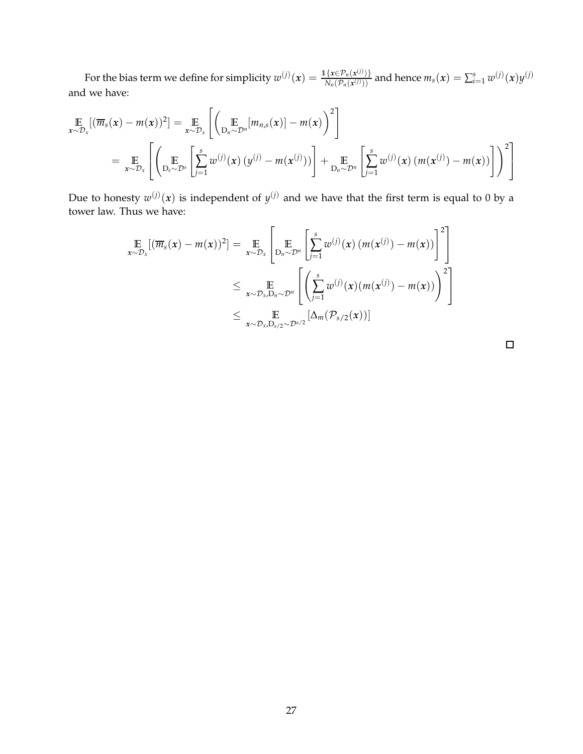For the bias term we define for simplicity $w^{(j)}(\boldsymbol{x}) = \frac{\mathbb{1}\{\boldsymbol{x} \in \mathcal{P}_n(\boldsymbol{x}^{(j)})\}}{N_n(\mathcal{P}_n(\boldsymbol{x}^{(j)}))}$ and hence $m_s(\boldsymbol{x}) = \sum_{i=1}^{s} w^{(j)}(\boldsymbol{x}) y^{(j)}$ and we have:

$$
\begin{aligned}
\mathop{\mathbb{E}}_{\boldsymbol{x}\sim\mathcal{D}_x}[(\overline{m}_s(\boldsymbol{x}) - m(\boldsymbol{x}))^2] &= \mathop{\mathbb{E}}_{\boldsymbol{x}\sim\mathcal{D}_x}\left[\left(\mathop{\mathbb{E}}_{\mathrm{D}_n\sim\mathcal{D}^n}[m_{n,s}(\boldsymbol{x})] - m(\boldsymbol{x})\right)^2\right] \\
&= \mathop{\mathbb{E}}_{\boldsymbol{x}\sim\mathcal{D}_x}\left[\left(\mathop{\mathbb{E}}_{\mathrm{D}_s\sim\mathcal{D}^s}\left[\sum_{j=1}^{s} w^{(j)}(\boldsymbol{x})\,(y^{(j)} - m(\boldsymbol{x}^{(j)}))\right] + \mathop{\mathbb{E}}_{\mathrm{D}_n\sim\mathcal{D}^n}\left[\sum_{j=1}^{s} w^{(j)}(\boldsymbol{x})\,(m(\boldsymbol{x}^{(j)}) - m(\boldsymbol{x}))\right]\right)^2\right]
\end{aligned}
$$

Due to honesty $w^{(j)}(\boldsymbol{x})$ is independent of $y^{(j)}$ and we have that the first term is equal to 0 by a tower law. Thus we have:

$$
\begin{aligned}
\mathop{\mathbb{E}}_{\boldsymbol{x}\sim\mathcal{D}_x}[(\overline{m}_s(\boldsymbol{x}) - m(\boldsymbol{x}))^2] &= \mathop{\mathbb{E}}_{\boldsymbol{x}\sim\mathcal{D}_x}\left[\mathop{\mathbb{E}}_{\mathrm{D}_n\sim\mathcal{D}^n}\left[\sum_{j=1}^{s} w^{(j)}(\boldsymbol{x})\,(m(\boldsymbol{x}^{(j)}) - m(\boldsymbol{x}))\right]^2\right] \\
&\leq \mathop{\mathbb{E}}_{\boldsymbol{x}\sim\mathcal{D}_x,\mathrm{D}_n\sim\mathcal{D}^n}\left[\left(\sum_{j=1}^{s} w^{(j)}(\boldsymbol{x})(m(\boldsymbol{x}^{(j)}) - m(\boldsymbol{x}))\right)^2\right] \\
&\leq \mathop{\mathbb{E}}_{\boldsymbol{x}\sim\mathcal{D}_x,\mathrm{D}_{s/2}\sim\mathcal{D}^{s/2}}\left[\Delta_m(\mathcal{P}_{s/2}(\boldsymbol{x}))\right]
\end{aligned}
$$

$\square$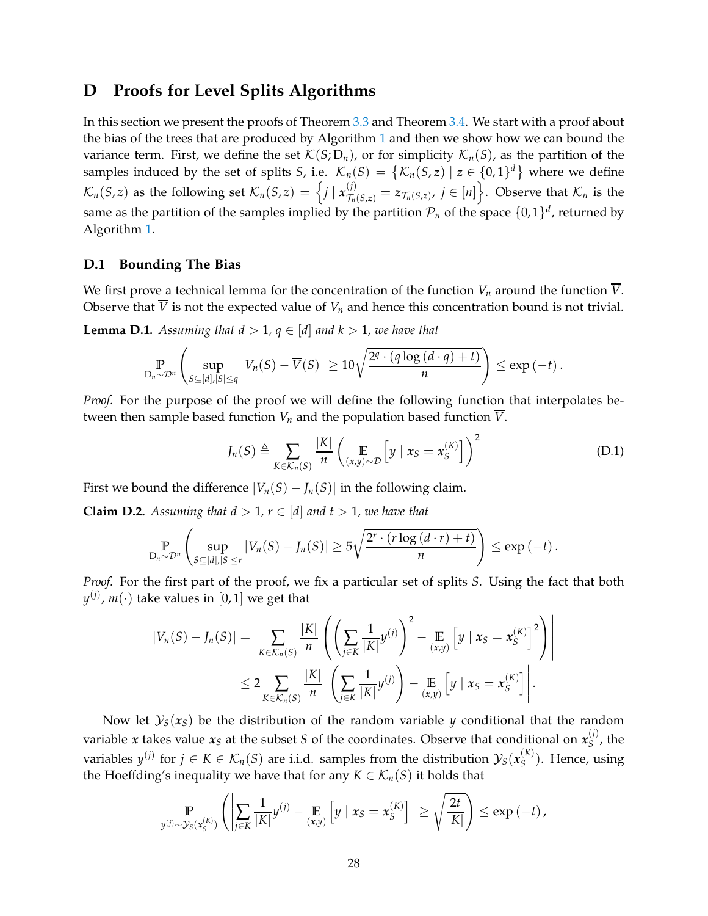# D Proofs for Level Splits Algorithms

In this section we present the proofs of Theorem 3.3 and Theorem 3.4. We start with a proof about the bias of the trees that are produced by Algorithm 1 and then we show how we can bound the variance term. First, we define the set $\mathcal{K}(S; \mathrm{D}_n)$, or for simplicity $\mathcal{K}_n(S)$, as the partition of the samples induced by the set of splits $S$, i.e. $\mathcal{K}_n(S) = \left\{ \mathcal{K}_n(S, \boldsymbol{z}) \mid \boldsymbol{z} \in \{0,1\}^d \right\}$ where we define $\mathcal{K}_n(S, z)$ as the following set $\mathcal{K}_n(S, z) = \left\{ j \mid \boldsymbol{x}^{(j)}_{\mathcal{T}_n(S,\boldsymbol{z})} = \boldsymbol{z}_{\mathcal{T}_n(S,\boldsymbol{z})},\ j \in [n] \right\}$. Observe that $\mathcal{K}_n$ is the same as the partition of the samples implied by the partition $\mathcal{P}_n$ of the space $\{0,1\}^d$, returned by Algorithm 1.

## D.1 Bounding The Bias

We first prove a technical lemma for the concentration of the function $V_n$ around the function $\overline{V}$. Observe that $\overline{V}$ is not the expected value of $V_n$ and hence this concentration bound is not trivial.

**Lemma D.1.** *Assuming that $d > 1$, $q \in [d]$ and $k > 1$, we have that*

$$\underset{\mathrm{D}_n \sim \mathcal{D}^n}{\mathbb{P}} \left( \sup_{S \subseteq [d], |S| \leq q} \left| V_n(S) - \overline{V}(S) \right| \geq 10 \sqrt{\frac{2^q \cdot (q \log (d \cdot q) + t)}{n}} \right) \leq \exp(-t).$$

*Proof.* For the purpose of the proof we will define the following function that interpolates between then sample based function $V_n$ and the population based function $\overline{V}$.

$$J_n(S) \triangleq \sum_{K \in \mathcal{K}_n(S)} \frac{|K|}{n} \left( \underset{(\boldsymbol{x},y) \sim \mathcal{D}}{\mathbb{E}} \left[ y \mid \boldsymbol{x}_S = \boldsymbol{x}_S^{(K)} \right] \right)^2 \tag{D.1}$$

First we bound the difference $|V_n(S) - J_n(S)|$ in the following claim.

**Claim D.2.** *Assuming that $d > 1$, $r \in [d]$ and $t > 1$, we have that*

$$\underset{\mathrm{D}_n \sim \mathcal{D}^n}{\mathbb{P}} \left( \sup_{S \subseteq [d], |S| \leq r} |V_n(S) - J_n(S)| \geq 5 \sqrt{\frac{2^r \cdot (r \log (d \cdot r) + t)}{n}} \right) \leq \exp(-t).$$

*Proof.* For the first part of the proof, we fix a particular set of splits $S$. Using the fact that both $y^{(j)}$, $m(\cdot)$ take values in $[0,1]$ we get that

$$\begin{aligned}
|V_n(S) - J_n(S)| &= \left| \sum_{K \in \mathcal{K}_n(S)} \frac{|K|}{n} \left( \left( \sum_{j \in K} \frac{1}{|K|} y^{(j)} \right)^2 - \underset{(\boldsymbol{x},y)}{\mathbb{E}} \left[ y \mid \boldsymbol{x}_S = \boldsymbol{x}_S^{(K)} \right]^2 \right) \right| \\
&\leq 2 \sum_{K \in \mathcal{K}_n(S)} \frac{|K|}{n} \left| \left( \sum_{j \in K} \frac{1}{|K|} y^{(j)} \right) - \underset{(\boldsymbol{x},y)}{\mathbb{E}} \left[ y \mid \boldsymbol{x}_S = \boldsymbol{x}_S^{(K)} \right] \right|.
\end{aligned}$$

Now let $\mathcal{Y}_S(\boldsymbol{x}_S)$ be the distribution of the random variable $y$ conditional that the random variable $\boldsymbol{x}$ takes value $\boldsymbol{x}_S$ at the subset $S$ of the coordinates. Observe that conditional on $\boldsymbol{x}_S^{(j)}$, the variables $y^{(j)}$ for $j \in K \in \mathcal{K}_n(S)$ are i.i.d. samples from the distribution $\mathcal{Y}_S(\boldsymbol{x}_S^{(K)})$. Hence, using the Hoeffding's inequality we have that for any $K \in \mathcal{K}_n(S)$ it holds that

$$\underset{y^{(j)} \sim \mathcal{Y}_S(\boldsymbol{x}_S^{(K)})}{\mathbb{P}} \left( \left| \sum_{j \in K} \frac{1}{|K|} y^{(j)} - \underset{(\boldsymbol{x},y)}{\mathbb{E}} \left[ y \mid \boldsymbol{x}_S = \boldsymbol{x}_S^{(K)} \right] \right| \geq \sqrt{\frac{2t}{|K|}} \right) \leq \exp(-t),$$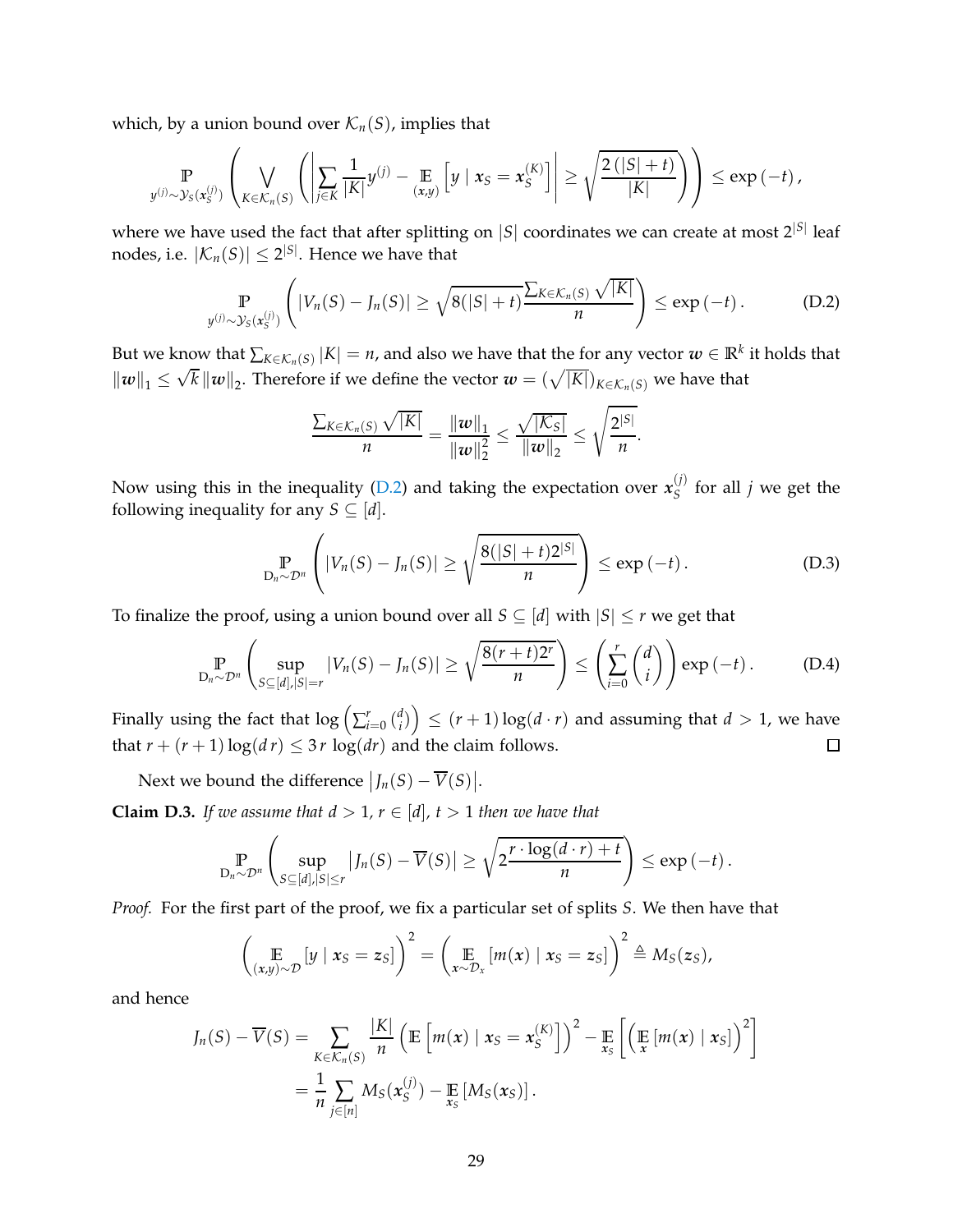which, by a union bound over $\mathcal{K}_n(S)$, implies that

$$\underset{y^{(j)} \sim \mathcal{Y}_S(\boldsymbol{x}_S^{(j)})}{\mathbb{P}} \left( \bigvee_{K \in \mathcal{K}_n(S)} \left( \left| \sum_{j \in K} \frac{1}{|K|} y^{(j)} - \underset{(\boldsymbol{x},y)}{\mathbb{E}} \left[ y \mid \boldsymbol{x}_S = \boldsymbol{x}_S^{(K)} \right] \right| \geq \sqrt{\frac{2\left(|S| + t\right)}{|K|}} \right) \right) \leq \exp\left(-t\right),$$

where we have used the fact that after splitting on $|S|$ coordinates we can create at most $2^{|S|}$ leaf nodes, i.e. $|\mathcal{K}_n(S)| \leq 2^{|S|}$. Hence we have that

$$\underset{y^{(j)} \sim \mathcal{Y}_S(\boldsymbol{x}_S^{(j)})}{\mathbb{P}} \left( |V_n(S) - J_n(S)| \geq \sqrt{8(|S| + t)} \frac{\sum_{K \in \mathcal{K}_n(S)} \sqrt{|K|}}{n} \right) \leq \exp\left(-t\right). \tag{D.2}$$

But we know that $\sum_{K \in \mathcal{K}_n(S)} |K| = n$, and also we have that the for any vector $\boldsymbol{w} \in \mathbb{R}^k$ it holds that $\|\boldsymbol{w}\|_1 \leq \sqrt{k} \|\boldsymbol{w}\|_2$. Therefore if we define the vector $\boldsymbol{w} = (\sqrt{|K|})_{K \in \mathcal{K}_n(S)}$ we have that

$$\frac{\sum_{K \in \mathcal{K}_n(S)} \sqrt{|K|}}{n} = \frac{\|\boldsymbol{w}\|_1}{\|\boldsymbol{w}\|_2^2} \leq \frac{\sqrt{|\mathcal{K}_S|}}{\|\boldsymbol{w}\|_2} \leq \sqrt{\frac{2^{|S|}}{n}}.$$

Now using this in the inequality (D.2) and taking the expectation over $\boldsymbol{x}_S^{(j)}$ for all $j$ we get the following inequality for any $S \subseteq [d]$.

$$\underset{\mathrm{D}_n \sim \mathcal{D}^n}{\mathbb{P}} \left( |V_n(S) - J_n(S)| \geq \sqrt{\frac{8(|S| + t)2^{|S|}}{n}} \right) \leq \exp\left(-t\right). \tag{D.3}$$

To finalize the proof, using a union bound over all $S \subseteq [d]$ with $|S| \leq r$ we get that

$$\underset{\mathrm{D}_n \sim \mathcal{D}^n}{\mathbb{P}} \left( \sup_{S \subseteq [d], |S| = r} |V_n(S) - J_n(S)| \geq \sqrt{\frac{8(r + t)2^r}{n}} \right) \leq \left( \sum_{i=0}^{r} \binom{d}{i} \right) \exp\left(-t\right). \tag{D.4}$$

Finally using the fact that $\log\left(\sum_{i=0}^r \binom{d}{i}\right) \leq (r+1)\log(d \cdot r)$ and assuming that $d > 1$, we have that $r + (r+1)\log(d\, r) \leq 3\, r\, \log(dr)$ and the claim follows. $\square$

Next we bound the difference $\left|J_n(S) - \overline{V}(S)\right|$.

**Claim D.3.** *If we assume that $d > 1$, $r \in [d]$, $t > 1$ then we have that*

$$\underset{\mathrm{D}_n \sim \mathcal{D}^n}{\mathbb{P}} \left( \sup_{S \subseteq [d], |S| \leq r} \left|J_n(S) - \overline{V}(S)\right| \geq \sqrt{2 \frac{r \cdot \log(d \cdot r) + t}{n}} \right) \leq \exp\left(-t\right).$$

*Proof.* For the first part of the proof, we fix a particular set of splits $S$. We then have that

$$\left( \underset{(\boldsymbol{x},y) \sim \mathcal{D}}{\mathbb{E}} \left[ y \mid \boldsymbol{x}_S = \boldsymbol{z}_S \right] \right)^2 = \left( \underset{\boldsymbol{x} \sim \mathcal{D}_x}{\mathbb{E}} \left[ m(\boldsymbol{x}) \mid \boldsymbol{x}_S = \boldsymbol{z}_S \right] \right)^2 \triangleq M_S(\boldsymbol{z}_S),$$

and hence

$$\begin{aligned} J_n(S) - \overline{V}(S) &= \sum_{K \in \mathcal{K}_n(S)} \frac{|K|}{n} \left( \mathbb{E}\left[ m(\boldsymbol{x}) \mid \boldsymbol{x}_S = \boldsymbol{x}_S^{(K)} \right] \right)^2 - \underset{\boldsymbol{x}_S}{\mathbb{E}} \left[ \left( \underset{\boldsymbol{x}}{\mathbb{E}} \left[ m(\boldsymbol{x}) \mid \boldsymbol{x}_S \right] \right)^2 \right] \\ &= \frac{1}{n} \sum_{j \in [n]} M_S(\boldsymbol{x}_S^{(j)}) - \underset{\boldsymbol{x}_S}{\mathbb{E}} \left[ M_S(\boldsymbol{x}_S) \right]. \end{aligned}$$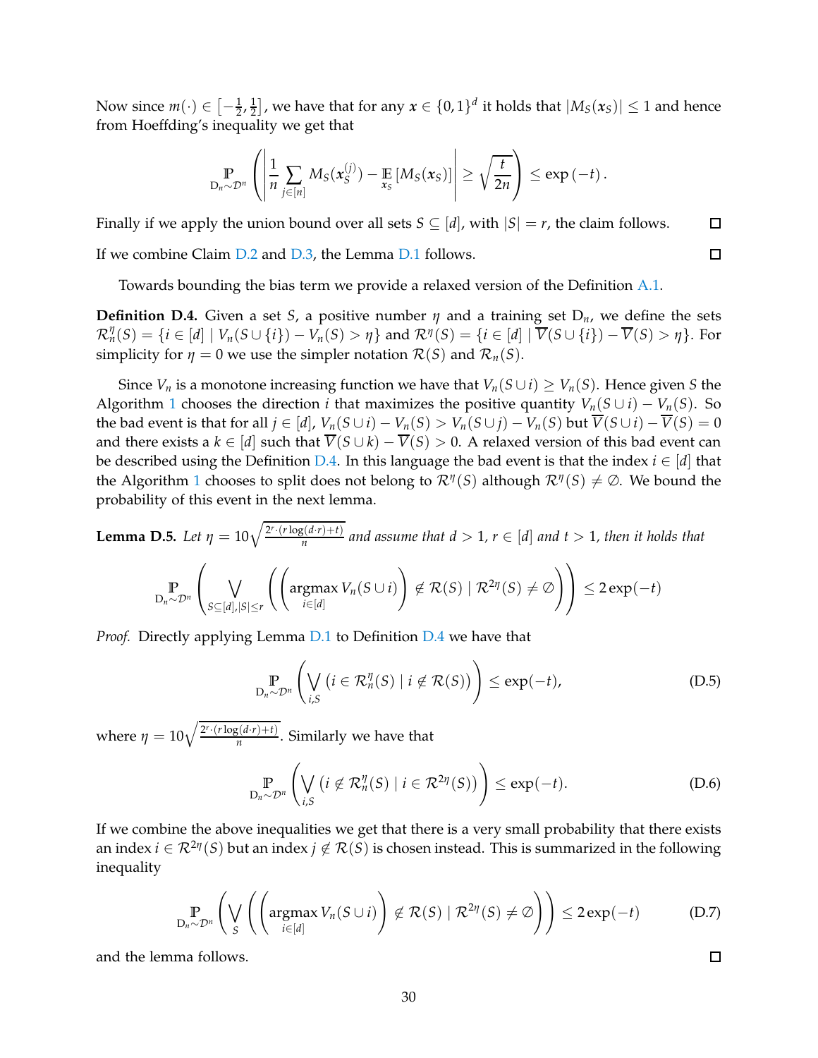Now since $m(\cdot) \in \left[-\frac{1}{2}, \frac{1}{2}\right]$, we have that for any $\boldsymbol{x} \in \{0,1\}^d$ it holds that $|M_S(\boldsymbol{x}_S)| \leq 1$ and hence from Hoeffding's inequality we get that

$$\underset{\mathrm{D}_n \sim \mathcal{D}^n}{\mathbb{P}} \left( \left| \frac{1}{n} \sum_{j \in [n]} M_S(\boldsymbol{x}_S^{(j)}) - \underset{\boldsymbol{x}_S}{\mathbb{E}} \left[ M_S(\boldsymbol{x}_S) \right] \right| \geq \sqrt{\frac{t}{2n}} \right) \leq \exp\left(-t\right).$$

Finally if we apply the union bound over all sets $S \subseteq [d]$, with $|S| = r$, the claim follows. ◻

If we combine Claim D.2 and D.3, the Lemma D.1 follows. ◻

Towards bounding the bias term we provide a relaxed version of the Definition A.1.

**Definition D.4.** Given a set $S$, a positive number $\eta$ and a training set $\mathrm{D}_n$, we define the sets $\mathcal{R}_n^\eta(S) = \{i \in [d] \mid V_n(S \cup \{i\}) - V_n(S) > \eta\}$ and $\mathcal{R}^\eta(S) = \{i \in [d] \mid \overline{V}(S \cup \{i\}) - \overline{V}(S) > \eta\}$. For simplicity for $\eta = 0$ we use the simpler notation $\mathcal{R}(S)$ and $\mathcal{R}_n(S)$.

Since $V_n$ is a monotone increasing function we have that $V_n(S \cup i) \geq V_n(S)$. Hence given $S$ the Algorithm 1 chooses the direction $i$ that maximizes the positive quantity $V_n(S \cup i) - V_n(S)$. So the bad event is that for all $j \in [d]$, $V_n(S \cup i) - V_n(S) > V_n(S \cup j) - V_n(S)$ but $\overline{V}(S \cup i) - \overline{V}(S) = 0$ and there exists a $k \in [d]$ such that $\overline{V}(S \cup k) - \overline{V}(S) > 0$. A relaxed version of this bad event can be described using the Definition D.4. In this language the bad event is that the index $i \in [d]$ that the Algorithm 1 chooses to split does not belong to $\mathcal{R}^\eta(S)$ although $\mathcal{R}^\eta(S) \neq \emptyset$. We bound the probability of this event in the next lemma.

**Lemma D.5.** *Let $\eta = 10\sqrt{\frac{2^r \cdot (r \log(d \cdot r) + t)}{n}}$ and assume that $d > 1$, $r \in [d]$ and $t > 1$, then it holds that*

$$\underset{\mathrm{D}_n \sim \mathcal{D}^n}{\mathbb{P}} \left( \bigvee_{S \subseteq [d], |S| \leq r} \left( \left( \underset{i \in [d]}{\operatorname{argmax}}\, V_n(S \cup i) \right) \notin \mathcal{R}(S) \mid \mathcal{R}^{2\eta}(S) \neq \emptyset \right) \right) \leq 2\exp(-t)$$

*Proof.* Directly applying Lemma D.1 to Definition D.4 we have that

$$\underset{\mathrm{D}_n \sim \mathcal{D}^n}{\mathbb{P}} \left( \bigvee_{i,S} \left( i \in \mathcal{R}_n^\eta(S) \mid i \notin \mathcal{R}(S) \right) \right) \leq \exp(-t), \tag{D.5}$$

where $\eta = 10\sqrt{\frac{2^r \cdot (r \log(d \cdot r) + t)}{n}}$. Similarly we have that

$$\underset{\mathrm{D}_n \sim \mathcal{D}^n}{\mathbb{P}} \left( \bigvee_{i,S} \left( i \notin \mathcal{R}_n^\eta(S) \mid i \in \mathcal{R}^{2\eta}(S) \right) \right) \leq \exp(-t). \tag{D.6}$$

If we combine the above inequalities we get that there is a very small probability that there exists an index $i \in \mathcal{R}^{2\eta}(S)$ but an index $j \notin \mathcal{R}(S)$ is chosen instead. This is summarized in the following inequality

$$\underset{\mathrm{D}_n \sim \mathcal{D}^n}{\mathbb{P}} \left( \bigvee_{S} \left( \left( \underset{i \in [d]}{\operatorname{argmax}}\, V_n(S \cup i) \right) \notin \mathcal{R}(S) \mid \mathcal{R}^{2\eta}(S) \neq \emptyset \right) \right) \leq 2\exp(-t) \tag{D.7}$$

and the lemma follows. ◻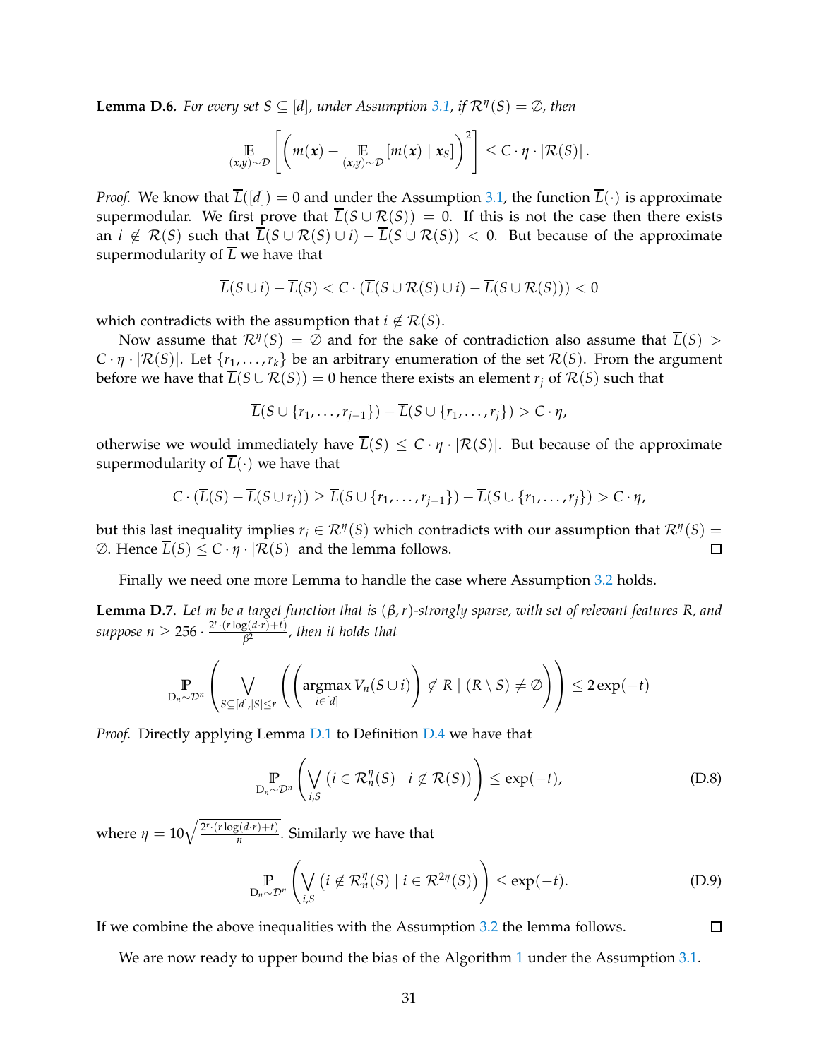**Lemma D.6.** *For every set $S \subseteq [d]$, under Assumption 3.1, if $\mathcal{R}^{\eta}(S) = \emptyset$, then*

$$\mathop{\mathbb{E}}_{(\boldsymbol{x},y)\sim\mathcal{D}}\left[\left(m(\boldsymbol{x}) - \mathop{\mathbb{E}}_{(\boldsymbol{x},y)\sim\mathcal{D}}[m(\boldsymbol{x}) \mid \boldsymbol{x}_S]\right)^2\right] \leq C \cdot \eta \cdot |\mathcal{R}(S)|.$$

*Proof.* We know that $\overline{L}([d]) = 0$ and under the Assumption 3.1, the function $\overline{L}(\cdot)$ is approximate supermodular. We first prove that $\overline{L}(S \cup \mathcal{R}(S)) = 0$. If this is not the case then there exists an $i \notin \mathcal{R}(S)$ such that $\overline{L}(S \cup \mathcal{R}(S) \cup i) - \overline{L}(S \cup \mathcal{R}(S)) < 0$. But because of the approximate supermodularity of $\overline{L}$ we have that

$$\overline{L}(S \cup i) - \overline{L}(S) < C \cdot (\overline{L}(S \cup \mathcal{R}(S) \cup i) - \overline{L}(S \cup \mathcal{R}(S))) < 0$$

which contradicts with the assumption that $i \notin \mathcal{R}(S)$.

Now assume that $\mathcal{R}^{\eta}(S) = \emptyset$ and for the sake of contradiction also assume that $\overline{L}(S) > C \cdot \eta \cdot |\mathcal{R}(S)|$. Let $\{r_1, \ldots, r_k\}$ be an arbitrary enumeration of the set $\mathcal{R}(S)$. From the argument before we have that $\overline{L}(S \cup \mathcal{R}(S)) = 0$ hence there exists an element $r_j$ of $\mathcal{R}(S)$ such that

$$\overline{L}(S \cup \{r_1, \ldots, r_{j-1}\}) - \overline{L}(S \cup \{r_1, \ldots, r_j\}) > C \cdot \eta,$$

otherwise we would immediately have $\overline{L}(S) \leq C \cdot \eta \cdot |\mathcal{R}(S)|$. But because of the approximate supermodularity of $\overline{L}(\cdot)$ we have that

$$C \cdot (\overline{L}(S) - \overline{L}(S \cup r_j)) \geq \overline{L}(S \cup \{r_1, \ldots, r_{j-1}\}) - \overline{L}(S \cup \{r_1, \ldots, r_j\}) > C \cdot \eta,$$

but this last inequality implies $r_j \in \mathcal{R}^{\eta}(S)$ which contradicts with our assumption that $\mathcal{R}^{\eta}(S) = \emptyset$. Hence $\overline{L}(S) \leq C \cdot \eta \cdot |\mathcal{R}(S)|$ and the lemma follows. $\square$

Finally we need one more Lemma to handle the case where Assumption 3.2 holds.

**Lemma D.7.** *Let $m$ be a target function that is $(\beta, r)$-strongly sparse, with set of relevant features $R$, and suppose $n \geq 256 \cdot \frac{2^r \cdot (r \log(d \cdot r) + t)}{\beta^2}$, then it holds that*

$$\mathop{\mathbb{P}}_{\mathrm{D}_n \sim \mathcal{D}^n}\left(\bigvee_{S \subseteq [d], |S| \leq r}\left(\left(\operatorname*{argmax}_{i \in [d]} V_n(S \cup i)\right) \notin R \mid (R \setminus S) \neq \emptyset\right)\right) \leq 2\exp(-t)$$

*Proof.* Directly applying Lemma D.1 to Definition D.4 we have that

$$\mathop{\mathbb{P}}_{\mathrm{D}_n \sim \mathcal{D}^n}\left(\bigvee_{i,S}\left(i \in \mathcal{R}_n^{\eta}(S) \mid i \notin \mathcal{R}(S)\right)\right) \leq \exp(-t), \tag{D.8}$$

where $\eta = 10\sqrt{\frac{2^r \cdot (r \log(d \cdot r) + t)}{n}}$. Similarly we have that

$$\mathop{\mathbb{P}}_{\mathrm{D}_n \sim \mathcal{D}^n}\left(\bigvee_{i,S}\left(i \notin \mathcal{R}_n^{\eta}(S) \mid i \in \mathcal{R}^{2\eta}(S)\right)\right) \leq \exp(-t). \tag{D.9}$$

If we combine the above inequalities with the Assumption 3.2 the lemma follows. $\square$

We are now ready to upper bound the bias of the Algorithm 1 under the Assumption 3.1.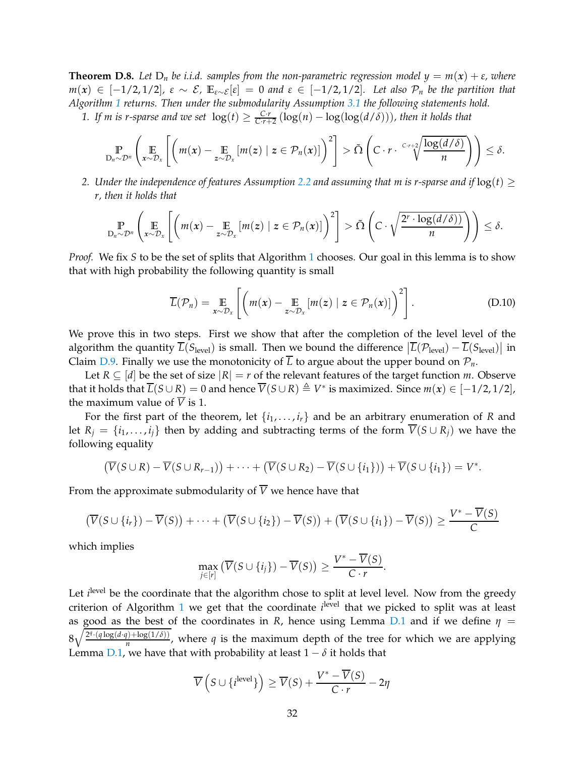**Theorem D.8.** *Let $D_n$ be i.i.d. samples from the non-parametric regression model $y = m(\boldsymbol{x}) + \varepsilon$, where $m(\boldsymbol{x}) \in [-1/2, 1/2]$, $\varepsilon \sim \mathcal{E}$, $\mathbb{E}_{\varepsilon \sim \mathcal{E}}[\varepsilon] = 0$ and $\varepsilon \in [-1/2, 1/2]$. Let also $\mathcal{P}_n$ be the partition that Algorithm 1 returns. Then under the submodularity Assumption 3.1 the following statements hold.*

1. *If $m$ is $r$-sparse and we set $\log(t) \geq \frac{C \cdot r}{C \cdot r + 2}(\log(n) - \log(\log(d/\delta)))$, then it holds that*

$$\mathbb{P}_{D_n \sim \mathcal{D}^n}\left(\mathbb{E}_{\boldsymbol{x} \sim \mathcal{D}_x}\left[\left(m(\boldsymbol{x}) - \mathbb{E}_{\boldsymbol{z} \sim \mathcal{D}_x}[m(\boldsymbol{z}) \mid \boldsymbol{z} \in \mathcal{P}_n(\boldsymbol{x})]\right)^2\right] > \tilde{\Omega}\left(C \cdot r \cdot \sqrt[C \cdot r + 2]{\frac{\log(d/\delta)}{n}}\right)\right) \leq \delta.$$

2. *Under the independence of features Assumption 2.2 and assuming that $m$ is $r$-sparse and if $\log(t) \geq r$, then it holds that*

$$\mathbb{P}_{D_n \sim \mathcal{D}^n}\left(\mathbb{E}_{\boldsymbol{x} \sim \mathcal{D}_x}\left[\left(m(\boldsymbol{x}) - \mathbb{E}_{\boldsymbol{z} \sim \mathcal{D}_x}[m(\boldsymbol{z}) \mid \boldsymbol{z} \in \mathcal{P}_n(\boldsymbol{x})]\right)^2\right] > \tilde{\Omega}\left(C \cdot \sqrt{\frac{2^r \cdot \log(d/\delta))}{n}}\right)\right) \leq \delta.$$

*Proof.* We fix $S$ to be the set of splits that Algorithm 1 chooses. Our goal in this lemma is to show that with high probability the following quantity is small

$$\overline{L}(\mathcal{P}_n) = \mathbb{E}_{\boldsymbol{x} \sim \mathcal{D}_x}\left[\left(m(\boldsymbol{x}) - \mathbb{E}_{\boldsymbol{z} \sim \mathcal{D}_x}[m(\boldsymbol{z}) \mid \boldsymbol{z} \in \mathcal{P}_n(\boldsymbol{x})]\right)^2\right]. \tag{D.10}$$

We prove this in two steps. First we show that after the completion of the level level of the algorithm the quantity $\overline{L}(S_{\text{level}})$ is small. Then we bound the difference $\left|\overline{L}(\mathcal{P}_{\text{level}}) - \overline{L}(S_{\text{level}})\right|$ in Claim D.9. Finally we use the monotonicity of $\overline{L}$ to argue about the upper bound on $\mathcal{P}_n$.

Let $R \subseteq [d]$ be the set of size $|R| = r$ of the relevant features of the target function $m$. Observe that it holds that $\overline{L}(S \cup R) = 0$ and hence $\overline{V}(S \cup R) \triangleq V^*$ is maximized. Since $m(\boldsymbol{x}) \in [-1/2, 1/2]$, the maximum value of $\overline{V}$ is 1.

For the first part of the theorem, let $\{i_1, \ldots, i_r\}$ and be an arbitrary enumeration of $R$ and let $R_j = \{i_1, \ldots, i_j\}$ then by adding and subtracting terms of the form $\overline{V}(S \cup R_j)$ we have the following equality

$$\left(\overline{V}(S \cup R) - \overline{V}(S \cup R_{r-1})\right) + \cdots + \left(\overline{V}(S \cup R_2) - \overline{V}(S \cup \{i_1\})\right) + \overline{V}(S \cup \{i_1\}) = V^*.$$

From the approximate submodularity of $\overline{V}$ we hence have that

$$\left(\overline{V}(S \cup \{i_r\}) - \overline{V}(S)\right) + \cdots + \left(\overline{V}(S \cup \{i_2\}) - \overline{V}(S)\right) + \left(\overline{V}(S \cup \{i_1\}) - \overline{V}(S)\right) \geq \frac{V^* - \overline{V}(S)}{C}$$

which implies

$$\max_{j \in [r]}\left(\overline{V}(S \cup \{i_j\}) - \overline{V}(S)\right) \geq \frac{V^* - \overline{V}(S)}{C \cdot r}.$$

Let $i^{\text{level}}$ be the coordinate that the algorithm chose to split at level level. Now from the greedy criterion of Algorithm 1 we get that the coordinate $i^{\text{level}}$ that we picked to split was at least as good as the best of the coordinates in $R$, hence using Lemma D.1 and if we define $\eta = 8\sqrt{\frac{2^q \cdot (q \log(d \cdot q) + \log(1/\delta))}{n}}$, where $q$ is the maximum depth of the tree for which we are applying Lemma D.1, we have that with probability at least $1 - \delta$ it holds that

$$\overline{V}\left(S \cup \{i^{\text{level}}\}\right) \geq \overline{V}(S) + \frac{V^* - \overline{V}(S)}{C \cdot r} - 2\eta$$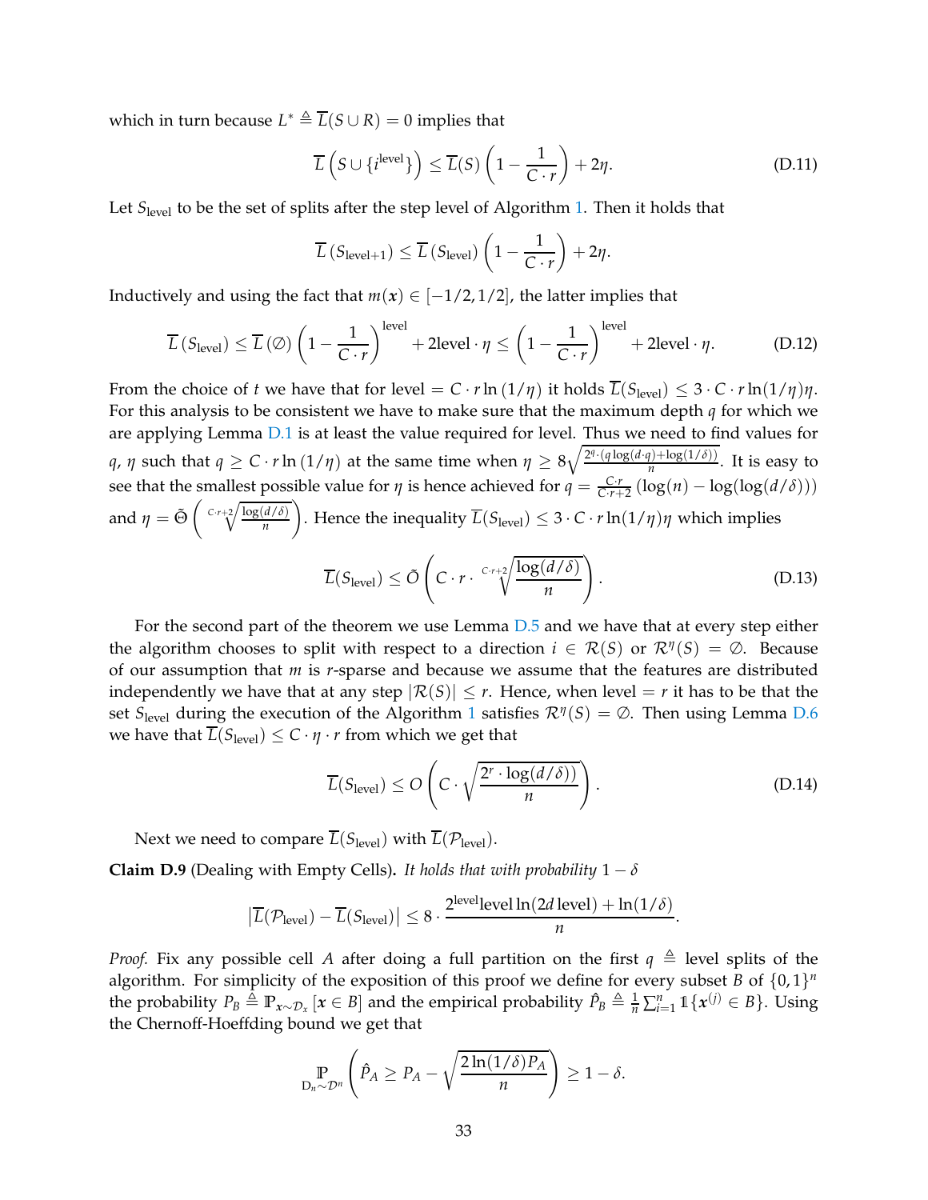which in turn because $L^* \triangleq \overline{L}(S \cup R) = 0$ implies that

$$\overline{L}\left(S \cup \{i^{\text{level}}\}\right) \leq \overline{L}(S)\left(1 - \frac{1}{C \cdot r}\right) + 2\eta. \tag{D.11}$$

Let $S_{\text{level}}$ to be the set of splits after the step level of Algorithm 1. Then it holds that

$$\overline{L}\left(S_{\text{level}+1}\right) \leq \overline{L}\left(S_{\text{level}}\right)\left(1 - \frac{1}{C \cdot r}\right) + 2\eta.$$

Inductively and using the fact that $m(\boldsymbol{x}) \in [-1/2, 1/2]$, the latter implies that

$$\overline{L}\left(S_{\text{level}}\right) \leq \overline{L}\left(\emptyset\right)\left(1 - \frac{1}{C \cdot r}\right)^{\text{level}} + 2\text{level} \cdot \eta \leq \left(1 - \frac{1}{C \cdot r}\right)^{\text{level}} + 2\text{level} \cdot \eta. \tag{D.12}$$

From the choice of $t$ we have that for level $= C \cdot r \ln(1/\eta)$ it holds $\overline{L}(S_{\text{level}}) \leq 3 \cdot C \cdot r \ln(1/\eta)\eta$. For this analysis to be consistent we have to make sure that the maximum depth $q$ for which we are applying Lemma D.1 is at least the value required for level. Thus we need to find values for $q$, $\eta$ such that $q \geq C \cdot r \ln(1/\eta)$ at the same time when $\eta \geq 8\sqrt{\frac{2^q \cdot (q \log(d \cdot q) + \log(1/\delta))}{n}}$. It is easy to see that the smallest possible value for $\eta$ is hence achieved for $q = \frac{C \cdot r}{C \cdot r + 2}\left(\log(n) - \log(\log(d/\delta))\right)$ and $\eta = \tilde{\Theta}\left(\sqrt[C \cdot r+2]{\frac{\log(d/\delta)}{n}}\right)$. Hence the inequality $\overline{L}(S_{\text{level}}) \leq 3 \cdot C \cdot r \ln(1/\eta)\eta$ which implies

$$\overline{L}(S_{\text{level}}) \leq \tilde{O}\left(C \cdot r \cdot \sqrt[C \cdot r+2]{\frac{\log(d/\delta)}{n}}\right). \tag{D.13}$$

For the second part of the theorem we use Lemma D.5 and we have that at every step either the algorithm chooses to split with respect to a direction $i \in \mathcal{R}(S)$ or $\mathcal{R}^{\eta}(S) = \emptyset$. Because of our assumption that $m$ is $r$-sparse and because we assume that the features are distributed independently we have that at any step $|\mathcal{R}(S)| \leq r$. Hence, when level $= r$ it has to be that the set $S_{\text{level}}$ during the execution of the Algorithm 1 satisfies $\mathcal{R}^{\eta}(S) = \emptyset$. Then using Lemma D.6 we have that $\overline{L}(S_{\text{level}}) \leq C \cdot \eta \cdot r$ from which we get that

$$\overline{L}(S_{\text{level}}) \leq O\left(C \cdot \sqrt{\frac{2^r \cdot \log(d/\delta))}{n}}\right). \tag{D.14}$$

Next we need to compare $\overline{L}(S_{\text{level}})$ with $\overline{L}(\mathcal{P}_{\text{level}})$.

**Claim D.9** (Dealing with Empty Cells)**.** *It holds that with probability* $1 - \delta$

$$\left|\overline{L}(\mathcal{P}_{\text{level}}) - \overline{L}(S_{\text{level}})\right| \leq 8 \cdot \frac{2^{\text{level}}\text{level}\ln(2d\,\text{level}) + \ln(1/\delta)}{n}.$$

*Proof.* Fix any possible cell $A$ after doing a full partition on the first $q \triangleq$ level splits of the algorithm. For simplicity of the exposition of this proof we define for every subset $B$ of $\{0,1\}^n$ the probability $P_B \triangleq \mathbb{P}_{\boldsymbol{x} \sim \mathcal{D}_x}[\boldsymbol{x} \in B]$ and the empirical probability $\hat{P}_B \triangleq \frac{1}{n}\sum_{i=1}^{n} \mathbb{1}\{\boldsymbol{x}^{(j)} \in B\}$. Using the Chernoff-Hoeffding bound we get that

$$\mathbb{P}_{\mathrm{D}_n \sim \mathcal{D}^n}\left(\hat{P}_A \geq P_A - \sqrt{\frac{2\ln(1/\delta)P_A}{n}}\right) \geq 1 - \delta.$$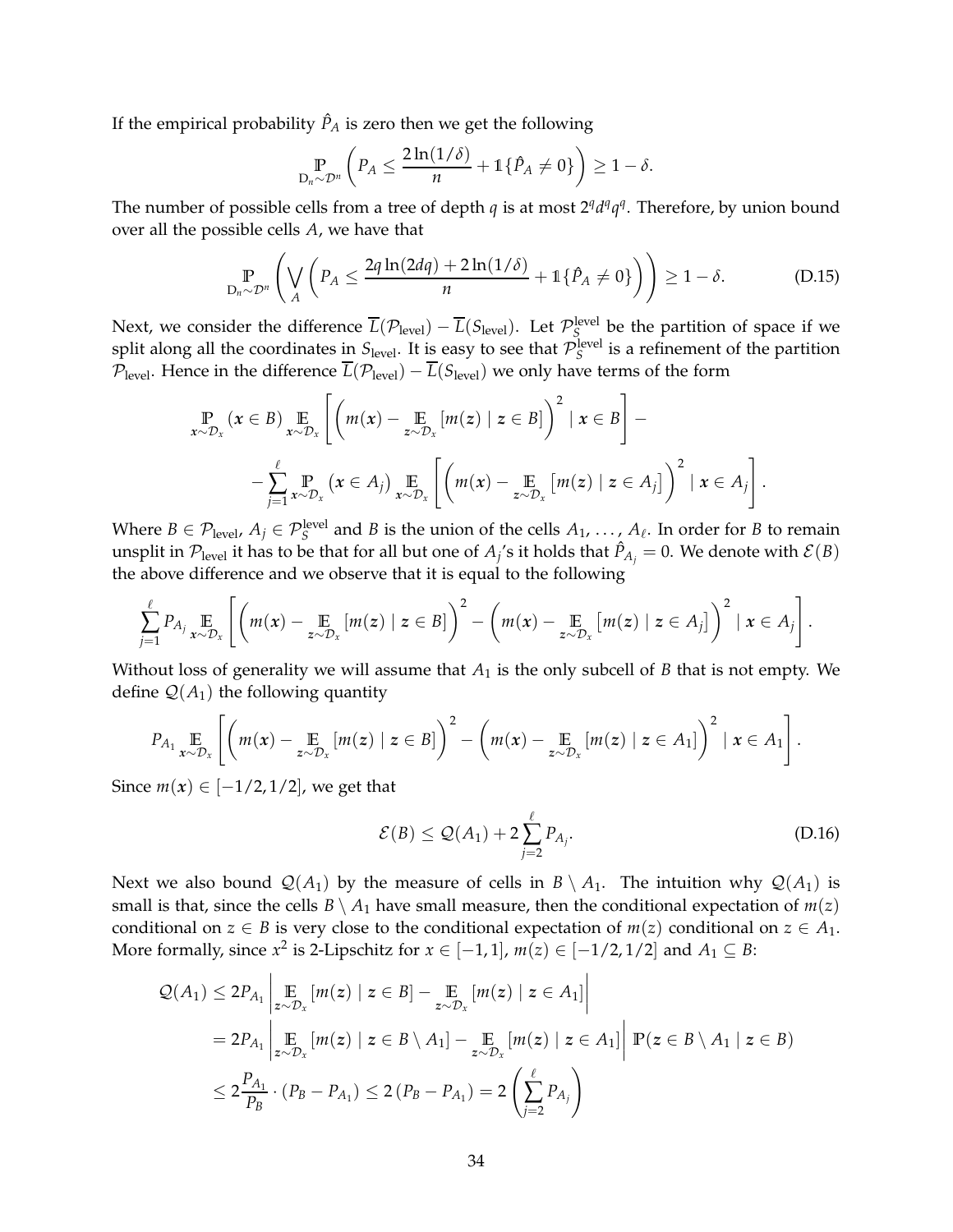If the empirical probability $\hat{P}_A$ is zero then we get the following

$$\underset{D_n \sim \mathcal{D}^n}{\mathbb{P}} \left( P_A \leq \frac{2\ln(1/\delta)}{n} + \mathbb{1}\{\hat{P}_A \neq 0\} \right) \geq 1 - \delta.$$

The number of possible cells from a tree of depth $q$ is at most $2^q d^q q^q$. Therefore, by union bound over all the possible cells $A$, we have that

$$\underset{D_n \sim \mathcal{D}^n}{\mathbb{P}} \left( \bigvee_A \left( P_A \leq \frac{2q\ln(2dq) + 2\ln(1/\delta)}{n} + \mathbb{1}\{\hat{P}_A \neq 0\} \right) \right) \geq 1 - \delta. \tag{D.15}$$

Next, we consider the difference $\overline{L}(\mathcal{P}_{\text{level}}) - \overline{L}(S_{\text{level}})$. Let $\mathcal{P}_S^{\text{level}}$ be the partition of space if we split along all the coordinates in $S_{\text{level}}$. It is easy to see that $\mathcal{P}_S^{\text{level}}$ is a refinement of the partition $\mathcal{P}_{\text{level}}$. Hence in the difference $\overline{L}(\mathcal{P}_{\text{level}}) - \overline{L}(S_{\text{level}})$ we only have terms of the form

$$\underset{\boldsymbol{x} \sim \mathcal{D}_x}{\mathbb{P}} (\boldsymbol{x} \in B) \underset{\boldsymbol{x} \sim \mathcal{D}_x}{\mathbb{E}} \left[ \left( m(\boldsymbol{x}) - \underset{\boldsymbol{z} \sim \mathcal{D}_x}{\mathbb{E}} [m(\boldsymbol{z}) \mid \boldsymbol{z} \in B] \right)^2 \mid \boldsymbol{x} \in B \right] -$$
$$- \sum_{j=1}^{\ell} \underset{\boldsymbol{x} \sim \mathcal{D}_x}{\mathbb{P}} (\boldsymbol{x} \in A_j) \underset{\boldsymbol{x} \sim \mathcal{D}_x}{\mathbb{E}} \left[ \left( m(\boldsymbol{x}) - \underset{\boldsymbol{z} \sim \mathcal{D}_x}{\mathbb{E}} [m(\boldsymbol{z}) \mid \boldsymbol{z} \in A_j] \right)^2 \mid \boldsymbol{x} \in A_j \right].$$

Where $B \in \mathcal{P}_{\text{level}}$, $A_j \in \mathcal{P}_S^{\text{level}}$ and $B$ is the union of the cells $A_1, \ldots, A_\ell$. In order for $B$ to remain unsplit in $\mathcal{P}_{\text{level}}$ it has to be that for all but one of $A_j$'s it holds that $\hat{P}_{A_j} = 0$. We denote with $\mathcal{E}(B)$ the above difference and we observe that it is equal to the following

$$\sum_{j=1}^{\ell} P_{A_j} \underset{\boldsymbol{x} \sim \mathcal{D}_x}{\mathbb{E}} \left[ \left( m(\boldsymbol{x}) - \underset{\boldsymbol{z} \sim \mathcal{D}_x}{\mathbb{E}} [m(\boldsymbol{z}) \mid \boldsymbol{z} \in B] \right)^2 - \left( m(\boldsymbol{x}) - \underset{\boldsymbol{z} \sim \mathcal{D}_x}{\mathbb{E}} [m(\boldsymbol{z}) \mid \boldsymbol{z} \in A_j] \right)^2 \mid \boldsymbol{x} \in A_j \right].$$

Without loss of generality we will assume that $A_1$ is the only subcell of $B$ that is not empty. We define $\mathcal{Q}(A_1)$ the following quantity

$$P_{A_1} \underset{\boldsymbol{x} \sim \mathcal{D}_x}{\mathbb{E}} \left[ \left( m(\boldsymbol{x}) - \underset{\boldsymbol{z} \sim \mathcal{D}_x}{\mathbb{E}} [m(\boldsymbol{z}) \mid \boldsymbol{z} \in B] \right)^2 - \left( m(\boldsymbol{x}) - \underset{\boldsymbol{z} \sim \mathcal{D}_x}{\mathbb{E}} [m(\boldsymbol{z}) \mid \boldsymbol{z} \in A_1] \right)^2 \mid \boldsymbol{x} \in A_1 \right].$$

Since $m(\boldsymbol{x}) \in [-1/2, 1/2]$, we get that

$$\mathcal{E}(B) \leq \mathcal{Q}(A_1) + 2 \sum_{j=2}^{\ell} P_{A_j}. \tag{D.16}$$

Next we also bound $\mathcal{Q}(A_1)$ by the measure of cells in $B \setminus A_1$. The intuition why $\mathcal{Q}(A_1)$ is small is that, since the cells $B \setminus A_1$ have small measure, then the conditional expectation of $m(z)$ conditional on $z \in B$ is very close to the conditional expectation of $m(z)$ conditional on $z \in A_1$. More formally, since $x^2$ is 2-Lipschitz for $x \in [-1, 1]$, $m(z) \in [-1/2, 1/2]$ and $A_1 \subseteq B$:

$$\begin{aligned}
\mathcal{Q}(A_1) &\leq 2P_{A_1} \left| \underset{\boldsymbol{z} \sim \mathcal{D}_x}{\mathbb{E}} [m(\boldsymbol{z}) \mid \boldsymbol{z} \in B] - \underset{\boldsymbol{z} \sim \mathcal{D}_x}{\mathbb{E}} [m(\boldsymbol{z}) \mid \boldsymbol{z} \in A_1] \right| \\
&= 2P_{A_1} \left| \underset{\boldsymbol{z} \sim \mathcal{D}_x}{\mathbb{E}} [m(\boldsymbol{z}) \mid \boldsymbol{z} \in B \setminus A_1] - \underset{\boldsymbol{z} \sim \mathcal{D}_x}{\mathbb{E}} [m(\boldsymbol{z}) \mid \boldsymbol{z} \in A_1] \right| \mathbb{P}(\boldsymbol{z} \in B \setminus A_1 \mid \boldsymbol{z} \in B) \\
&\leq 2 \frac{P_{A_1}}{P_B} \cdot (P_B - P_{A_1}) \leq 2 (P_B - P_{A_1}) = 2 \left( \sum_{j=2}^{\ell} P_{A_j} \right)
\end{aligned}$$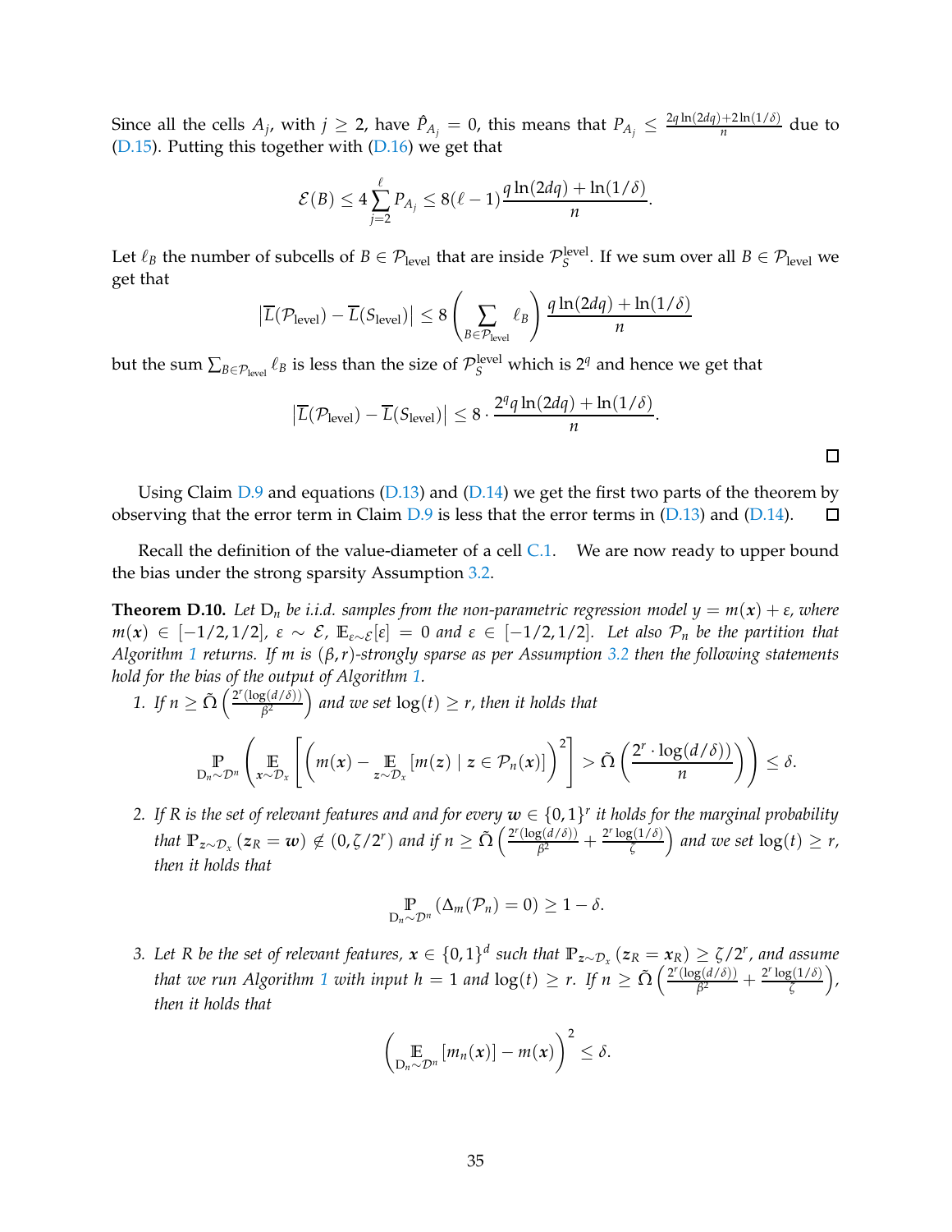Since all the cells $A_j$, with $j \geq 2$, have $\hat{P}_{A_j} = 0$, this means that $P_{A_j} \leq \frac{2q\ln(2dq)+2\ln(1/\delta)}{n}$ due to (D.15). Putting this together with (D.16) we get that

$$\mathcal{E}(B) \leq 4\sum_{j=2}^{\ell} P_{A_j} \leq 8(\ell-1)\frac{q\ln(2dq)+\ln(1/\delta)}{n}.$$

Let $\ell_B$ the number of subcells of $B \in \mathcal{P}_{\text{level}}$ that are inside $\mathcal{P}_S^{\text{level}}$. If we sum over all $B \in \mathcal{P}_{\text{level}}$ we get that

$$\left|\overline{L}(\mathcal{P}_{\text{level}}) - \overline{L}(S_{\text{level}})\right| \leq 8\left(\sum_{B\in\mathcal{P}_{\text{level}}} \ell_B\right)\frac{q\ln(2dq)+\ln(1/\delta)}{n}$$

but the sum $\sum_{B\in\mathcal{P}_{\text{level}}} \ell_B$ is less than the size of $\mathcal{P}_S^{\text{level}}$ which is $2^q$ and hence we get that

$$\left|\overline{L}(\mathcal{P}_{\text{level}}) - \overline{L}(S_{\text{level}})\right| \leq 8 \cdot \frac{2^q q\ln(2dq)+\ln(1/\delta)}{n}.$$

□

Using Claim D.9 and equations (D.13) and (D.14) we get the first two parts of the theorem by observing that the error term in Claim D.9 is less that the error terms in (D.13) and (D.14). □

Recall the definition of the value-diameter of a cell C.1. We are now ready to upper bound the bias under the strong sparsity Assumption 3.2.

**Theorem D.10.** *Let $D_n$ be i.i.d. samples from the non-parametric regression model $y = m(\boldsymbol{x}) + \varepsilon$, where $m(\boldsymbol{x}) \in [-1/2, 1/2]$, $\varepsilon \sim \mathcal{E}$, $\mathbb{E}_{\varepsilon\sim\mathcal{E}}[\varepsilon] = 0$ and $\varepsilon \in [-1/2, 1/2]$. Let also $\mathcal{P}_n$ be the partition that Algorithm 1 returns. If $m$ is $(\beta, r)$-strongly sparse as per Assumption 3.2 then the following statements hold for the bias of the output of Algorithm 1.*

1. *If $n \geq \tilde{\Omega}\left(\frac{2^r(\log(d/\delta))}{\beta^2}\right)$ and we set $\log(t) \geq r$, then it holds that*

$$\mathbb{P}_{D_n\sim\mathcal{D}^n}\left(\mathbb{E}_{\boldsymbol{x}\sim\mathcal{D}_x}\left[\left(m(\boldsymbol{x}) - \mathbb{E}_{\boldsymbol{z}\sim\mathcal{D}_x}[m(\boldsymbol{z}) \mid \boldsymbol{z} \in \mathcal{P}_n(\boldsymbol{x})]\right)^2\right] > \tilde{\Omega}\left(\frac{2^r\cdot\log(d/\delta))}{n}\right)\right) \leq \delta.$$

2. *If $R$ is the set of relevant features and and for every $\boldsymbol{w} \in \{0,1\}^r$ it holds for the marginal probability that $\mathbb{P}_{\boldsymbol{z}\sim\mathcal{D}_x}(\boldsymbol{z}_R = \boldsymbol{w}) \notin (0, \zeta/2^r)$ and if $n \geq \tilde{\Omega}\left(\frac{2^r(\log(d/\delta))}{\beta^2} + \frac{2^r\log(1/\delta)}{\zeta}\right)$ and we set $\log(t) \geq r$, then it holds that*

$$\mathbb{P}_{D_n\sim\mathcal{D}^n}\left(\Delta_m(\mathcal{P}_n) = 0\right) \geq 1-\delta.$$

3. *Let $R$ be the set of relevant features, $\boldsymbol{x} \in \{0,1\}^d$ such that $\mathbb{P}_{\boldsymbol{z}\sim\mathcal{D}_x}(\boldsymbol{z}_R = \boldsymbol{x}_R) \geq \zeta/2^r$, and assume that we run Algorithm 1 with input $h = 1$ and $\log(t) \geq r$. If $n \geq \tilde{\Omega}\left(\frac{2^r(\log(d/\delta))}{\beta^2} + \frac{2^r\log(1/\delta)}{\zeta}\right)$, then it holds that*

$$\left(\mathbb{E}_{D_n\sim\mathcal{D}^n}[m_n(\boldsymbol{x})] - m(\boldsymbol{x})\right)^2 \leq \delta.$$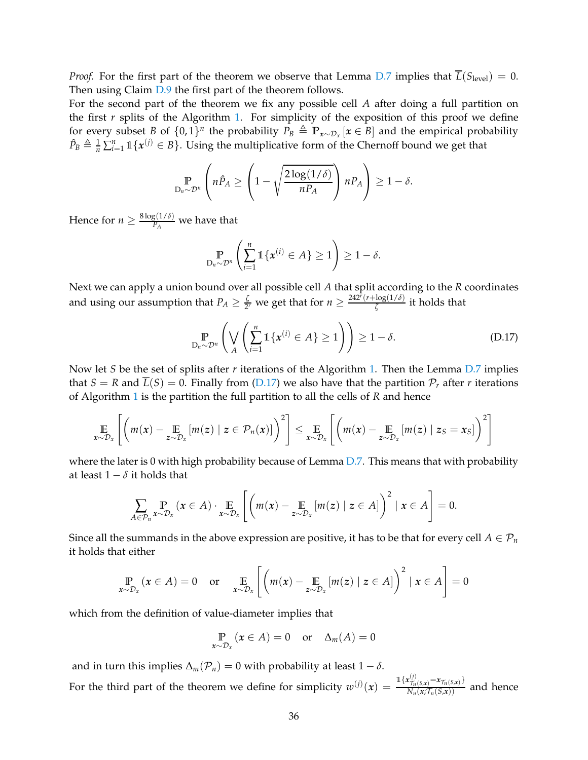*Proof.* For the first part of the theorem we observe that Lemma D.7 implies that $\overline{L}(S_{\text{level}}) = 0$. Then using Claim D.9 the first part of the theorem follows.

For the second part of the theorem we fix any possible cell $A$ after doing a full partition on the first $r$ splits of the Algorithm 1. For simplicity of the exposition of this proof we define for every subset $B$ of $\{0,1\}^n$ the probability $P_B \triangleq \mathbb{P}_{\boldsymbol{x}\sim\mathcal{D}_x}[\boldsymbol{x} \in B]$ and the empirical probability $\hat{P}_B \triangleq \frac{1}{n}\sum_{i=1}^n \mathbb{1}\{\boldsymbol{x}^{(j)} \in B\}$. Using the multiplicative form of the Chernoff bound we get that

$$\mathbb{P}_{\mathrm{D}_n\sim\mathcal{D}^n}\left(n\hat{P}_A \geq \left(1 - \sqrt{\frac{2\log(1/\delta)}{nP_A}}\right) nP_A\right) \geq 1-\delta.$$

Hence for $n \geq \frac{8\log(1/\delta)}{P_A}$ we have that

$$\mathbb{P}_{\mathrm{D}_n\sim\mathcal{D}^n}\left(\sum_{i=1}^n \mathbb{1}\{\boldsymbol{x}^{(i)} \in A\} \geq 1\right) \geq 1-\delta.$$

Next we can apply a union bound over all possible cell $A$ that split according to the $R$ coordinates and using our assumption that $P_A \geq \frac{\zeta}{2^r}$ we get that for $n \geq \frac{24 2^r (r+\log(1/\delta))}{\zeta}$ it holds that

$$\mathbb{P}_{\mathrm{D}_n\sim\mathcal{D}^n}\left(\bigvee_A \left(\sum_{i=1}^n \mathbb{1}\{\boldsymbol{x}^{(i)} \in A\} \geq 1\right)\right) \geq 1-\delta. \tag{D.17}$$

Now let $S$ be the set of splits after $r$ iterations of the Algorithm 1. Then the Lemma D.7 implies that $S = R$ and $\overline{L}(S) = 0$. Finally from (D.17) we also have that the partition $\mathcal{P}_r$ after $r$ iterations of Algorithm 1 is the partition the full partition to all the cells of $R$ and hence

$$\mathbb{E}_{\boldsymbol{x}\sim\mathcal{D}_x}\left[\left(m(\boldsymbol{x}) - \mathbb{E}_{\boldsymbol{z}\sim\mathcal{D}_x}[m(\boldsymbol{z}) \mid \boldsymbol{z} \in \mathcal{P}_n(\boldsymbol{x})]\right)^2\right] \leq \mathbb{E}_{\boldsymbol{x}\sim\mathcal{D}_x}\left[\left(m(\boldsymbol{x}) - \mathbb{E}_{\boldsymbol{z}\sim\mathcal{D}_x}[m(\boldsymbol{z}) \mid \boldsymbol{z}_S = \boldsymbol{x}_S]\right)^2\right]$$

where the later is 0 with high probability because of Lemma D.7. This means that with probability at least $1-\delta$ it holds that

$$\sum_{A\in\mathcal{P}_n} \mathbb{P}_{\boldsymbol{x}\sim\mathcal{D}_x}(\boldsymbol{x} \in A) \cdot \mathbb{E}_{\boldsymbol{x}\sim\mathcal{D}_x}\left[\left(m(\boldsymbol{x}) - \mathbb{E}_{\boldsymbol{z}\sim\mathcal{D}_x}[m(\boldsymbol{z}) \mid \boldsymbol{z} \in A]\right)^2 \mid \boldsymbol{x} \in A\right] = 0.$$

Since all the summands in the above expression are positive, it has to be that for every cell $A \in \mathcal{P}_n$ it holds that either

$$\mathbb{P}_{\boldsymbol{x}\sim\mathcal{D}_x}(\boldsymbol{x} \in A) = 0 \quad \text{or} \quad \mathbb{E}_{\boldsymbol{x}\sim\mathcal{D}_x}\left[\left(m(\boldsymbol{x}) - \mathbb{E}_{\boldsymbol{z}\sim\mathcal{D}_x}[m(\boldsymbol{z}) \mid \boldsymbol{z} \in A]\right)^2 \mid \boldsymbol{x} \in A\right] = 0$$

which from the definition of value-diameter implies that

$$\mathbb{P}_{\boldsymbol{x}\sim\mathcal{D}_x}(\boldsymbol{x} \in A) = 0 \quad \text{or} \quad \Delta_m(A) = 0$$

and in turn this implies $\Delta_m(\mathcal{P}_n) = 0$ with probability at least $1-\delta$.

For the third part of the theorem we define for simplicity $w^{(j)}(\boldsymbol{x}) = \frac{\mathbb{1}\{\boldsymbol{x}^{(j)}_{\mathcal{T}_n(S,\boldsymbol{x})} = \boldsymbol{x}_{\mathcal{T}_n(S,\boldsymbol{x})}\}}{N_n(\boldsymbol{x}; \mathcal{T}_n(S,\boldsymbol{x}))}$ and hence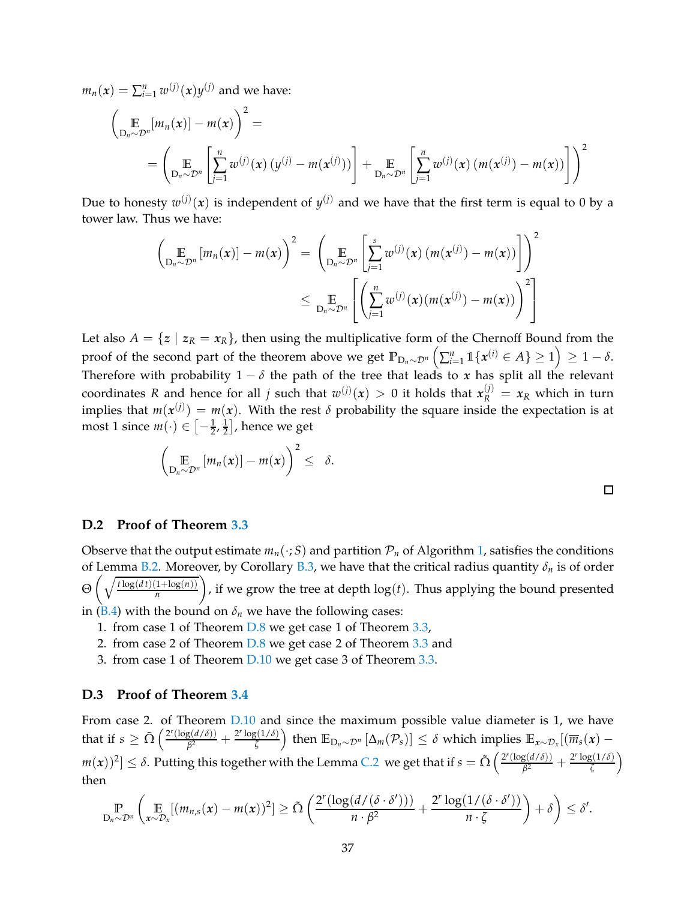$m_n(\boldsymbol{x}) = \sum_{i=1}^{n} w^{(j)}(\boldsymbol{x}) y^{(j)}$ and we have:

$$\left(\mathbb{E}_{\mathrm{D}_n \sim \mathcal{D}^n}[m_n(\boldsymbol{x})] - m(\boldsymbol{x})\right)^2 =$$

$$= \left(\mathbb{E}_{\mathrm{D}_n \sim \mathcal{D}^n}\left[\sum_{j=1}^{n} w^{(j)}(\boldsymbol{x})\left(y^{(j)} - m(\boldsymbol{x}^{(j)})\right)\right] + \mathbb{E}_{\mathrm{D}_n \sim \mathcal{D}^n}\left[\sum_{j=1}^{n} w^{(j)}(\boldsymbol{x})\left(m(\boldsymbol{x}^{(j)}) - m(\boldsymbol{x})\right)\right]\right)^2$$

Due to honesty $w^{(j)}(\boldsymbol{x})$ is independent of $y^{(j)}$ and we have that the first term is equal to 0 by a tower law. Thus we have:

$$\left(\mathbb{E}_{\mathrm{D}_n \sim \mathcal{D}^n}[m_n(\boldsymbol{x})] - m(\boldsymbol{x})\right)^2 = \left(\mathbb{E}_{\mathrm{D}_n \sim \mathcal{D}^n}\left[\sum_{j=1}^{s} w^{(j)}(\boldsymbol{x})\left(m(\boldsymbol{x}^{(j)}) - m(\boldsymbol{x})\right)\right]\right)^2$$
$$\leq \mathbb{E}_{\mathrm{D}_n \sim \mathcal{D}^n}\left[\left(\sum_{j=1}^{n} w^{(j)}(\boldsymbol{x})(m(\boldsymbol{x}^{(j)}) - m(\boldsymbol{x}))\right)^2\right]$$

Let also $A = \{\boldsymbol{z} \mid \boldsymbol{z}_R = \boldsymbol{x}_R\}$, then using the multiplicative form of the Chernoff Bound from the proof of the second part of the theorem above we get $\mathbb{P}_{\mathrm{D}_n \sim \mathcal{D}^n}\left(\sum_{i=1}^{n} \mathbb{1}\{\boldsymbol{x}^{(i)} \in A\} \geq 1\right) \geq 1 - \delta$. Therefore with probability $1 - \delta$ the path of the tree that leads to $\boldsymbol{x}$ has split all the relevant coordinates $R$ and hence for all $j$ such that $w^{(j)}(\boldsymbol{x}) > 0$ it holds that $\boldsymbol{x}_R^{(j)} = \boldsymbol{x}_R$ which in turn implies that $m(\boldsymbol{x}^{(j)}) = m(\boldsymbol{x})$. With the rest $\delta$ probability the square inside the expectation is at most 1 since $m(\cdot) \in \left[-\frac{1}{2}, \frac{1}{2}\right]$, hence we get

$$\left(\mathbb{E}_{\mathrm{D}_n \sim \mathcal{D}^n}[m_n(\boldsymbol{x})] - m(\boldsymbol{x})\right)^2 \leq \delta.$$

□

### D.2 Proof of Theorem 3.3

Observe that the output estimate $m_n(\cdot; S)$ and partition $\mathcal{P}_n$ of Algorithm 1, satisfies the conditions of Lemma B.2. Moreover, by Corollary B.3, we have that the critical radius quantity $\delta_n$ is of order $\Theta\left(\sqrt{\frac{t\log(d\,t)(1+\log(n))}{n}}\right)$, if we grow the tree at depth $\log(t)$. Thus applying the bound presented in (B.4) with the bound on $\delta_n$ we have the following cases:

1. from case 1 of Theorem D.8 we get case 1 of Theorem 3.3,
2. from case 2 of Theorem D.8 we get case 2 of Theorem 3.3 and
3. from case 1 of Theorem D.10 we get case 3 of Theorem 3.3.

### D.3 Proof of Theorem 3.4

From case 2. of Theorem D.10 and since the maximum possible value diameter is 1, we have that if $s \geq \tilde{\Omega}\left(\frac{2^r(\log(d/\delta))}{\beta^2} + \frac{2^r\log(1/\delta)}{\zeta}\right)$ then $\mathbb{E}_{\mathrm{D}_n \sim \mathcal{D}^n}[\Delta_m(\mathcal{P}_s)] \leq \delta$ which implies $\mathbb{E}_{\boldsymbol{x} \sim \mathcal{D}_x}[(\overline{m}_s(\boldsymbol{x}) - m(\boldsymbol{x}))^2] \leq \delta$. Putting this together with the Lemma C.2 we get that if $s = \tilde{\Omega}\left(\frac{2^r(\log(d/\delta))}{\beta^2} + \frac{2^r\log(1/\delta)}{\zeta}\right)$ then

$$\mathbb{P}_{\mathrm{D}_n \sim \mathcal{D}^n}\left(\mathbb{E}_{\boldsymbol{x} \sim \mathcal{D}_x}[(m_{n,s}(\boldsymbol{x}) - m(\boldsymbol{x}))^2] \geq \tilde{\Omega}\left(\frac{2^r(\log(d/(\delta \cdot \delta')))}{n \cdot \beta^2} + \frac{2^r\log(1/(\delta \cdot \delta'))}{n \cdot \zeta}\right) + \delta\right) \leq \delta'.$$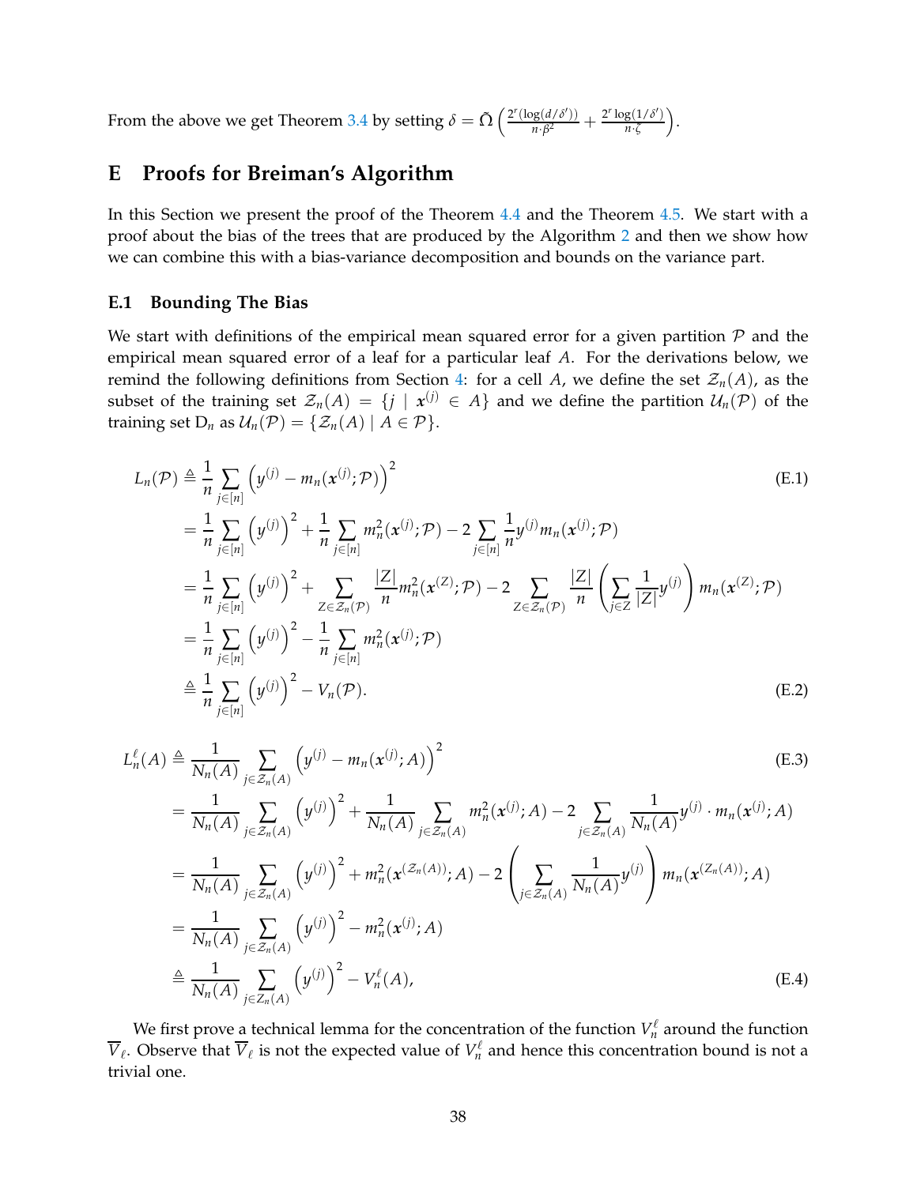From the above we get Theorem 3.4 by setting $\delta = \tilde{\Omega}\left(\frac{2^r(\log(d/\delta'))}{n \cdot \beta^2} + \frac{2^r \log(1/\delta')}{n \cdot \zeta}\right)$.

# E Proofs for Breiman's Algorithm

In this Section we present the proof of the Theorem 4.4 and the Theorem 4.5. We start with a proof about the bias of the trees that are produced by the Algorithm 2 and then we show how we can combine this with a bias-variance decomposition and bounds on the variance part.

## E.1 Bounding The Bias

We start with definitions of the empirical mean squared error for a given partition $\mathcal{P}$ and the empirical mean squared error of a leaf for a particular leaf $A$. For the derivations below, we remind the following definitions from Section 4: for a cell $A$, we define the set $\mathcal{Z}_n(A)$, as the subset of the training set $\mathcal{Z}_n(A) = \{j \mid \boldsymbol{x}^{(j)} \in A\}$ and we define the partition $\mathcal{U}_n(\mathcal{P})$ of the training set $\mathrm{D}_n$ as $\mathcal{U}_n(\mathcal{P}) = \{\mathcal{Z}_n(A) \mid A \in \mathcal{P}\}$.

$$
\begin{aligned}
L_n(\mathcal{P}) &\triangleq \frac{1}{n}\sum_{j\in[n]}\left(y^{(j)} - m_n(\boldsymbol{x}^{(j)};\mathcal{P})\right)^2 && \text{(E.1)}\\
&= \frac{1}{n}\sum_{j\in[n]}\left(y^{(j)}\right)^2 + \frac{1}{n}\sum_{j\in[n]} m_n^2(\boldsymbol{x}^{(j)};\mathcal{P}) - 2\sum_{j\in[n]}\frac{1}{n}y^{(j)}m_n(\boldsymbol{x}^{(j)};\mathcal{P})\\
&= \frac{1}{n}\sum_{j\in[n]}\left(y^{(j)}\right)^2 + \sum_{Z\in\mathcal{Z}_n(\mathcal{P})}\frac{|Z|}{n}m_n^2(\boldsymbol{x}^{(Z)};\mathcal{P}) - 2\sum_{Z\in\mathcal{Z}_n(\mathcal{P})}\frac{|Z|}{n}\left(\sum_{j\in Z}\frac{1}{|Z|}y^{(j)}\right)m_n(\boldsymbol{x}^{(Z)};\mathcal{P})\\
&= \frac{1}{n}\sum_{j\in[n]}\left(y^{(j)}\right)^2 - \frac{1}{n}\sum_{j\in[n]} m_n^2(\boldsymbol{x}^{(j)};\mathcal{P})\\
&\triangleq \frac{1}{n}\sum_{j\in[n]}\left(y^{(j)}\right)^2 - V_n(\mathcal{P}). && \text{(E.2)}
\end{aligned}
$$

$$
\begin{aligned}
L_n^{\ell}(A) &\triangleq \frac{1}{N_n(A)}\sum_{j\in\mathcal{Z}_n(A)}\left(y^{(j)} - m_n(\boldsymbol{x}^{(j)};A)\right)^2 && \text{(E.3)}\\
&= \frac{1}{N_n(A)}\sum_{j\in\mathcal{Z}_n(A)}\left(y^{(j)}\right)^2 + \frac{1}{N_n(A)}\sum_{j\in\mathcal{Z}_n(A)} m_n^2(\boldsymbol{x}^{(j)};A) - 2\sum_{j\in\mathcal{Z}_n(A)}\frac{1}{N_n(A)}y^{(j)}\cdot m_n(\boldsymbol{x}^{(j)};A)\\
&= \frac{1}{N_n(A)}\sum_{j\in\mathcal{Z}_n(A)}\left(y^{(j)}\right)^2 + m_n^2(\boldsymbol{x}^{(\mathcal{Z}_n(A))};A) - 2\left(\sum_{j\in\mathcal{Z}_n(A)}\frac{1}{N_n(A)}y^{(j)}\right)m_n(\boldsymbol{x}^{(\mathcal{Z}_n(A))};A)\\
&= \frac{1}{N_n(A)}\sum_{j\in\mathcal{Z}_n(A)}\left(y^{(j)}\right)^2 - m_n^2(\boldsymbol{x}^{(j)};A)\\
&\triangleq \frac{1}{N_n(A)}\sum_{j\in\mathcal{Z}_n(A)}\left(y^{(j)}\right)^2 - V_n^{\ell}(A), && \text{(E.4)}
\end{aligned}
$$

We first prove a technical lemma for the concentration of the function $V_n^{\ell}$ around the function $\overline{V}_{\ell}$. Observe that $\overline{V}_{\ell}$ is not the expected value of $V_n^{\ell}$ and hence this concentration bound is not a trivial one.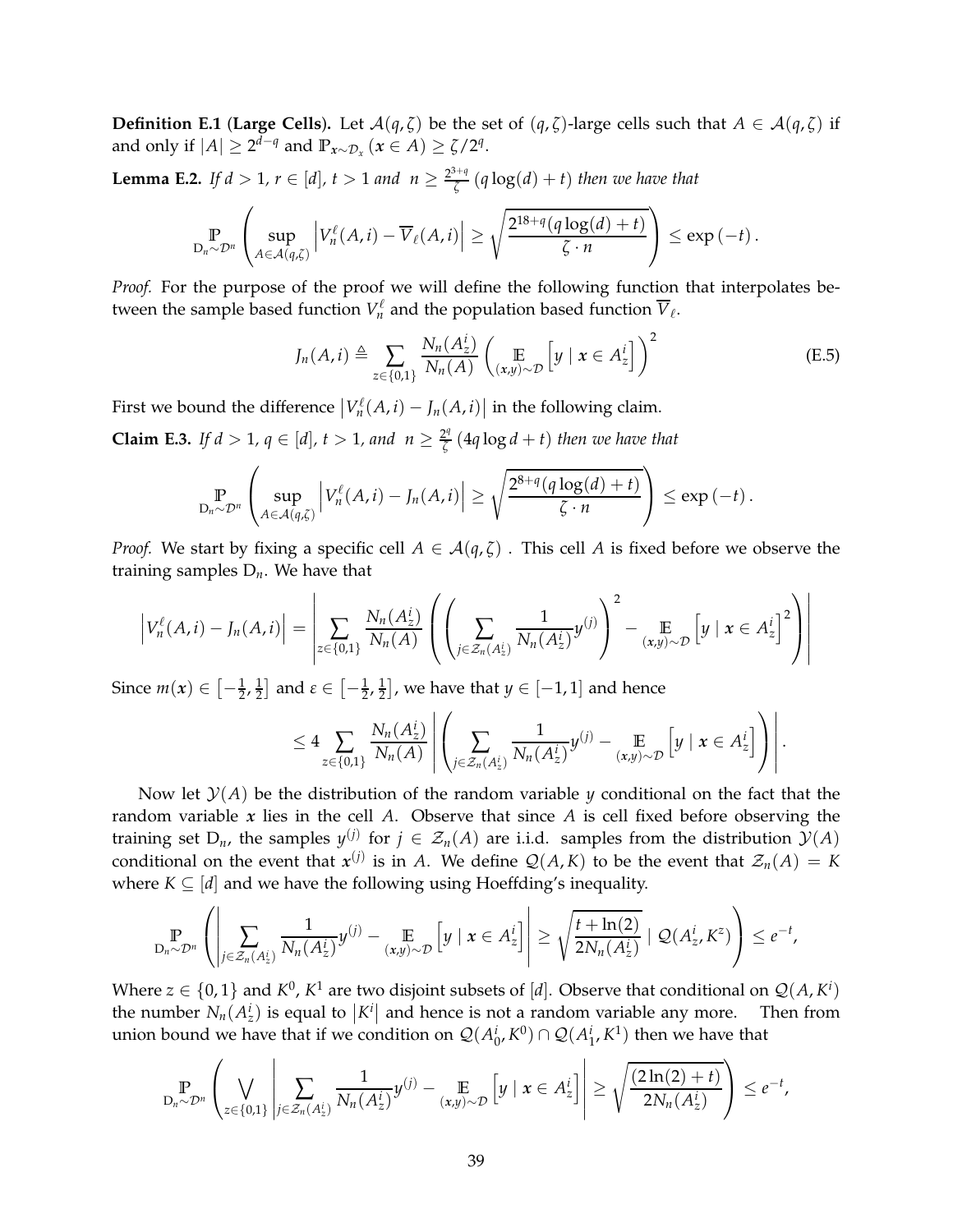**Definition E.1 (Large Cells).** Let $\mathcal{A}(q, \zeta)$ be the set of $(q, \zeta)$-large cells such that $A \in \mathcal{A}(q, \zeta)$ if and only if $|A| \geq 2^{d-q}$ and $\mathbb{P}_{\boldsymbol{x} \sim \mathcal{D}_x}(\boldsymbol{x} \in A) \geq \zeta / 2^q$.

**Lemma E.2.** *If $d > 1$, $r \in [d]$, $t > 1$ and $n \geq \frac{2^{3+q}}{\zeta}(q \log(d) + t)$ then we have that*

$$\mathbb{P}_{\mathrm{D}_n \sim \mathcal{D}^n}\left(\sup_{A \in \mathcal{A}(q,\zeta)} \left| V_n^{\ell}(A, i) - \overline{V}_{\ell}(A, i) \right| \geq \sqrt{\frac{2^{18+q}(q \log(d) + t)}{\zeta \cdot n}}\right) \leq \exp(-t).$$

*Proof.* For the purpose of the proof we will define the following function that interpolates between the sample based function $V_n^{\ell}$ and the population based function $\overline{V}_{\ell}$.

$$J_n(A, i) \triangleq \sum_{z \in \{0,1\}} \frac{N_n(A_z^i)}{N_n(A)} \left( \mathbb{E}_{(\boldsymbol{x},y) \sim \mathcal{D}}\left[ y \mid \boldsymbol{x} \in A_z^i \right] \right)^2 \tag{E.5}$$

First we bound the difference $\left| V_n^{\ell}(A, i) - J_n(A, i) \right|$ in the following claim.

**Claim E.3.** *If $d > 1$, $q \in [d]$, $t > 1$, and $n \geq \frac{2^q}{\zeta}(4q \log d + t)$ then we have that*

$$\mathbb{P}_{\mathrm{D}_n \sim \mathcal{D}^n}\left(\sup_{A \in \mathcal{A}(q,\zeta)} \left| V_n^{\ell}(A, i) - J_n(A, i) \right| \geq \sqrt{\frac{2^{8+q}(q \log(d) + t)}{\zeta \cdot n}}\right) \leq \exp(-t).$$

*Proof.* We start by fixing a specific cell $A \in \mathcal{A}(q, \zeta)$ . This cell $A$ is fixed before we observe the training samples $\mathrm{D}_n$. We have that

$$\left| V_n^{\ell}(A, i) - J_n(A, i) \right| = \left| \sum_{z \in \{0,1\}} \frac{N_n(A_z^i)}{N_n(A)} \left( \left( \sum_{j \in \mathcal{Z}_n(A_z^i)} \frac{1}{N_n(A_z^i)} y^{(j)} \right)^2 - \mathbb{E}_{(\boldsymbol{x},y) \sim \mathcal{D}}\left[ y \mid \boldsymbol{x} \in A_z^i \right]^2 \right) \right|$$

Since $m(\boldsymbol{x}) \in \left[-\frac{1}{2}, \frac{1}{2}\right]$ and $\varepsilon \in \left[-\frac{1}{2}, \frac{1}{2}\right]$, we have that $y \in [-1, 1]$ and hence

$$\leq 4 \sum_{z \in \{0,1\}} \frac{N_n(A_z^i)}{N_n(A)} \left| \left( \sum_{j \in \mathcal{Z}_n(A_z^i)} \frac{1}{N_n(A_z^i)} y^{(j)} - \mathbb{E}_{(\boldsymbol{x},y) \sim \mathcal{D}}\left[ y \mid \boldsymbol{x} \in A_z^i \right] \right) \right|.$$

Now let $\mathcal{Y}(A)$ be the distribution of the random variable $y$ conditional on the fact that the random variable $\boldsymbol{x}$ lies in the cell $A$. Observe that since $A$ is cell fixed before observing the training set $\mathrm{D}_n$, the samples $y^{(j)}$ for $j \in \mathcal{Z}_n(A)$ are i.i.d. samples from the distribution $\mathcal{Y}(A)$ conditional on the event that $\boldsymbol{x}^{(j)}$ is in $A$. We define $\mathcal{Q}(A, K)$ to be the event that $\mathcal{Z}_n(A) = K$ where $K \subseteq [d]$ and we have the following using Hoeffding's inequality.

$$\mathbb{P}_{\mathrm{D}_n \sim \mathcal{D}^n}\left( \left| \sum_{j \in \mathcal{Z}_n(A_z^i)} \frac{1}{N_n(A_z^i)} y^{(j)} - \mathbb{E}_{(\boldsymbol{x},y) \sim \mathcal{D}}\left[ y \mid \boldsymbol{x} \in A_z^i \right] \right| \geq \sqrt{\frac{t + \ln(2)}{2 N_n(A_z^i)}} \mid \mathcal{Q}(A_z^i, K^z) \right) \leq e^{-t},$$

Where $z \in \{0, 1\}$ and $K^0$, $K^1$ are two disjoint subsets of $[d]$. Observe that conditional on $\mathcal{Q}(A, K^i)$ the number $N_n(A_z^i)$ is equal to $\left| K^i \right|$ and hence is not a random variable any more. Then from union bound we have that if we condition on $\mathcal{Q}(A_0^i, K^0) \cap \mathcal{Q}(A_1^i, K^1)$ then we have that

$$\mathbb{P}_{\mathrm{D}_n \sim \mathcal{D}^n}\left( \bigvee_{z \in \{0,1\}} \left| \sum_{j \in \mathcal{Z}_n(A_z^i)} \frac{1}{N_n(A_z^i)} y^{(j)} - \mathbb{E}_{(\boldsymbol{x},y) \sim \mathcal{D}}\left[ y \mid \boldsymbol{x} \in A_z^i \right] \right| \geq \sqrt{\frac{(2 \ln(2) + t)}{2 N_n(A_z^i)}} \right) \leq e^{-t},$$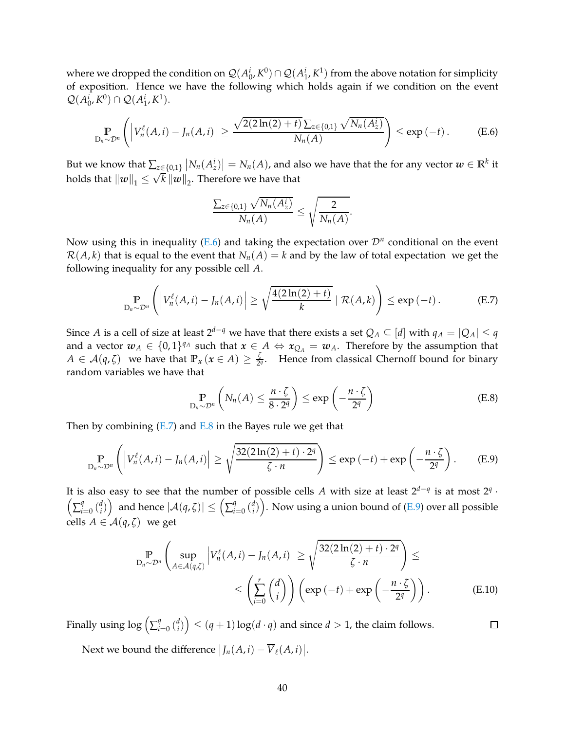where we dropped the condition on $\mathcal{Q}(A_0^i, K^0) \cap \mathcal{Q}(A_1^i, K^1)$ from the above notation for simplicity of exposition. Hence we have the following which holds again if we condition on the event $\mathcal{Q}(A_0^i, K^0) \cap \mathcal{Q}(A_1^i, K^1)$.

$$\underset{D_n \sim \mathcal{D}^n}{\mathbb{P}} \left( \left| V_n^\ell(A, i) - J_n(A, i) \right| \geq \frac{\sqrt{2(2\ln(2) + t)} \sum_{z \in \{0,1\}} \sqrt{N_n(A_z^i)}}{N_n(A)} \right) \leq \exp\left(-t\right). \tag{E.6}$$

But we know that $\sum_{z \in \{0,1\}} \left| N_n(A_z^i) \right| = N_n(A)$, and also we have that the for any vector $\boldsymbol{w} \in \mathbb{R}^k$ it holds that $\|\boldsymbol{w}\|_1 \leq \sqrt{k} \|\boldsymbol{w}\|_2$. Therefore we have that

$$\frac{\sum_{z \in \{0,1\}} \sqrt{N_n(A_z^i)}}{N_n(A)} \leq \sqrt{\frac{2}{N_n(A)}}.$$

Now using this in inequality (E.6) and taking the expectation over $\mathcal{D}^n$ conditional on the event $\mathcal{R}(A, k)$ that is equal to the event that $N_n(A) = k$ and by the law of total expectation we get the following inequality for any possible cell $A$.

$$\underset{D_n \sim \mathcal{D}^n}{\mathbb{P}} \left( \left| V_n^\ell(A, i) - J_n(A, i) \right| \geq \sqrt{\frac{4(2\ln(2) + t)}{k}} \mid \mathcal{R}(A, k) \right) \leq \exp\left(-t\right). \tag{E.7}$$

Since $A$ is a cell of size at least $2^{d-q}$ we have that there exists a set $Q_A \subseteq [d]$ with $q_A = |Q_A| \leq q$ and a vector $\boldsymbol{w}_A \in \{0,1\}^{q_A}$ such that $\boldsymbol{x} \in A \Leftrightarrow \boldsymbol{x}_{Q_A} = \boldsymbol{w}_A$. Therefore by the assumption that $A \in \mathcal{A}(q, \zeta)$ we have that $\mathbb{P}_{\boldsymbol{x}}(\boldsymbol{x} \in A) \geq \frac{\zeta}{2^q}$. Hence from classical Chernoff bound for binary random variables we have that

$$\underset{D_n \sim \mathcal{D}^n}{\mathbb{P}} \left( N_n(A) \leq \frac{n \cdot \zeta}{8 \cdot 2^q} \right) \leq \exp\left( -\frac{n \cdot \zeta}{2^q} \right) \tag{E.8}$$

Then by combining (E.7) and E.8 in the Bayes rule we get that

$$\underset{D_n \sim \mathcal{D}^n}{\mathbb{P}} \left( \left| V_n^\ell(A, i) - J_n(A, i) \right| \geq \sqrt{\frac{32(2\ln(2) + t) \cdot 2^q}{\zeta \cdot n}} \right) \leq \exp\left(-t\right) + \exp\left( -\frac{n \cdot \zeta}{2^q} \right). \tag{E.9}$$

It is also easy to see that the number of possible cells $A$ with size at least $2^{d-q}$ is at most $2^q \cdot \left( \sum_{i=0}^q \binom{d}{i} \right)$ and hence $|\mathcal{A}(q, \zeta)| \leq \left( \sum_{i=0}^q \binom{d}{i} \right)$. Now using a union bound of (E.9) over all possible cells $A \in \mathcal{A}(q, \zeta)$ we get

$$\underset{D_n \sim \mathcal{D}^n}{\mathbb{P}} \left( \sup_{A \in \mathcal{A}(q,\zeta)} \left| V_n^\ell(A, i) - J_n(A, i) \right| \geq \sqrt{\frac{32(2\ln(2) + t) \cdot 2^q}{\zeta \cdot n}} \right) \leq$$
$$\leq \left( \sum_{i=0}^r \binom{d}{i} \right) \left( \exp\left(-t\right) + \exp\left( -\frac{n \cdot \zeta}{2^q} \right) \right). \tag{E.10}$$

Finally using $\log\left( \sum_{i=0}^q \binom{d}{i} \right) \leq (q+1) \log(d \cdot q)$ and since $d > 1$, the claim follows. □

Next we bound the difference $\left| J_n(A, i) - \overline{V}_\ell(A, i) \right|$.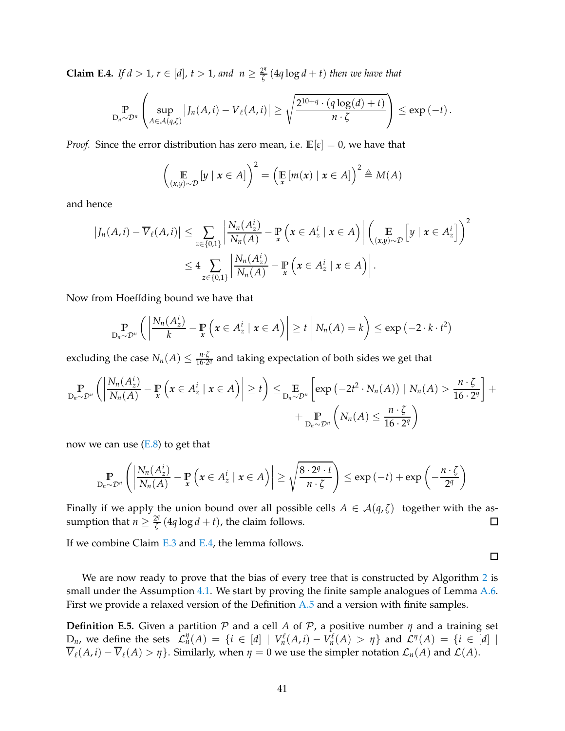**Claim E.4.** *If $d > 1$, $r \in [d]$, $t > 1$, and $n \geq \frac{2^q}{\zeta}(4q \log d + t)$ then we have that*

$$\mathop{\mathbb{P}}_{D_n \sim \mathcal{D}^n}\left(\sup_{A \in \mathcal{A}(q,\zeta)} \left|J_n(A,i) - \overline{V}_\ell(A,i)\right| \geq \sqrt{\frac{2^{10+q} \cdot (q \log(d) + t)}{n \cdot \zeta}}\right) \leq \exp(-t).$$

*Proof.* Since the error distribution has zero mean, i.e. $\mathbb{E}[\varepsilon] = 0$, we have that

$$\left(\mathop{\mathbb{E}}_{(\boldsymbol{x},y) \sim \mathcal{D}}[y \mid \boldsymbol{x} \in A]\right)^2 = \left(\mathop{\mathbb{E}}_{\boldsymbol{x}}[m(\boldsymbol{x}) \mid \boldsymbol{x} \in A]\right)^2 \triangleq M(A)$$

and hence

$$\begin{aligned}
\left|J_n(A,i) - \overline{V}_\ell(A,i)\right| &\leq \sum_{z \in \{0,1\}} \left|\frac{N_n(A_z^i)}{N_n(A)} - \mathop{\mathbb{P}}_{\boldsymbol{x}}\left(\boldsymbol{x} \in A_z^i \mid \boldsymbol{x} \in A\right)\right| \left(\mathop{\mathbb{E}}_{(\boldsymbol{x},y) \sim \mathcal{D}}\left[y \mid \boldsymbol{x} \in A_z^i\right]\right)^2 \\
&\leq 4 \sum_{z \in \{0,1\}} \left|\frac{N_n(A_z^i)}{N_n(A)} - \mathop{\mathbb{P}}_{\boldsymbol{x}}\left(\boldsymbol{x} \in A_z^i \mid \boldsymbol{x} \in A\right)\right|.
\end{aligned}$$

Now from Hoeffding bound we have that

$$\mathop{\mathbb{P}}_{D_n \sim \mathcal{D}^n}\left(\left|\frac{N_n(A_z^i)}{k} - \mathop{\mathbb{P}}_{\boldsymbol{x}}\left(\boldsymbol{x} \in A_z^i \mid \boldsymbol{x} \in A\right)\right| \geq t \;\middle|\; N_n(A) = k\right) \leq \exp\left(-2 \cdot k \cdot t^2\right)$$

excluding the case $N_n(A) \leq \frac{n \cdot \zeta}{16 \cdot 2^q}$ and taking expectation of both sides we get that

$$\begin{aligned}
\mathop{\mathbb{P}}_{D_n \sim \mathcal{D}^n}\left(\left|\frac{N_n(A_z^i)}{N_n(A)} - \mathop{\mathbb{P}}_{\boldsymbol{x}}\left(\boldsymbol{x} \in A_z^i \mid \boldsymbol{x} \in A\right)\right| \geq t\right) &\leq \mathop{\mathbb{E}}_{D_n \sim \mathcal{D}^n}\left[\exp\left(-2t^2 \cdot N_n(A)\right) \mid N_n(A) > \frac{n \cdot \zeta}{16 \cdot 2^q}\right] + \\
&\quad + \mathop{\mathbb{P}}_{D_n \sim \mathcal{D}^n}\left(N_n(A) \leq \frac{n \cdot \zeta}{16 \cdot 2^q}\right)
\end{aligned}$$

now we can use (E.8) to get that

$$\mathop{\mathbb{P}}_{D_n \sim \mathcal{D}^n}\left(\left|\frac{N_n(A_z^i)}{N_n(A)} - \mathop{\mathbb{P}}_{\boldsymbol{x}}\left(\boldsymbol{x} \in A_z^i \mid \boldsymbol{x} \in A\right)\right| \geq \sqrt{\frac{8 \cdot 2^q \cdot t}{n \cdot \zeta}}\right) \leq \exp(-t) + \exp\left(-\frac{n \cdot \zeta}{2^q}\right)$$

Finally if we apply the union bound over all possible cells $A \in \mathcal{A}(q,\zeta)$ together with the assumption that $n \geq \frac{2^q}{\zeta}(4q \log d + t)$, the claim follows. ◻

If we combine Claim E.3 and E.4, the lemma follows. ◻

We are now ready to prove that the bias of every tree that is constructed by Algorithm 2 is small under the Assumption 4.1. We start by proving the finite sample analogues of Lemma A.6. First we provide a relaxed version of the Definition A.5 and a version with finite samples.

**Definition E.5.** Given a partition $\mathcal{P}$ and a cell $A$ of $\mathcal{P}$, a positive number $\eta$ and a training set $D_n$, we define the sets $\mathcal{L}_n^\eta(A) = \{i \in [d] \mid V_n^\ell(A,i) - V_n^\ell(A) > \eta\}$ and $\mathcal{L}^\eta(A) = \{i \in [d] \mid \overline{V}_\ell(A,i) - \overline{V}_\ell(A) > \eta\}$. Similarly, when $\eta = 0$ we use the simpler notation $\mathcal{L}_n(A)$ and $\mathcal{L}(A)$.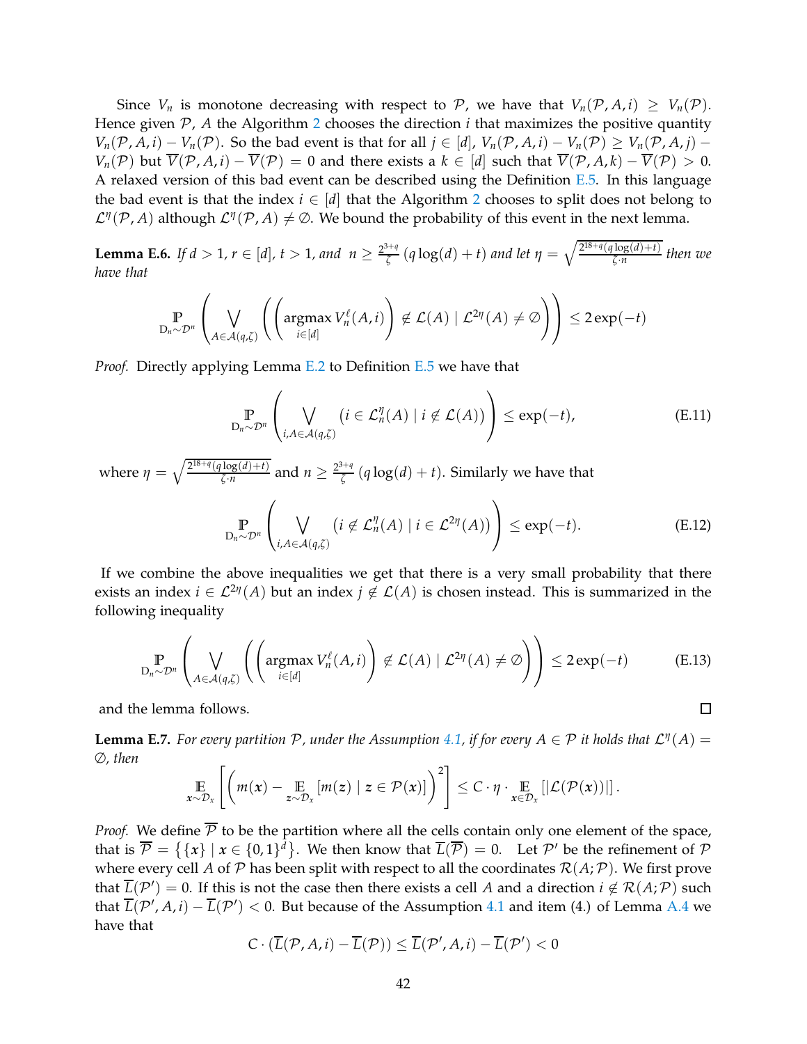Since $V_n$ is monotone decreasing with respect to $\mathcal{P}$, we have that $V_n(\mathcal{P}, A, i) \geq V_n(\mathcal{P})$. Hence given $\mathcal{P}$, $A$ the Algorithm 2 chooses the direction $i$ that maximizes the positive quantity $V_n(\mathcal{P}, A, i) - V_n(\mathcal{P})$. So the bad event is that for all $j \in [d]$, $V_n(\mathcal{P}, A, i) - V_n(\mathcal{P}) \geq V_n(\mathcal{P}, A, j) - V_n(\mathcal{P})$ but $\overline{V}(\mathcal{P}, A, i) - \overline{V}(\mathcal{P}) = 0$ and there exists a $k \in [d]$ such that $\overline{V}(\mathcal{P}, A, k) - \overline{V}(\mathcal{P}) > 0$. A relaxed version of this bad event can be described using the Definition E.5. In this language the bad event is that the index $i \in [d]$ that the Algorithm 2 chooses to split does not belong to $\mathcal{L}^{\eta}(\mathcal{P}, A)$ although $\mathcal{L}^{\eta}(\mathcal{P}, A) \neq \emptyset$. We bound the probability of this event in the next lemma.

**Lemma E.6.** *If $d > 1$, $r \in [d]$, $t > 1$, and $n \geq \frac{2^{3+q}}{\zeta}(q \log(d) + t)$ and let $\eta = \sqrt{\frac{2^{18+q}(q\log(d)+t)}{\zeta \cdot n}}$ then we have that*

$$\underset{D_n \sim \mathcal{D}^n}{\mathbb{P}}\left(\bigvee_{A \in \mathcal{A}(q,\zeta)}\left(\left(\underset{i\in[d]}{\operatorname{argmax}}\, V_n^{\ell}(A, i)\right) \notin \mathcal{L}(A) \mid \mathcal{L}^{2\eta}(A) \neq \emptyset\right)\right) \leq 2\exp(-t)$$

*Proof.* Directly applying Lemma E.2 to Definition E.5 we have that

$$\underset{D_n \sim \mathcal{D}^n}{\mathbb{P}}\left(\bigvee_{i, A \in \mathcal{A}(q,\zeta)}\left(i \in \mathcal{L}_n^{\eta}(A) \mid i \notin \mathcal{L}(A)\right)\right) \leq \exp(-t), \tag{E.11}$$

where $\eta = \sqrt{\frac{2^{18+q}(q\log(d)+t)}{\zeta \cdot n}}$ and $n \geq \frac{2^{3+q}}{\zeta}(q\log(d) + t)$. Similarly we have that

$$\underset{D_n \sim \mathcal{D}^n}{\mathbb{P}}\left(\bigvee_{i, A \in \mathcal{A}(q,\zeta)}\left(i \notin \mathcal{L}_n^{\eta}(A) \mid i \in \mathcal{L}^{2\eta}(A)\right)\right) \leq \exp(-t). \tag{E.12}$$

If we combine the above inequalities we get that there is a very small probability that there exists an index $i \in \mathcal{L}^{2\eta}(A)$ but an index $j \notin \mathcal{L}(A)$ is chosen instead. This is summarized in the following inequality

$$\underset{D_n \sim \mathcal{D}^n}{\mathbb{P}}\left(\bigvee_{A \in \mathcal{A}(q,\zeta)}\left(\left(\underset{i\in[d]}{\operatorname{argmax}}\, V_n^{\ell}(A, i)\right) \notin \mathcal{L}(A) \mid \mathcal{L}^{2\eta}(A) \neq \emptyset\right)\right) \leq 2\exp(-t) \tag{E.13}$$

and the lemma follows. ◻

**Lemma E.7.** *For every partition $\mathcal{P}$, under the Assumption 4.1, if for every $A \in \mathcal{P}$ it holds that $\mathcal{L}^{\eta}(A) = \emptyset$, then*

$$\underset{\boldsymbol{x} \sim \mathcal{D}_x}{\mathbb{E}}\left[\left(m(\boldsymbol{x}) - \underset{\boldsymbol{z} \sim \mathcal{D}_x}{\mathbb{E}}\left[m(\boldsymbol{z}) \mid \boldsymbol{z} \in \mathcal{P}(\boldsymbol{x})\right]\right)^2\right] \leq C \cdot \eta \cdot \underset{\boldsymbol{x} \in \mathcal{D}_x}{\mathbb{E}}\left[|\mathcal{L}(\mathcal{P}(\boldsymbol{x}))|\right].$$

*Proof.* We define $\overline{\mathcal{P}}$ to be the partition where all the cells contain only one element of the space, that is $\overline{\mathcal{P}} = \left\{\{\boldsymbol{x}\} \mid \boldsymbol{x} \in \{0,1\}^d\right\}$. We then know that $\overline{L}(\overline{\mathcal{P}}) = 0$. Let $\mathcal{P}'$ be the refinement of $\mathcal{P}$ where every cell $A$ of $\mathcal{P}$ has been split with respect to all the coordinates $\mathcal{R}(A; \mathcal{P})$. We first prove that $\overline{L}(\mathcal{P}') = 0$. If this is not the case then there exists a cell $A$ and a direction $i \notin \mathcal{R}(A; \mathcal{P})$ such that $\overline{L}(\mathcal{P}', A, i) - \overline{L}(\mathcal{P}') < 0$. But because of the Assumption 4.1 and item (4.) of Lemma A.4 we have that

$$C \cdot \left(\overline{L}(\mathcal{P}, A, i) - \overline{L}(\mathcal{P})\right) \leq \overline{L}(\mathcal{P}', A, i) - \overline{L}(\mathcal{P}') < 0$$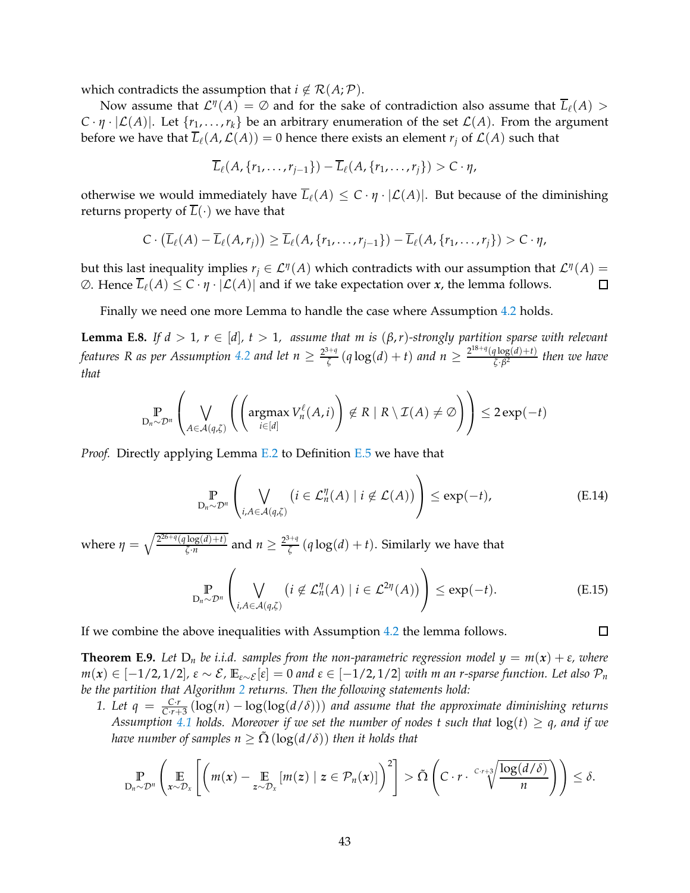which contradicts the assumption that $i \notin \mathcal{R}(A; \mathcal{P})$.

Now assume that $\mathcal{L}^{\eta}(A) = \emptyset$ and for the sake of contradiction also assume that $\overline{L}_{\ell}(A) > C \cdot \eta \cdot |\mathcal{L}(A)|$. Let $\{r_1, \ldots, r_k\}$ be an arbitrary enumeration of the set $\mathcal{L}(A)$. From the argument before we have that $\overline{L}_{\ell}(A, \mathcal{L}(A)) = 0$ hence there exists an element $r_j$ of $\mathcal{L}(A)$ such that

$$\overline{L}_{\ell}(A, \{r_1, \ldots, r_{j-1}\}) - \overline{L}_{\ell}(A, \{r_1, \ldots, r_j\}) > C \cdot \eta,$$

otherwise we would immediately have $\overline{L}_{\ell}(A) \leq C \cdot \eta \cdot |\mathcal{L}(A)|$. But because of the diminishing returns property of $\overline{L}(\cdot)$ we have that

$$C \cdot \left(\overline{L}_{\ell}(A) - \overline{L}_{\ell}(A, r_j)\right) \geq \overline{L}_{\ell}(A, \{r_1, \ldots, r_{j-1}\}) - \overline{L}_{\ell}(A, \{r_1, \ldots, r_j\}) > C \cdot \eta,$$

but this last inequality implies $r_j \in \mathcal{L}^{\eta}(A)$ which contradicts with our assumption that $\mathcal{L}^{\eta}(A) = \emptyset$. Hence $\overline{L}_{\ell}(A) \leq C \cdot \eta \cdot |\mathcal{L}(A)|$ and if we take expectation over $\boldsymbol{x}$, the lemma follows. $\square$

Finally we need one more Lemma to handle the case where Assumption 4.2 holds.

**Lemma E.8.** *If $d > 1$, $r \in [d]$, $t > 1$, assume that $m$ is $(\beta, r)$-strongly partition sparse with relevant features $R$ as per Assumption 4.2 and let $n \geq \frac{2^{3+q}}{\zeta}(q \log(d) + t)$ and $n \geq \frac{2^{18+q}(q \log(d)+t)}{\zeta \cdot \beta^2}$ then we have that*

$$\underset{\mathrm{D}_n \sim \mathcal{D}^n}{\mathbb{P}}\left(\bigvee_{A \in \mathcal{A}(q,\zeta)} \left(\left(\underset{i \in [d]}{\operatorname{argmax}}\, V_n^{\ell}(A, i)\right) \notin R \mid R \setminus \mathcal{I}(A) \neq \emptyset\right)\right) \leq 2\exp(-t)$$

*Proof.* Directly applying Lemma E.2 to Definition E.5 we have that

$$\underset{\mathrm{D}_n \sim \mathcal{D}^n}{\mathbb{P}}\left(\bigvee_{i, A \in \mathcal{A}(q,\zeta)} \left(i \in \mathcal{L}_n^{\eta}(A) \mid i \notin \mathcal{L}(A)\right)\right) \leq \exp(-t), \tag{E.14}$$

where $\eta = \sqrt{\frac{2^{26+q}(q \log(d)+t)}{\zeta \cdot n}}$ and $n \geq \frac{2^{3+q}}{\zeta}(q \log(d) + t)$. Similarly we have that

$$\underset{\mathrm{D}_n \sim \mathcal{D}^n}{\mathbb{P}}\left(\bigvee_{i, A \in \mathcal{A}(q,\zeta)} \left(i \notin \mathcal{L}_n^{\eta}(A) \mid i \in \mathcal{L}^{2\eta}(A)\right)\right) \leq \exp(-t). \tag{E.15}$$

If we combine the above inequalities with Assumption 4.2 the lemma follows. $\square$

**Theorem E.9.** *Let $\mathrm{D}_n$ be i.i.d. samples from the non-parametric regression model $y = m(\boldsymbol{x}) + \varepsilon$, where $m(\boldsymbol{x}) \in [-1/2, 1/2]$, $\varepsilon \sim \mathcal{E}$, $\mathbb{E}_{\varepsilon \sim \mathcal{E}}[\varepsilon] = 0$ and $\varepsilon \in [-1/2, 1/2]$ with $m$ an $r$-sparse function. Let also $\mathcal{P}_n$ be the partition that Algorithm 2 returns. Then the following statements hold:*

1. *Let $q = \frac{C \cdot r}{C \cdot r + 3}(\log(n) - \log(\log(d/\delta)))$ and assume that the approximate diminishing returns Assumption 4.1 holds. Moreover if we set the number of nodes $t$ such that $\log(t) \geq q$, and if we have number of samples $n \geq \tilde{\Omega}(\log(d/\delta))$ then it holds that*

$$\underset{\mathrm{D}_n \sim \mathcal{D}^n}{\mathbb{P}}\left(\underset{\boldsymbol{x} \sim \mathcal{D}_x}{\mathbb{E}}\left[\left(m(\boldsymbol{x}) - \underset{\boldsymbol{z} \sim \mathcal{D}_x}{\mathbb{E}}[m(\boldsymbol{z}) \mid \boldsymbol{z} \in \mathcal{P}_n(\boldsymbol{x})]\right)^2\right] > \tilde{\Omega}\left(C \cdot r \cdot \sqrt[C \cdot r + 3]{\frac{\log(d/\delta)}{n}}\right)\right) \leq \delta.$$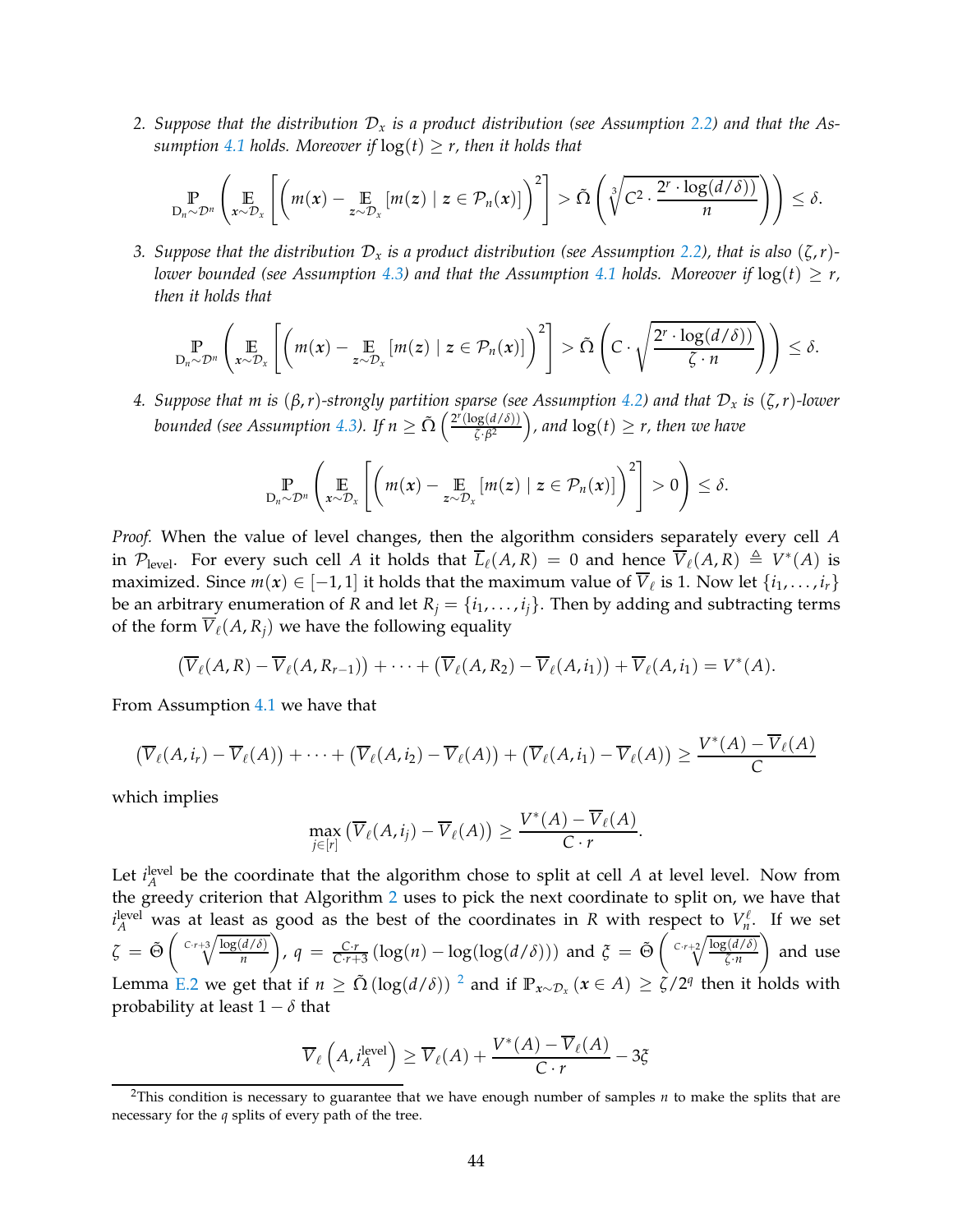2. *Suppose that the distribution $\mathcal{D}_x$ is a product distribution (see Assumption 2.2) and that the Assumption 4.1 holds. Moreover if $\log(t) \geq r$, then it holds that*

$$\underset{D_n \sim \mathcal{D}^n}{\mathbb{P}}\left(\underset{\boldsymbol{x}\sim\mathcal{D}_x}{\mathbb{E}}\left[\left(m(\boldsymbol{x}) - \underset{\boldsymbol{z}\sim\mathcal{D}_x}{\mathbb{E}}\left[m(\boldsymbol{z}) \mid \boldsymbol{z} \in \mathcal{P}_n(\boldsymbol{x})\right]\right)^2\right] > \tilde{\Omega}\left(\sqrt[3]{C^2 \cdot \frac{2^r \cdot \log(d/\delta))}{n}}\right)\right) \leq \delta.$$

3. *Suppose that the distribution $\mathcal{D}_x$ is a product distribution (see Assumption 2.2), that is also $(\zeta, r)$-lower bounded (see Assumption 4.3) and that the Assumption 4.1 holds. Moreover if $\log(t) \geq r$, then it holds that*

$$\underset{D_n \sim \mathcal{D}^n}{\mathbb{P}}\left(\underset{\boldsymbol{x}\sim\mathcal{D}_x}{\mathbb{E}}\left[\left(m(\boldsymbol{x}) - \underset{\boldsymbol{z}\sim\mathcal{D}_x}{\mathbb{E}}\left[m(\boldsymbol{z}) \mid \boldsymbol{z} \in \mathcal{P}_n(\boldsymbol{x})\right]\right)^2\right] > \tilde{\Omega}\left(C \cdot \sqrt{\frac{2^r \cdot \log(d/\delta))}{\zeta \cdot n}}\right)\right) \leq \delta.$$

4. *Suppose that $m$ is $(\beta, r)$-strongly partition sparse (see Assumption 4.2) and that $\mathcal{D}_x$ is $(\zeta, r)$-lower bounded (see Assumption 4.3). If $n \geq \tilde{\Omega}\left(\frac{2^r(\log(d/\delta))}{\zeta\cdot\beta^2}\right)$, and $\log(t) \geq r$, then we have*

$$\underset{D_n \sim \mathcal{D}^n}{\mathbb{P}}\left(\underset{\boldsymbol{x}\sim\mathcal{D}_x}{\mathbb{E}}\left[\left(m(\boldsymbol{x}) - \underset{\boldsymbol{z}\sim\mathcal{D}_x}{\mathbb{E}}\left[m(\boldsymbol{z}) \mid \boldsymbol{z} \in \mathcal{P}_n(\boldsymbol{x})\right]\right)^2\right] > 0\right) \leq \delta.$$

*Proof.* When the value of level changes, then the algorithm considers separately every cell $A$ in $\mathcal{P}_{\text{level}}$. For every such cell $A$ it holds that $\overline{L}_\ell(A, R) = 0$ and hence $\overline{V}_\ell(A, R) \triangleq V^*(A)$ is maximized. Since $m(\boldsymbol{x}) \in [-1, 1]$ it holds that the maximum value of $\overline{V}_\ell$ is 1. Now let $\{i_1, \dots, i_r\}$ be an arbitrary enumeration of $R$ and let $R_j = \{i_1, \dots, i_j\}$. Then by adding and subtracting terms of the form $\overline{V}_\ell(A, R_j)$ we have the following equality

$$\left(\overline{V}_\ell(A, R) - \overline{V}_\ell(A, R_{r-1})\right) + \dots + \left(\overline{V}_\ell(A, R_2) - \overline{V}_\ell(A, i_1)\right) + \overline{V}_\ell(A, i_1) = V^*(A).$$

From Assumption 4.1 we have that

$$\left(\overline{V}_\ell(A, i_r) - \overline{V}_\ell(A)\right) + \dots + \left(\overline{V}_\ell(A, i_2) - \overline{V}_\ell(A)\right) + \left(\overline{V}_\ell(A, i_1) - \overline{V}_\ell(A)\right) \geq \frac{V^*(A) - \overline{V}_\ell(A)}{C}$$

which implies

$$\max_{j \in [r]}\left(\overline{V}_\ell(A, i_j) - \overline{V}_\ell(A)\right) \geq \frac{V^*(A) - \overline{V}_\ell(A)}{C \cdot r}.$$

Let $i_A^{\text{level}}$ be the coordinate that the algorithm chose to split at cell $A$ at level level. Now from the greedy criterion that Algorithm 2 uses to pick the next coordinate to split on, we have that $i_A^{\text{level}}$ was at least as good as the best of the coordinates in $R$ with respect to $V_n^\ell$. If we set $\zeta = \tilde{\Theta}\left(\sqrt[C\cdot r+3]{\frac{\log(d/\delta)}{n}}\right)$, $q = \frac{C \cdot r}{C \cdot r + 3}\left(\log(n) - \log(\log(d/\delta))\right)$ and $\xi = \tilde{\Theta}\left(\sqrt[C\cdot r+2]{\frac{\log(d/\delta)}{\zeta \cdot n}}\right)$ and use Lemma E.2 we get that if $n \geq \tilde{\Omega}\left(\log(d/\delta)\right)$ [2] and if $\mathbb{P}_{\boldsymbol{x}\sim\mathcal{D}_x}\left(\boldsymbol{x} \in A\right) \geq \zeta/2^q$ then it holds with probability at least $1 - \delta$ that

$$\overline{V}_\ell\left(A, i_A^{\text{level}}\right) \geq \overline{V}_\ell(A) + \frac{V^*(A) - \overline{V}_\ell(A)}{C \cdot r} - 3\xi$$

[2] This condition is necessary to guarantee that we have enough number of samples $n$ to make the splits that are necessary for the $q$ splits of every path of the tree.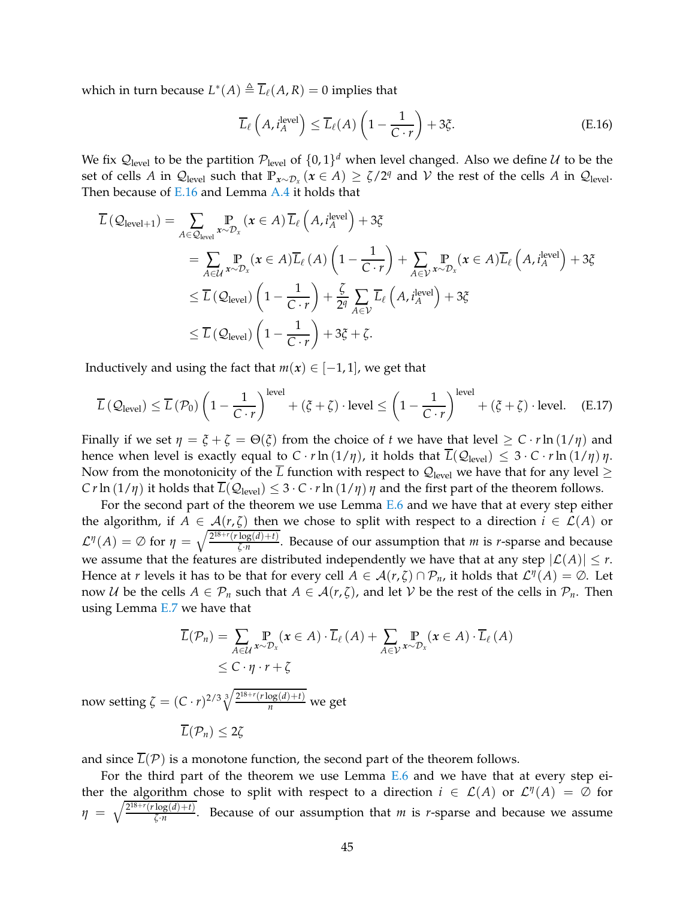which in turn because $L^*(A) \triangleq \overline{L}_\ell(A, R) = 0$ implies that

$$\overline{L}_\ell\left(A, i_A^{\text{level}}\right) \leq \overline{L}_\ell(A)\left(1 - \frac{1}{C \cdot r}\right) + 3\xi. \tag{E.16}$$

We fix $\mathcal{Q}_{\text{level}}$ to be the partition $\mathcal{P}_{\text{level}}$ of $\{0,1\}^d$ when level changed. Also we define $\mathcal{U}$ to be the set of cells $A$ in $\mathcal{Q}_{\text{level}}$ such that $\mathbb{P}_{\boldsymbol{x}\sim\mathcal{D}_x}(\boldsymbol{x} \in A) \geq \zeta/2^q$ and $\mathcal{V}$ the rest of the cells $A$ in $\mathcal{Q}_{\text{level}}$. Then because of E.16 and Lemma A.4 it holds that

$$\begin{aligned}
\overline{L}\left(\mathcal{Q}_{\text{level}+1}\right) &= \sum_{A \in \mathcal{Q}_{\text{level}}} \mathbb{P}_{\boldsymbol{x}\sim\mathcal{D}_x}(\boldsymbol{x} \in A)\, \overline{L}_\ell\left(A, i_A^{\text{level}}\right) + 3\xi \\
&= \sum_{A \in \mathcal{U}} \mathbb{P}_{\boldsymbol{x}\sim\mathcal{D}_x}(\boldsymbol{x} \in A) \overline{L}_\ell(A)\left(1 - \frac{1}{C \cdot r}\right) + \sum_{A \in \mathcal{V}} \mathbb{P}_{\boldsymbol{x}\sim\mathcal{D}_x}(\boldsymbol{x} \in A) \overline{L}_\ell\left(A, i_A^{\text{level}}\right) + 3\xi \\
&\leq \overline{L}\left(\mathcal{Q}_{\text{level}}\right)\left(1 - \frac{1}{C \cdot r}\right) + \frac{\zeta}{2^q} \sum_{A \in \mathcal{V}} \overline{L}_\ell\left(A, i_A^{\text{level}}\right) + 3\xi \\
&\leq \overline{L}\left(\mathcal{Q}_{\text{level}}\right)\left(1 - \frac{1}{C \cdot r}\right) + 3\xi + \zeta.
\end{aligned}$$

Inductively and using the fact that $m(\boldsymbol{x}) \in [-1, 1]$, we get that

$$\overline{L}\left(\mathcal{Q}_{\text{level}}\right) \leq \overline{L}\left(\mathcal{P}_0\right)\left(1 - \frac{1}{C \cdot r}\right)^{\text{level}} + (\xi + \zeta) \cdot \text{level} \leq \left(1 - \frac{1}{C \cdot r}\right)^{\text{level}} + (\xi + \zeta) \cdot \text{level}. \tag{E.17}$$

Finally if we set $\eta = \xi + \zeta = \Theta(\xi)$ from the choice of $t$ we have that level $\geq C \cdot r \ln(1/\eta)$ and hence when level is exactly equal to $C \cdot r \ln(1/\eta)$, it holds that $\overline{L}(\mathcal{Q}_{\text{level}}) \leq 3 \cdot C \cdot r \ln(1/\eta)\, \eta$. Now from the monotonicity of the $\overline{L}$ function with respect to $\mathcal{Q}_{\text{level}}$ we have that for any level $\geq C\, r \ln(1/\eta)$ it holds that $\overline{L}(\mathcal{Q}_{\text{level}}) \leq 3 \cdot C \cdot r \ln(1/\eta)\, \eta$ and the first part of the theorem follows.

For the second part of the theorem we use Lemma E.6 and we have that at every step either the algorithm, if $A \in \mathcal{A}(r, \zeta)$ then we chose to split with respect to a direction $i \in \mathcal{L}(A)$ or $\mathcal{L}^\eta(A) = \emptyset$ for $\eta = \sqrt{\frac{2^{18+r}(r \log(d) + t)}{\zeta \cdot n}}$. Because of our assumption that $m$ is $r$-sparse and because we assume that the features are distributed independently we have that at any step $|\mathcal{L}(A)| \leq r$. Hence at $r$ levels it has to be that for every cell $A \in \mathcal{A}(r, \zeta) \cap \mathcal{P}_n$, it holds that $\mathcal{L}^\eta(A) = \emptyset$. Let now $\mathcal{U}$ be the cells $A \in \mathcal{P}_n$ such that $A \in \mathcal{A}(r, \zeta)$, and let $\mathcal{V}$ be the rest of the cells in $\mathcal{P}_n$. Then using Lemma E.7 we have that

$$\begin{aligned}
\overline{L}(\mathcal{P}_n) &= \sum_{A \in \mathcal{U}} \mathbb{P}_{\boldsymbol{x}\sim\mathcal{D}_x}(\boldsymbol{x} \in A) \cdot \overline{L}_\ell(A) + \sum_{A \in \mathcal{V}} \mathbb{P}_{\boldsymbol{x}\sim\mathcal{D}_x}(\boldsymbol{x} \in A) \cdot \overline{L}_\ell(A) \\
&\leq C \cdot \eta \cdot r + \zeta
\end{aligned}$$

now setting $\zeta = (C \cdot r)^{2/3} \sqrt[3]{\frac{2^{18+r}(r \log(d) + t)}{n}}$ we get

$$\overline{L}(\mathcal{P}_n) \leq 2\zeta$$

and since $\overline{L}(\mathcal{P})$ is a monotone function, the second part of the theorem follows.

For the third part of the theorem we use Lemma E.6 and we have that at every step either the algorithm chose to split with respect to a direction $i \in \mathcal{L}(A)$ or $\mathcal{L}^\eta(A) = \emptyset$ for $\eta = \sqrt{\frac{2^{18+r}(r \log(d) + t)}{\zeta \cdot n}}$. Because of our assumption that $m$ is $r$-sparse and because we assume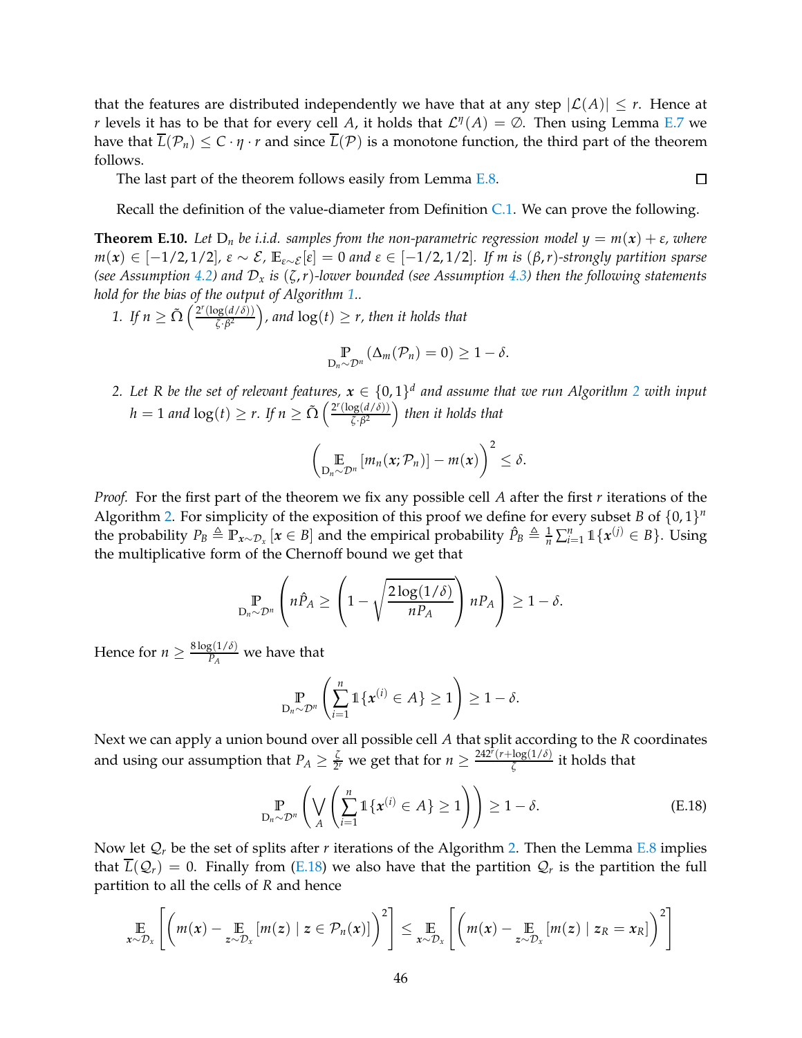that the features are distributed independently we have that at any step $|\mathcal{L}(A)| \leq r$. Hence at $r$ levels it has to be that for every cell $A$, it holds that $\mathcal{L}^{\eta}(A) = \emptyset$. Then using Lemma E.7 we have that $\overline{L}(\mathcal{P}_n) \leq C \cdot \eta \cdot r$ and since $\overline{L}(\mathcal{P})$ is a monotone function, the third part of the theorem follows.

The last part of the theorem follows easily from Lemma E.8. ◻

Recall the definition of the value-diameter from Definition C.1. We can prove the following.

**Theorem E.10.** *Let* $\mathrm{D}_n$ *be i.i.d. samples from the non-parametric regression model* $y = m(\boldsymbol{x}) + \varepsilon$*, where* $m(\boldsymbol{x}) \in [-1/2, 1/2]$*,* $\varepsilon \sim \mathcal{E}$*,* $\mathbb{E}_{\varepsilon \sim \mathcal{E}}[\varepsilon] = 0$ *and* $\varepsilon \in [-1/2, 1/2]$*. If* $m$ *is* $(\beta, r)$*-strongly partition sparse (see Assumption 4.2) and* $\mathcal{D}_x$ *is* $(\zeta, r)$*-lower bounded (see Assumption 4.3) then the following statements hold for the bias of the output of Algorithm 1..*

1. *If* $n \geq \tilde{\Omega}\left(\frac{2^r(\log(d/\delta))}{\zeta \cdot \beta^2}\right)$*, and* $\log(t) \geq r$*, then it holds that*

$$\mathbb{P}_{\mathrm{D}_n \sim \mathcal{D}^n}\left(\Delta_m(\mathcal{P}_n) = 0\right) \geq 1 - \delta.$$

2. *Let* $R$ *be the set of relevant features,* $\boldsymbol{x} \in \{0,1\}^d$ *and assume that we run Algorithm 2 with input* $h = 1$ *and* $\log(t) \geq r$*. If* $n \geq \tilde{\Omega}\left(\frac{2^r(\log(d/\delta))}{\zeta \cdot \beta^2}\right)$ *then it holds that*

$$\left(\mathbb{E}_{\mathrm{D}_n \sim \mathcal{D}^n}\left[m_n(\boldsymbol{x}; \mathcal{P}_n)\right] - m(\boldsymbol{x})\right)^2 \leq \delta.$$

*Proof.* For the first part of the theorem we fix any possible cell $A$ after the first $r$ iterations of the Algorithm 2. For simplicity of the exposition of this proof we define for every subset $B$ of $\{0,1\}^n$ the probability $P_B \triangleq \mathbb{P}_{\boldsymbol{x} \sim \mathcal{D}_x}[\boldsymbol{x} \in B]$ and the empirical probability $\hat{P}_B \triangleq \frac{1}{n}\sum_{i=1}^{n} \mathbb{1}\{\boldsymbol{x}^{(j)} \in B\}$. Using the multiplicative form of the Chernoff bound we get that

$$\mathbb{P}_{\mathrm{D}_n \sim \mathcal{D}^n}\left(n\hat{P}_A \geq \left(1 - \sqrt{\frac{2\log(1/\delta)}{nP_A}}\right) nP_A\right) \geq 1 - \delta.$$

Hence for $n \geq \frac{8\log(1/\delta)}{P_A}$ we have that

$$\mathbb{P}_{\mathrm{D}_n \sim \mathcal{D}^n}\left(\sum_{i=1}^{n} \mathbb{1}\{\boldsymbol{x}^{(i)} \in A\} \geq 1\right) \geq 1 - \delta.$$

Next we can apply a union bound over all possible cell $A$ that split according to the $R$ coordinates and using our assumption that $P_A \geq \frac{\zeta}{2^r}$ we get that for $n \geq \frac{24 2^r(r + \log(1/\delta)}{\zeta}$ it holds that

$$\mathbb{P}_{\mathrm{D}_n \sim \mathcal{D}^n}\left(\bigvee_{A}\left(\sum_{i=1}^{n} \mathbb{1}\{\boldsymbol{x}^{(i)} \in A\} \geq 1\right)\right) \geq 1 - \delta. \tag{E.18}$$

Now let $\mathcal{Q}_r$ be the set of splits after $r$ iterations of the Algorithm 2. Then the Lemma E.8 implies that $\overline{L}(\mathcal{Q}_r) = 0$. Finally from (E.18) we also have that the partition $\mathcal{Q}_r$ is the partition the full partition to all the cells of $R$ and hence

$$\mathbb{E}_{\boldsymbol{x} \sim \mathcal{D}_x}\left[\left(m(\boldsymbol{x}) - \mathbb{E}_{\boldsymbol{z} \sim \mathcal{D}_x}\left[m(\boldsymbol{z}) \mid \boldsymbol{z} \in \mathcal{P}_n(\boldsymbol{x})\right]\right)^2\right] \leq \mathbb{E}_{\boldsymbol{x} \sim \mathcal{D}_x}\left[\left(m(\boldsymbol{x}) - \mathbb{E}_{\boldsymbol{z} \sim \mathcal{D}_x}\left[m(\boldsymbol{z}) \mid \boldsymbol{z}_R = \boldsymbol{x}_R\right]\right)^2\right]$$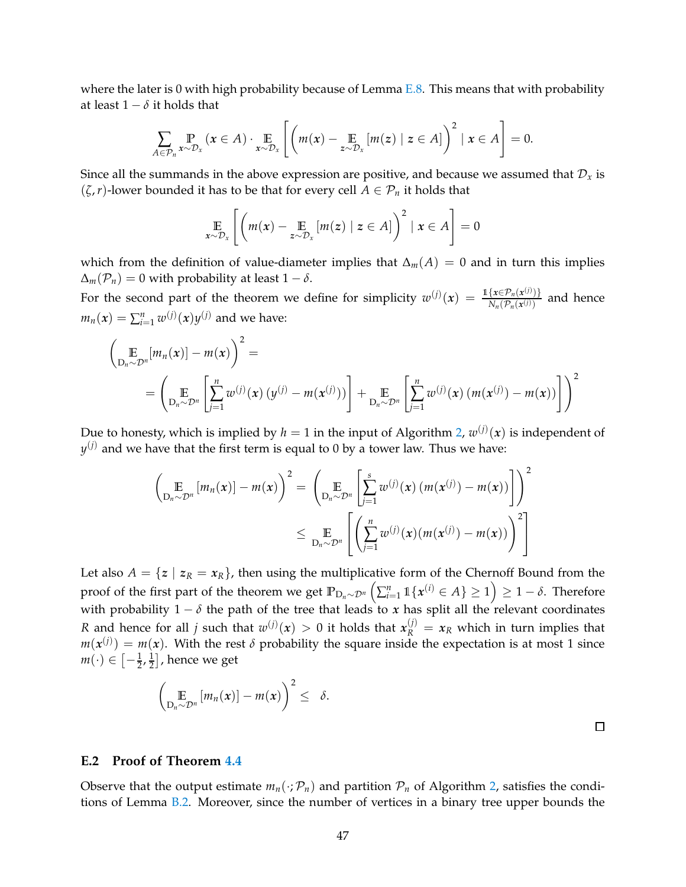where the later is 0 with high probability because of Lemma E.8. This means that with probability at least $1-\delta$ it holds that

$$\sum_{A \in \mathcal{P}_n} \mathop{\mathbb{P}}_{\boldsymbol{x} \sim \mathcal{D}_x} (\boldsymbol{x} \in A) \cdot \mathop{\mathbb{E}}_{\boldsymbol{x} \sim \mathcal{D}_x} \left[ \left( m(\boldsymbol{x}) - \mathop{\mathbb{E}}_{\boldsymbol{z} \sim \mathcal{D}_x} [m(\boldsymbol{z}) \mid \boldsymbol{z} \in A] \right)^2 \mid \boldsymbol{x} \in A \right] = 0.$$

Since all the summands in the above expression are positive, and because we assumed that $\mathcal{D}_x$ is $(\zeta, r)$-lower bounded it has to be that for every cell $A \in \mathcal{P}_n$ it holds that

$$\mathop{\mathbb{E}}_{\boldsymbol{x} \sim \mathcal{D}_x} \left[ \left( m(\boldsymbol{x}) - \mathop{\mathbb{E}}_{\boldsymbol{z} \sim \mathcal{D}_x} [m(\boldsymbol{z}) \mid \boldsymbol{z} \in A] \right)^2 \mid \boldsymbol{x} \in A \right] = 0$$

which from the definition of value-diameter implies that $\Delta_m(A) = 0$ and in turn this implies $\Delta_m(\mathcal{P}_n) = 0$ with probability at least $1-\delta$.

For the second part of the theorem we define for simplicity $w^{(j)}(\boldsymbol{x}) = \frac{\mathbb{1}\{\boldsymbol{x} \in \mathcal{P}_n(\boldsymbol{x}^{(j)})\}}{N_n(\mathcal{P}_n(\boldsymbol{x}^{(j)}))}$ and hence $m_n(\boldsymbol{x}) = \sum_{i=1}^n w^{(j)}(\boldsymbol{x}) y^{(j)}$ and we have:

$$\begin{aligned}
&\left( \mathop{\mathbb{E}}_{\mathrm{D}_n \sim \mathcal{D}^n} [m_n(\boldsymbol{x})] - m(\boldsymbol{x}) \right)^2 = \\
&\quad = \left( \mathop{\mathbb{E}}_{\mathrm{D}_n \sim \mathcal{D}^n} \left[ \sum_{j=1}^n w^{(j)}(\boldsymbol{x}) \left( y^{(j)} - m(\boldsymbol{x}^{(j)}) \right) \right] + \mathop{\mathbb{E}}_{\mathrm{D}_n \sim \mathcal{D}^n} \left[ \sum_{j=1}^n w^{(j)}(\boldsymbol{x}) \left( m(\boldsymbol{x}^{(j)}) - m(\boldsymbol{x}) \right) \right] \right)^2
\end{aligned}$$

Due to honesty, which is implied by $h = 1$ in the input of Algorithm 2, $w^{(j)}(\boldsymbol{x})$ is independent of $y^{(j)}$ and we have that the first term is equal to 0 by a tower law. Thus we have:

$$\begin{aligned}
\left( \mathop{\mathbb{E}}_{\mathrm{D}_n \sim \mathcal{D}^n} [m_n(\boldsymbol{x})] - m(\boldsymbol{x}) \right)^2 &= \left( \mathop{\mathbb{E}}_{\mathrm{D}_n \sim \mathcal{D}^n} \left[ \sum_{j=1}^s w^{(j)}(\boldsymbol{x}) \left( m(\boldsymbol{x}^{(j)}) - m(\boldsymbol{x}) \right) \right] \right)^2 \\
&\leq \mathop{\mathbb{E}}_{\mathrm{D}_n \sim \mathcal{D}^n} \left[ \left( \sum_{j=1}^n w^{(j)}(\boldsymbol{x}) (m(\boldsymbol{x}^{(j)}) - m(\boldsymbol{x})) \right)^2 \right]
\end{aligned}$$

Let also $A = \{\boldsymbol{z} \mid \boldsymbol{z}_R = \boldsymbol{x}_R\}$, then using the multiplicative form of the Chernoff Bound from the proof of the first part of the theorem we get $\mathbb{P}_{\mathrm{D}_n \sim \mathcal{D}^n} \left( \sum_{i=1}^n \mathbb{1}\{\boldsymbol{x}^{(i)} \in A\} \geq 1 \right) \geq 1 - \delta$. Therefore with probability $1-\delta$ the path of the tree that leads to $\boldsymbol{x}$ has split all the relevant coordinates $R$ and hence for all $j$ such that $w^{(j)}(\boldsymbol{x}) > 0$ it holds that $\boldsymbol{x}_R^{(j)} = \boldsymbol{x}_R$ which in turn implies that $m(\boldsymbol{x}^{(j)}) = m(\boldsymbol{x})$. With the rest $\delta$ probability the square inside the expectation is at most 1 since $m(\cdot) \in \left[-\frac{1}{2}, \frac{1}{2}\right]$, hence we get

$$\left( \mathop{\mathbb{E}}_{\mathrm{D}_n \sim \mathcal{D}^n} [m_n(\boldsymbol{x})] - m(\boldsymbol{x}) \right)^2 \leq \delta.$$

□

### E.2 Proof of Theorem 4.4

Observe that the output estimate $m_n(\cdot; \mathcal{P}_n)$ and partition $\mathcal{P}_n$ of Algorithm 2, satisfies the conditions of Lemma B.2. Moreover, since the number of vertices in a binary tree upper bounds the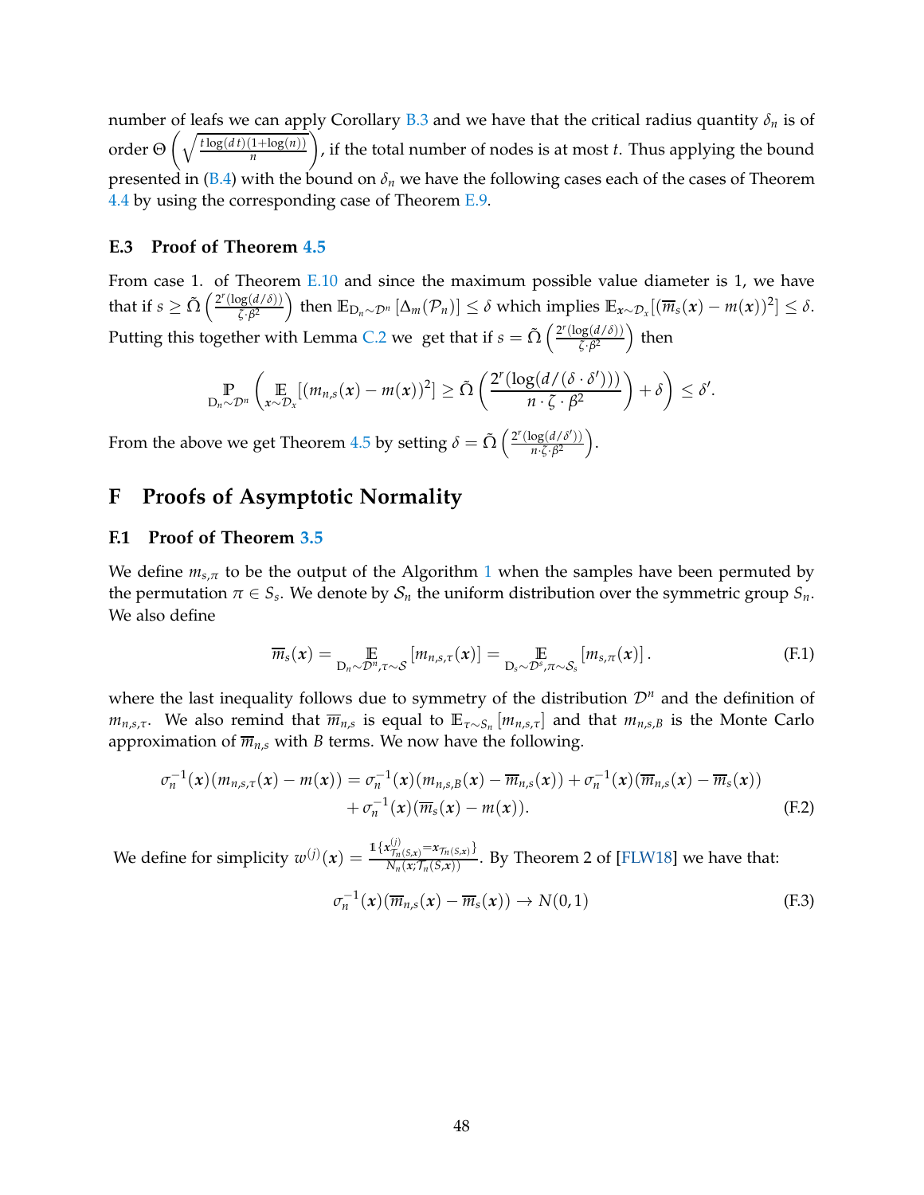number of leafs we can apply Corollary B.3 and we have that the critical radius quantity $\delta_n$ is of order $\Theta\left(\sqrt{\frac{t\log(d\,t)(1+\log(n))}{n}}\right)$, if the total number of nodes is at most $t$. Thus applying the bound presented in (B.4) with the bound on $\delta_n$ we have the following cases each of the cases of Theorem 4.4 by using the corresponding case of Theorem E.9.

### E.3 Proof of Theorem 4.5

From case 1. of Theorem E.10 and since the maximum possible value diameter is 1, we have that if $s \geq \tilde{\Omega}\left(\frac{2^r(\log(d/\delta))}{\zeta\cdot\beta^2}\right)$ then $\mathbb{E}_{\mathrm{D}_n\sim\mathcal{D}^n}\left[\Delta_m(\mathcal{P}_n)\right] \leq \delta$ which implies $\mathbb{E}_{\boldsymbol{x}\sim\mathcal{D}_x}[(\overline{m}_s(\boldsymbol{x}) - m(\boldsymbol{x}))^2] \leq \delta$. Putting this together with Lemma C.2 we get that if $s = \tilde{\Omega}\left(\frac{2^r(\log(d/\delta))}{\zeta\cdot\beta^2}\right)$ then

$$\underset{\mathrm{D}_n\sim\mathcal{D}^n}{\mathbb{P}}\left(\underset{\boldsymbol{x}\sim\mathcal{D}_x}{\mathbb{E}}[(m_{n,s}(\boldsymbol{x}) - m(\boldsymbol{x}))^2] \geq \tilde{\Omega}\left(\frac{2^r(\log(d/(\delta\cdot\delta')))}{n\cdot\zeta\cdot\beta^2}\right) + \delta\right) \leq \delta'.$$

From the above we get Theorem 4.5 by setting $\delta = \tilde{\Omega}\left(\frac{2^r(\log(d/\delta'))}{n\cdot\zeta\cdot\beta^2}\right)$.

## F Proofs of Asymptotic Normality

### F.1 Proof of Theorem 3.5

We define $m_{s,\pi}$ to be the output of the Algorithm 1 when the samples have been permuted by the permutation $\pi \in S_s$. We denote by $\mathcal{S}_n$ the uniform distribution over the symmetric group $S_n$. We also define

$$\overline{m}_s(\boldsymbol{x}) = \underset{\mathrm{D}_n\sim\mathcal{D}^n,\tau\sim\mathcal{S}}{\mathbb{E}}[m_{n,s,\tau}(\boldsymbol{x})] = \underset{\mathrm{D}_s\sim\mathcal{D}^s,\pi\sim\mathcal{S}_s}{\mathbb{E}}[m_{s,\pi}(\boldsymbol{x})]\,. \tag{F.1}$$

where the last inequality follows due to symmetry of the distribution $\mathcal{D}^n$ and the definition of $m_{n,s,\tau}$. We also remind that $\overline{m}_{n,s}$ is equal to $\mathbb{E}_{\tau\sim S_n}[m_{n,s,\tau}]$ and that $m_{n,s,B}$ is the Monte Carlo approximation of $\overline{m}_{n,s}$ with $B$ terms. We now have the following.

$$\begin{aligned}\sigma_n^{-1}(\boldsymbol{x})(m_{n,s,\tau}(\boldsymbol{x}) - m(\boldsymbol{x})) = \sigma_n^{-1}(\boldsymbol{x})(m_{n,s,B}(\boldsymbol{x}) - \overline{m}_{n,s}(\boldsymbol{x})) + \sigma_n^{-1}(\boldsymbol{x})(\overline{m}_{n,s}(\boldsymbol{x}) - \overline{m}_s(\boldsymbol{x}))\\ + \sigma_n^{-1}(\boldsymbol{x})(\overline{m}_s(\boldsymbol{x}) - m(\boldsymbol{x})).\end{aligned} \tag{F.2}$$

We define for simplicity $w^{(j)}(\boldsymbol{x}) = \frac{\mathbb{1}\{\boldsymbol{x}^{(j)}_{\mathcal{T}_n(S,\boldsymbol{x})} = \boldsymbol{x}_{\mathcal{T}_n(S,\boldsymbol{x})}\}}{N_n(\boldsymbol{x};\mathcal{T}_n(S,\boldsymbol{x}))}$. By Theorem 2 of [FLW18] we have that:

$$\sigma_n^{-1}(\boldsymbol{x})(\overline{m}_{n,s}(\boldsymbol{x}) - \overline{m}_s(\boldsymbol{x})) \to N(0,1) \tag{F.3}$$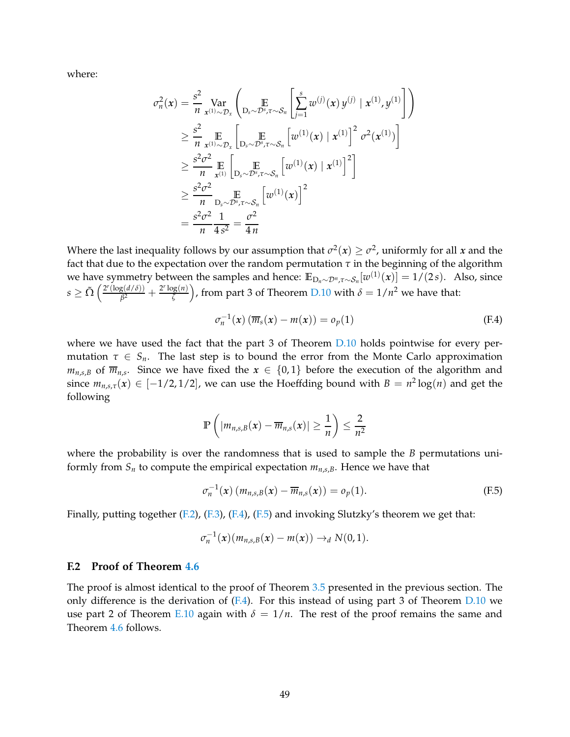where:

$$
\begin{aligned}
\sigma_n^2(\boldsymbol{x}) &= \frac{s^2}{n} \operatorname*{Var}_{\boldsymbol{x}^{(1)} \sim \mathcal{D}_x} \left( \mathop{\mathbb{E}}_{\mathrm{D}_s \sim \mathcal{D}^s, \tau \sim \mathcal{S}_n} \left[ \sum_{j=1}^{s} w^{(j)}(\boldsymbol{x}) \, y^{(j)} \mid \boldsymbol{x}^{(1)}, y^{(1)} \right] \right) \\
&\geq \frac{s^2}{n} \mathop{\mathbb{E}}_{\boldsymbol{x}^{(1)} \sim \mathcal{D}_x} \left[ \mathop{\mathbb{E}}_{\mathrm{D}_s \sim \mathcal{D}^s, \tau \sim \mathcal{S}_n} \left[ w^{(1)}(\boldsymbol{x}) \mid \boldsymbol{x}^{(1)} \right]^2 \sigma^2(\boldsymbol{x}^{(1)}) \right] \\
&\geq \frac{s^2 \sigma^2}{n} \mathop{\mathbb{E}}_{\boldsymbol{x}^{(1)}} \left[ \mathop{\mathbb{E}}_{\mathrm{D}_s \sim \mathcal{D}^s, \tau \sim \mathcal{S}_n} \left[ w^{(1)}(\boldsymbol{x}) \mid \boldsymbol{x}^{(1)} \right]^2 \right] \\
&\geq \frac{s^2 \sigma^2}{n} \mathop{\mathbb{E}}_{\mathrm{D}_s \sim \mathcal{D}^s, \tau \sim \mathcal{S}_n} \left[ w^{(1)}(\boldsymbol{x}) \right]^2 \\
&= \frac{s^2 \sigma^2}{n} \frac{1}{4 s^2} = \frac{\sigma^2}{4 n}
\end{aligned}
$$

Where the last inequality follows by our assumption that $\sigma^2(\boldsymbol{x}) \geq \sigma^2$, uniformly for all $\boldsymbol{x}$ and the fact that due to the expectation over the random permutation $\tau$ in the beginning of the algorithm we have symmetry between the samples and hence: $\mathbb{E}_{\mathrm{D}_n \sim \mathcal{D}^n, \tau \sim \mathcal{S}_n}[w^{(1)}(\boldsymbol{x})] = 1/(2s)$. Also, since $s \geq \tilde{\Omega}\left(\frac{2^r (\log(d/\delta))}{\beta^2} + \frac{2^r \log(n)}{\zeta}\right)$, from part 3 of Theorem D.10 with $\delta = 1/n^2$ we have that:

$$
\sigma_n^{-1}(\boldsymbol{x}) \left( \overline{m}_s(\boldsymbol{x}) - m(\boldsymbol{x}) \right) = o_p(1) \tag{F.4}
$$

where we have used the fact that the part 3 of Theorem D.10 holds pointwise for every permutation $\tau \in S_n$. The last step is to bound the error from the Monte Carlo approximation $m_{n,s,B}$ of $\overline{m}_{n,s}$. Since we have fixed the $\boldsymbol{x} \in \{0,1\}$ before the execution of the algorithm and since $m_{n,s,\tau}(\boldsymbol{x}) \in [-1/2, 1/2]$, we can use the Hoeffding bound with $B = n^2 \log(n)$ and get the following

$$
\mathbb{P}\left( |m_{n,s,B}(\boldsymbol{x}) - \overline{m}_{n,s}(\boldsymbol{x})| \geq \frac{1}{n} \right) \leq \frac{2}{n^2}
$$

where the probability is over the randomness that is used to sample the $B$ permutations uniformly from $S_n$ to compute the empirical expectation $m_{n,s,B}$. Hence we have that

$$
\sigma_n^{-1}(\boldsymbol{x}) \left( m_{n,s,B}(\boldsymbol{x}) - \overline{m}_{n,s}(\boldsymbol{x}) \right) = o_p(1). \tag{F.5}
$$

Finally, putting together (F.2), (F.3), (F.4), (F.5) and invoking Slutzky's theorem we get that:

$$
\sigma_n^{-1}(\boldsymbol{x})(m_{n,s,B}(\boldsymbol{x}) - m(\boldsymbol{x})) \to_d N(0,1).
$$

### F.2 Proof of Theorem 4.6

The proof is almost identical to the proof of Theorem 3.5 presented in the previous section. The only difference is the derivation of (F.4). For this instead of using part 3 of Theorem D.10 we use part 2 of Theorem E.10 again with $\delta = 1/n$. The rest of the proof remains the same and Theorem 4.6 follows.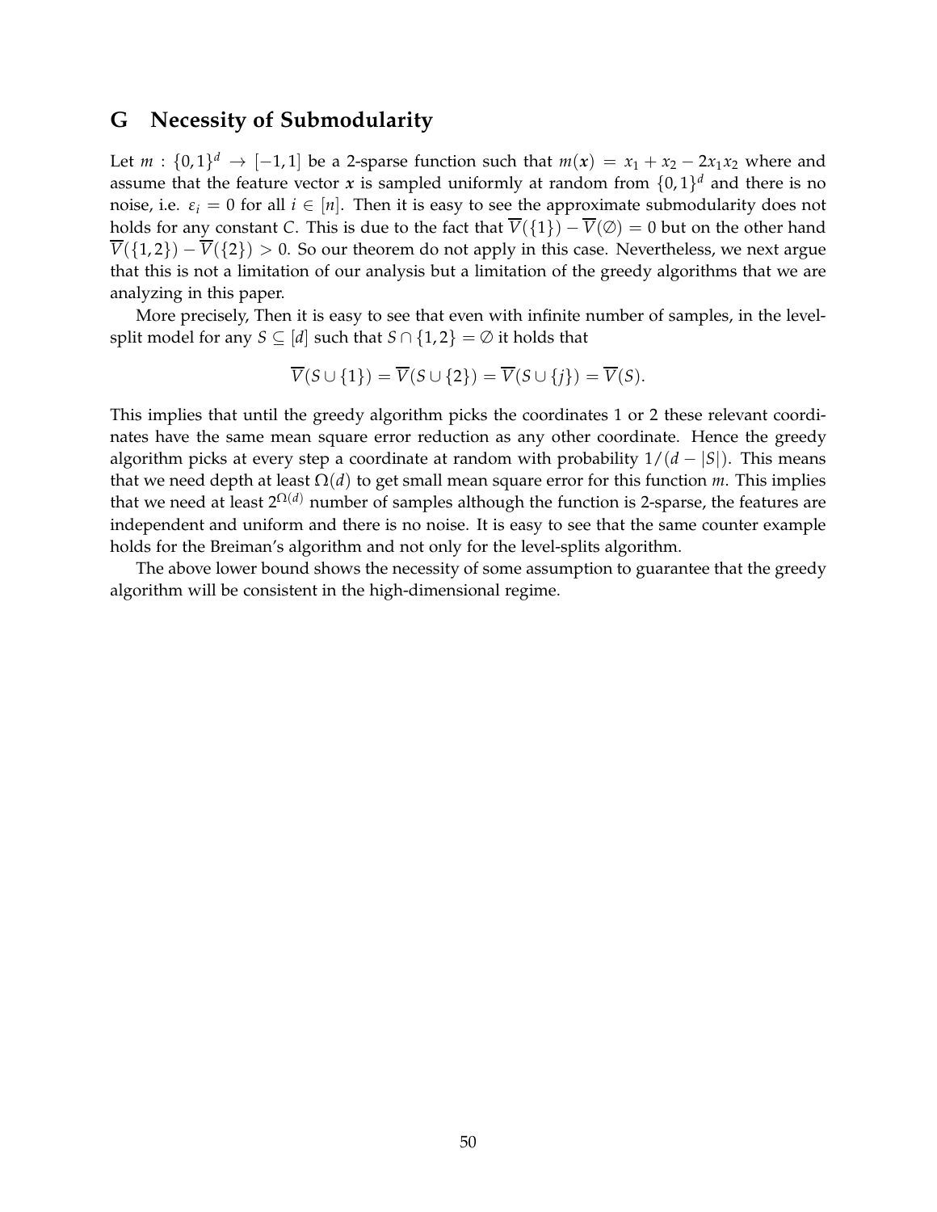## G Necessity of Submodularity

Let $m : \{0,1\}^d \to [-1,1]$ be a 2-sparse function such that $m(\boldsymbol{x}) = x_1 + x_2 - 2x_1 x_2$ where and assume that the feature vector $\boldsymbol{x}$ is sampled uniformly at random from $\{0,1\}^d$ and there is no noise, i.e. $\varepsilon_i = 0$ for all $i \in [n]$. Then it is easy to see the approximate submodularity does not holds for any constant $C$. This is due to the fact that $\overline{V}(\{1\}) - \overline{V}(\emptyset) = 0$ but on the other hand $\overline{V}(\{1,2\}) - \overline{V}(\{2\}) > 0$. So our theorem do not apply in this case. Nevertheless, we next argue that this is not a limitation of our analysis but a limitation of the greedy algorithms that we are analyzing in this paper.

More precisely, Then it is easy to see that even with infinite number of samples, in the level-split model for any $S \subseteq [d]$ such that $S \cap \{1,2\} = \emptyset$ it holds that

$$\overline{V}(S \cup \{1\}) = \overline{V}(S \cup \{2\}) = \overline{V}(S \cup \{j\}) = \overline{V}(S).$$

This implies that until the greedy algorithm picks the coordinates 1 or 2 these relevant coordinates have the same mean square error reduction as any other coordinate. Hence the greedy algorithm picks at every step a coordinate at random with probability $1/(d - |S|)$. This means that we need depth at least $\Omega(d)$ to get small mean square error for this function $m$. This implies that we need at least $2^{\Omega(d)}$ number of samples although the function is 2-sparse, the features are independent and uniform and there is no noise. It is easy to see that the same counter example holds for the Breiman's algorithm and not only for the level-splits algorithm.

The above lower bound shows the necessity of some assumption to guarantee that the greedy algorithm will be consistent in the high-dimensional regime.